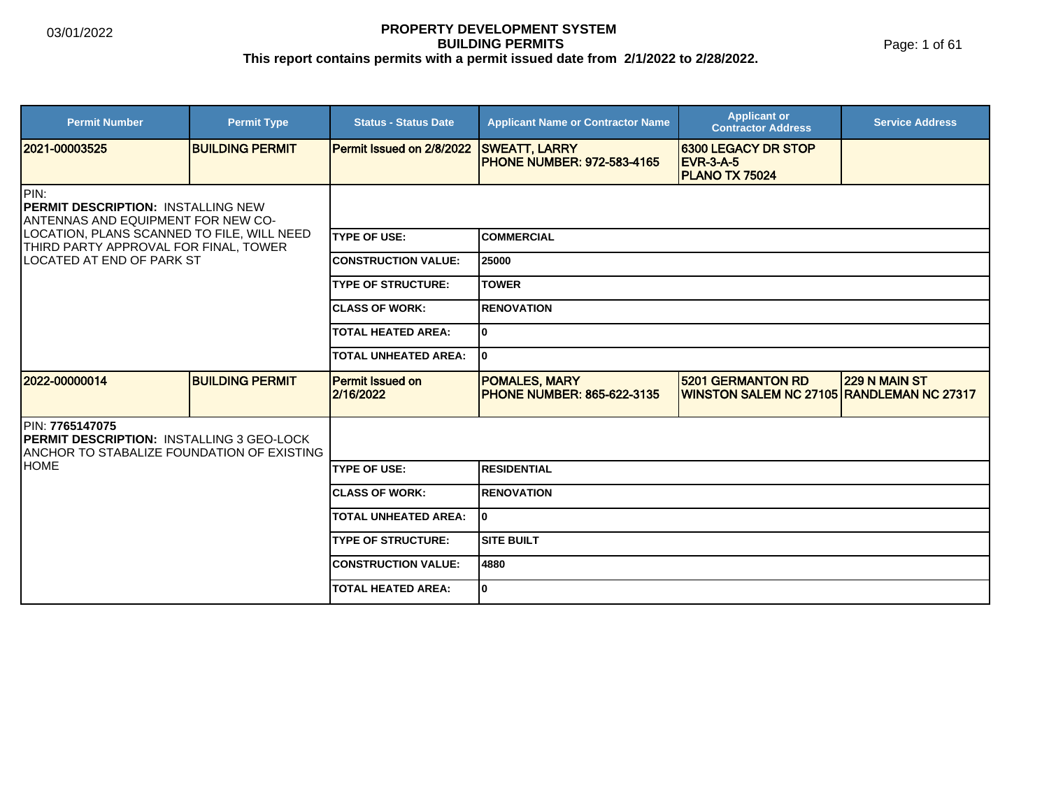# PROPERTY DEVELOPMENT SYSTEM
## BUILDING PERMITS
### This report contains permits with a permit issued date from 2/1/2022 to 2/28/2022.

03/01/2022

| Permit Number | Permit Type | Status - Status Date | Applicant Name or Contractor Name | Applicant or Contractor Address | Service Address |
|---|---|---|---|---|---|
| 2021-00003525 | BUILDING PERMIT | Permit Issued on 2/8/2022 | SWEATT, LARRY<br>PHONE NUMBER: 972-583-4165 | 6300 LEGACY DR STOP EVR-3-A-5<br>PLANO TX 75024 | |

PIN:
**PERMIT DESCRIPTION:** INSTALLING NEW ANTENNAS AND EQUIPMENT FOR NEW CO-LOCATION, PLANS SCANNED TO FILE, WILL NEED THIRD PARTY APPROVAL FOR FINAL, TOWER LOCATED AT END OF PARK ST

| | |
|---|---|
| TYPE OF USE: | COMMERCIAL |
| CONSTRUCTION VALUE: | 25000 |
| TYPE OF STRUCTURE: | TOWER |
| CLASS OF WORK: | RENOVATION |
| TOTAL HEATED AREA: | 0 |
| TOTAL UNHEATED AREA: | 0 |

| Permit Number | Permit Type | Status - Status Date | Applicant Name or Contractor Name | Applicant or Contractor Address | Service Address |
|---|---|---|---|---|---|
| 2022-00000014 | BUILDING PERMIT | Permit Issued on 2/16/2022 | POMALES, MARY<br>PHONE NUMBER: 865-622-3135 | 5201 GERMANTON RD<br>WINSTON SALEM NC 27105 | 229 N MAIN ST<br>RANDLEMAN NC 27317 |

PIN: **7765147075**
**PERMIT DESCRIPTION:** INSTALLING 3 GEO-LOCK ANCHOR TO STABALIZE FOUNDATION OF EXISTING HOME

| | |
|---|---|
| TYPE OF USE: | RESIDENTIAL |
| CLASS OF WORK: | RENOVATION |
| TOTAL UNHEATED AREA: | 0 |
| TYPE OF STRUCTURE: | SITE BUILT |
| CONSTRUCTION VALUE: | 4880 |
| TOTAL HEATED AREA: | 0 |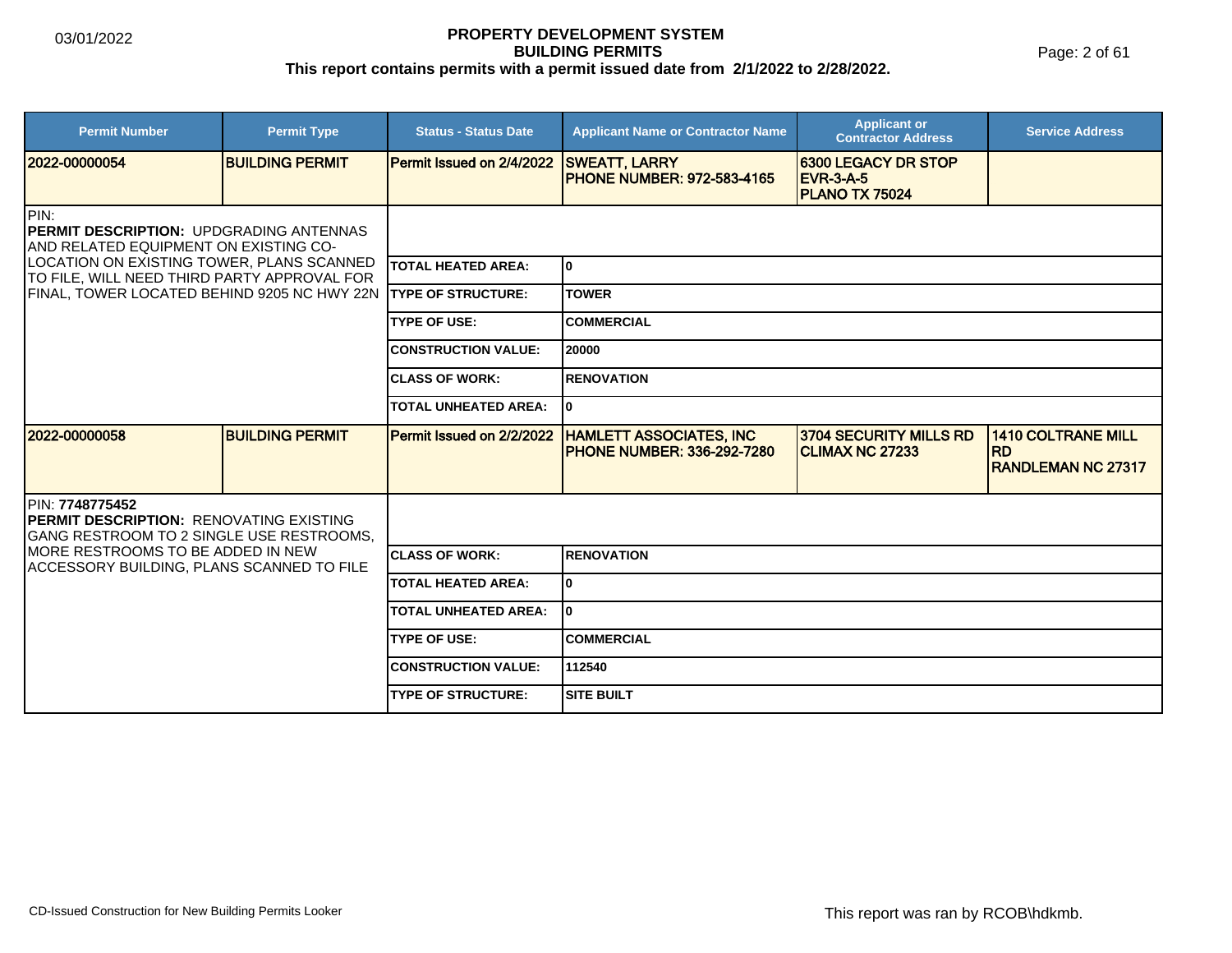# PROPERTY DEVELOPMENT SYSTEM
## BUILDING PERMITS
### This report contains permits with a permit issued date from 2/1/2022 to 2/28/2022.

| Permit Number | Permit Type | Status - Status Date | Applicant Name or Contractor Name | Applicant or Contractor Address | Service Address |
|---|---|---|---|---|---|
| **2022-00000054** | **BUILDING PERMIT** | **Permit Issued on 2/4/2022** | **SWEATT, LARRY**<br>**PHONE NUMBER: 972-583-4165** | **6300 LEGACY DR STOP EVR-3-A-5**<br>**PLANO TX 75024** | |

PIN:

**PERMIT DESCRIPTION:** UPDGRADING ANTENNAS AND RELATED EQUIPMENT ON EXISTING CO-LOCATION ON EXISTING TOWER, PLANS SCANNED TO FILE, WILL NEED THIRD PARTY APPROVAL FOR FINAL, TOWER LOCATED BEHIND 9205 NC HWY 22N

| | |
|---|---|
| **TOTAL HEATED AREA:** | **0** |
| **TYPE OF STRUCTURE:** | **TOWER** |
| **TYPE OF USE:** | **COMMERCIAL** |
| **CONSTRUCTION VALUE:** | **20000** |
| **CLASS OF WORK:** | **RENOVATION** |
| **TOTAL UNHEATED AREA:** | **0** |

| Permit Number | Permit Type | Status - Status Date | Applicant Name or Contractor Name | Applicant or Contractor Address | Service Address |
|---|---|---|---|---|---|
| **2022-00000058** | **BUILDING PERMIT** | **Permit Issued on 2/2/2022** | **HAMLETT ASSOCIATES, INC**<br>**PHONE NUMBER: 336-292-7280** | **3704 SECURITY MILLS RD**<br>**CLIMAX NC 27233** | **1410 COLTRANE MILL RD**<br>**RANDLEMAN NC 27317** |

PIN: **7748775452**

**PERMIT DESCRIPTION:** RENOVATING EXISTING GANG RESTROOM TO 2 SINGLE USE RESTROOMS, MORE RESTROOMS TO BE ADDED IN NEW ACCESSORY BUILDING, PLANS SCANNED TO FILE

| | |
|---|---|
| **CLASS OF WORK:** | **RENOVATION** |
| **TOTAL HEATED AREA:** | **0** |
| **TOTAL UNHEATED AREA:** | **0** |
| **TYPE OF USE:** | **COMMERCIAL** |
| **CONSTRUCTION VALUE:** | **112540** |
| **TYPE OF STRUCTURE:** | **SITE BUILT** |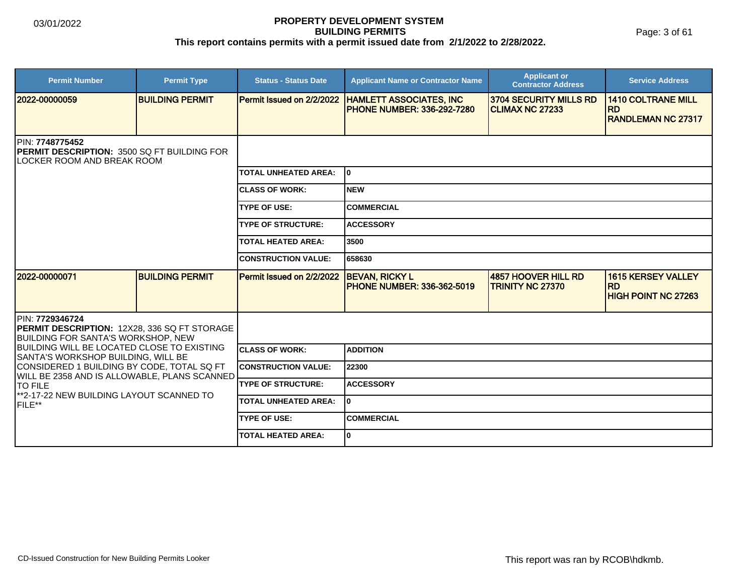# PROPERTY DEVELOPMENT SYSTEM
## BUILDING PERMITS
### This report contains permits with a permit issued date from 2/1/2022 to 2/28/2022.

03/01/2022

| Permit Number | Permit Type | Status - Status Date | Applicant Name or Contractor Name | Applicant or Contractor Address | Service Address |
|---|---|---|---|---|---|
| 2022-00000059 | BUILDING PERMIT | Permit Issued on 2/2/2022 | HAMLETT ASSOCIATES, INC<br>PHONE NUMBER: 336-292-7280 | 3704 SECURITY MILLS RD<br>CLIMAX NC 27233 | 1410 COLTRANE MILL RD<br>RANDLEMAN NC 27317 |

PIN: **7748775452**
**PERMIT DESCRIPTION:** 3500 SQ FT BUILDING FOR LOCKER ROOM AND BREAK ROOM

| | |
|---|---|
| TOTAL UNHEATED AREA: | 0 |
| CLASS OF WORK: | NEW |
| TYPE OF USE: | COMMERCIAL |
| TYPE OF STRUCTURE: | ACCESSORY |
| TOTAL HEATED AREA: | 3500 |
| CONSTRUCTION VALUE: | 658630 |

| Permit Number | Permit Type | Status - Status Date | Applicant Name or Contractor Name | Applicant or Contractor Address | Service Address |
|---|---|---|---|---|---|
| 2022-00000071 | BUILDING PERMIT | Permit Issued on 2/2/2022 | BEVAN, RICKY L<br>PHONE NUMBER: 336-362-5019 | 4857 HOOVER HILL RD<br>TRINITY NC 27370 | 1615 KERSEY VALLEY RD<br>HIGH POINT NC 27263 |

PIN: **7729346724**
**PERMIT DESCRIPTION:** 12X28, 336 SQ FT STORAGE BUILDING FOR SANTA'S WORKSHOP, NEW BUILDING WILL BE LOCATED CLOSE TO EXISTING SANTA'S WORKSHOP BUILDING, WILL BE CONSIDERED 1 BUILDING BY CODE, TOTAL SQ FT WILL BE 2358 AND IS ALLOWABLE, PLANS SCANNED TO FILE
**2-17-22 NEW BUILDING LAYOUT SCANNED TO FILE**

| | |
|---|---|
| CLASS OF WORK: | ADDITION |
| CONSTRUCTION VALUE: | 22300 |
| TYPE OF STRUCTURE: | ACCESSORY |
| TOTAL UNHEATED AREA: | 0 |
| TYPE OF USE: | COMMERCIAL |
| TOTAL HEATED AREA: | 0 |

CD-Issued Construction for New Building Permits Looker

This report was ran by RCOB\hdkmb.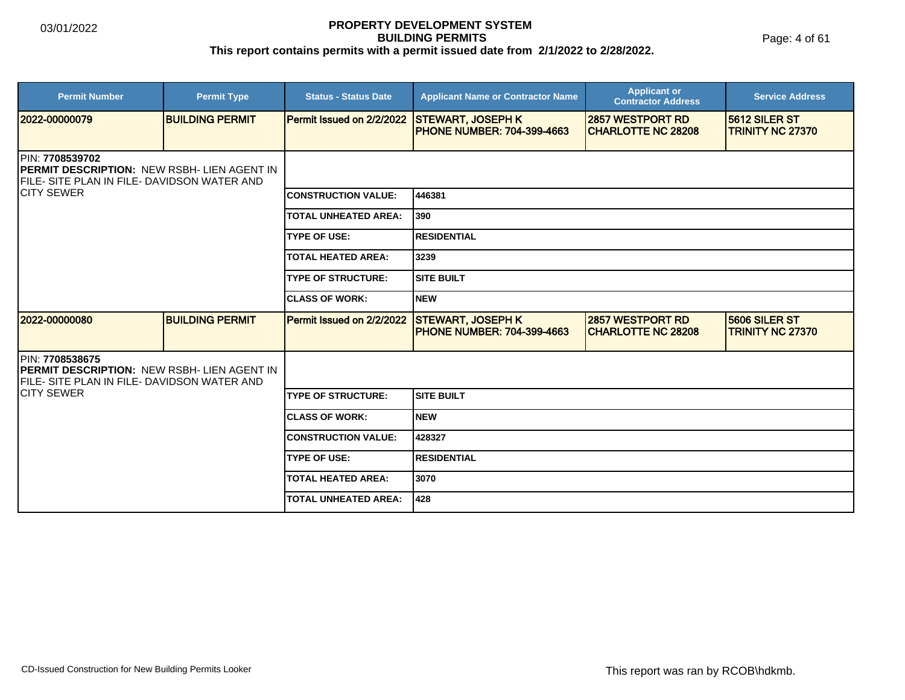| Permit Number | Permit Type | Status - Status Date | Applicant Name or Contractor Name | Applicant or Contractor Address | Service Address |
|---|---|---|---|---|---|
| 2022-00000079 | BUILDING PERMIT | Permit Issued on 2/2/2022 | STEWART, JOSEPH K PHONE NUMBER: 704-399-4663 | 2857 WESTPORT RD CHARLOTTE NC 28208 | 5612 SILER ST TRINITY NC 27370 |

PIN: **7708539702**
**PERMIT DESCRIPTION:** NEW RSBH- LIEN AGENT IN FILE- SITE PLAN IN FILE- DAVIDSON WATER AND CITY SEWER

| | |
|---|---|
| **CONSTRUCTION VALUE:** | 446381 |
| **TOTAL UNHEATED AREA:** | 390 |
| **TYPE OF USE:** | RESIDENTIAL |
| **TOTAL HEATED AREA:** | 3239 |
| **TYPE OF STRUCTURE:** | SITE BUILT |
| **CLASS OF WORK:** | NEW |

| Permit Number | Permit Type | Status - Status Date | Applicant Name or Contractor Name | Applicant or Contractor Address | Service Address |
|---|---|---|---|---|---|
| 2022-00000080 | BUILDING PERMIT | Permit Issued on 2/2/2022 | STEWART, JOSEPH K PHONE NUMBER: 704-399-4663 | 2857 WESTPORT RD CHARLOTTE NC 28208 | 5606 SILER ST TRINITY NC 27370 |

PIN: **7708538675**
**PERMIT DESCRIPTION:** NEW RSBH- LIEN AGENT IN FILE- SITE PLAN IN FILE- DAVIDSON WATER AND CITY SEWER

| | |
|---|---|
| **TYPE OF STRUCTURE:** | SITE BUILT |
| **CLASS OF WORK:** | NEW |
| **CONSTRUCTION VALUE:** | 428327 |
| **TYPE OF USE:** | RESIDENTIAL |
| **TOTAL HEATED AREA:** | 3070 |
| **TOTAL UNHEATED AREA:** | 428 |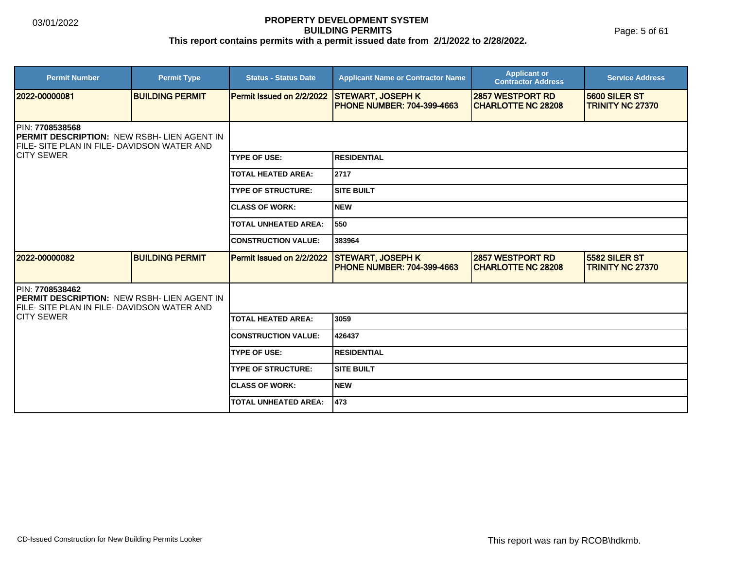# PROPERTY DEVELOPMENT SYSTEM
## BUILDING PERMITS
**This report contains permits with a permit issued date from 2/1/2022 to 2/28/2022.**

03/01/2022

| Permit Number | Permit Type | Status - Status Date | Applicant Name or Contractor Name | Applicant or Contractor Address | Service Address |
|---|---|---|---|---|---|
| 2022-00000081 | BUILDING PERMIT | Permit Issued on 2/2/2022 | STEWART, JOSEPH K<br>PHONE NUMBER: 704-399-4663 | 2857 WESTPORT RD<br>CHARLOTTE NC 28208 | 5600 SILER ST<br>TRINITY NC 27370 |

PIN: **7708538568**
**PERMIT DESCRIPTION:** NEW RSBH- LIEN AGENT IN FILE- SITE PLAN IN FILE- DAVIDSON WATER AND CITY SEWER

| | |
|---|---|
| TYPE OF USE: | RESIDENTIAL |
| TOTAL HEATED AREA: | 2717 |
| TYPE OF STRUCTURE: | SITE BUILT |
| CLASS OF WORK: | NEW |
| TOTAL UNHEATED AREA: | 550 |
| CONSTRUCTION VALUE: | 383964 |

| Permit Number | Permit Type | Status - Status Date | Applicant Name or Contractor Name | Applicant or Contractor Address | Service Address |
|---|---|---|---|---|---|
| 2022-00000082 | BUILDING PERMIT | Permit Issued on 2/2/2022 | STEWART, JOSEPH K<br>PHONE NUMBER: 704-399-4663 | 2857 WESTPORT RD<br>CHARLOTTE NC 28208 | 5582 SILER ST<br>TRINITY NC 27370 |

PIN: **7708538462**
**PERMIT DESCRIPTION:** NEW RSBH- LIEN AGENT IN FILE- SITE PLAN IN FILE- DAVIDSON WATER AND CITY SEWER

| | |
|---|---|
| TOTAL HEATED AREA: | 3059 |
| CONSTRUCTION VALUE: | 426437 |
| TYPE OF USE: | RESIDENTIAL |
| TYPE OF STRUCTURE: | SITE BUILT |
| CLASS OF WORK: | NEW |
| TOTAL UNHEATED AREA: | 473 |

CD-Issued Construction for New Building Permits Looker

This report was ran by RCOB\hdkmb.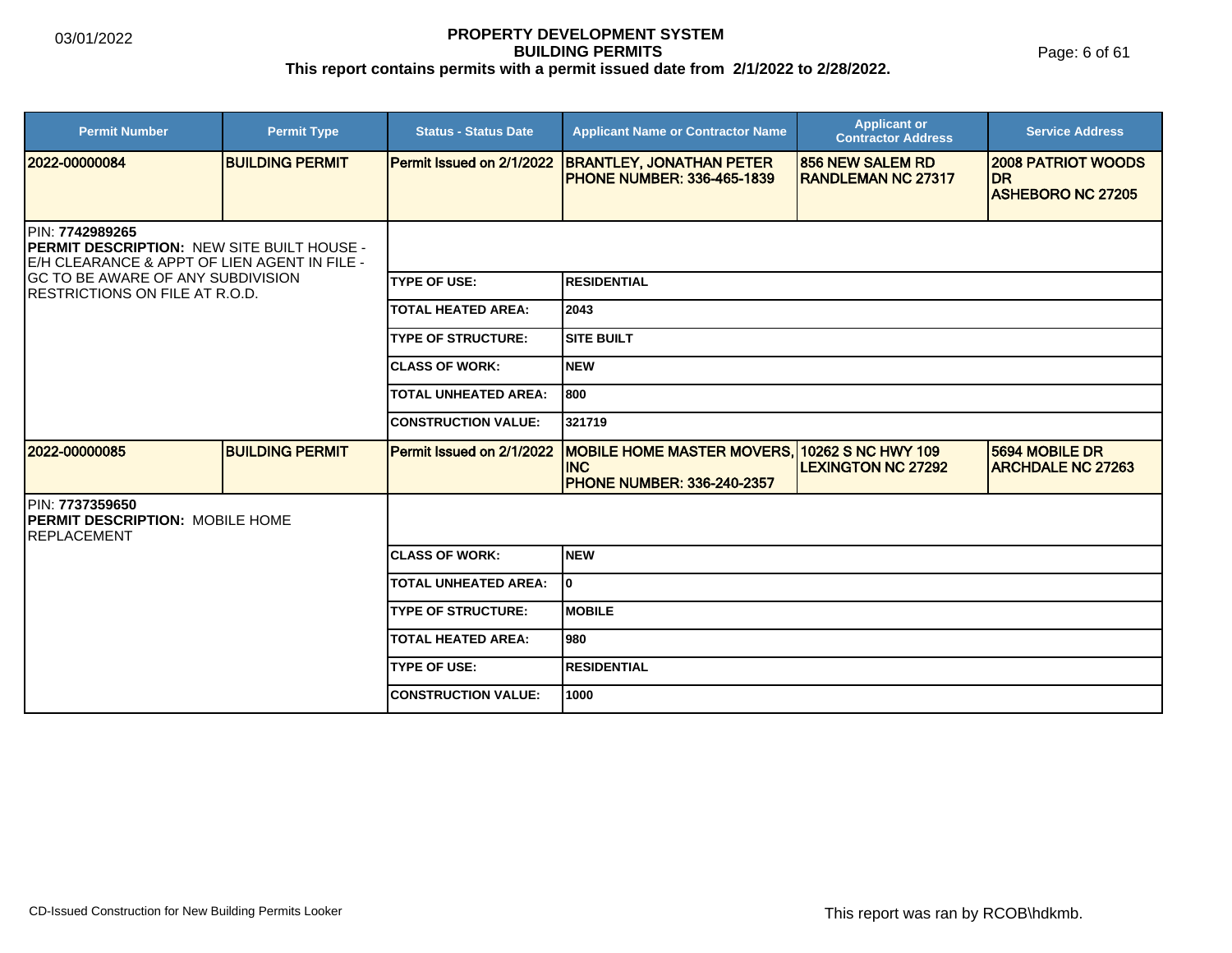# PROPERTY DEVELOPMENT SYSTEM
## BUILDING PERMITS
### This report contains permits with a permit issued date from 2/1/2022 to 2/28/2022.

| Permit Number | Permit Type | Status - Status Date | Applicant Name or Contractor Name | Applicant or Contractor Address | Service Address |
|---|---|---|---|---|---|
| 2022-00000084 | BUILDING PERMIT | Permit Issued on 2/1/2022 | BRANTLEY, JONATHAN PETER<br>PHONE NUMBER: 336-465-1839 | 856 NEW SALEM RD<br>RANDLEMAN NC 27317 | 2008 PATRIOT WOODS DR<br>ASHEBORO NC 27205 |

PIN: **7742989265**
**PERMIT DESCRIPTION:** NEW SITE BUILT HOUSE - E/H CLEARANCE & APPT OF LIEN AGENT IN FILE - GC TO BE AWARE OF ANY SUBDIVISION RESTRICTIONS ON FILE AT R.O.D.

| Field | Value |
|---|---|
| TYPE OF USE: | RESIDENTIAL |
| TOTAL HEATED AREA: | 2043 |
| TYPE OF STRUCTURE: | SITE BUILT |
| CLASS OF WORK: | NEW |
| TOTAL UNHEATED AREA: | 800 |
| CONSTRUCTION VALUE: | 321719 |

| Permit Number | Permit Type | Status - Status Date | Applicant Name or Contractor Name | Applicant or Contractor Address | Service Address |
|---|---|---|---|---|---|
| 2022-00000085 | BUILDING PERMIT | Permit Issued on 2/1/2022 | MOBILE HOME MASTER MOVERS, INC<br>PHONE NUMBER: 336-240-2357 | 10262 S NC HWY 109<br>LEXINGTON NC 27292 | 5694 MOBILE DR<br>ARCHDALE NC 27263 |

PIN: **7737359650**
**PERMIT DESCRIPTION:** MOBILE HOME REPLACEMENT

| Field | Value |
|---|---|
| CLASS OF WORK: | NEW |
| TOTAL UNHEATED AREA: | 0 |
| TYPE OF STRUCTURE: | MOBILE |
| TOTAL HEATED AREA: | 980 |
| TYPE OF USE: | RESIDENTIAL |
| CONSTRUCTION VALUE: | 1000 |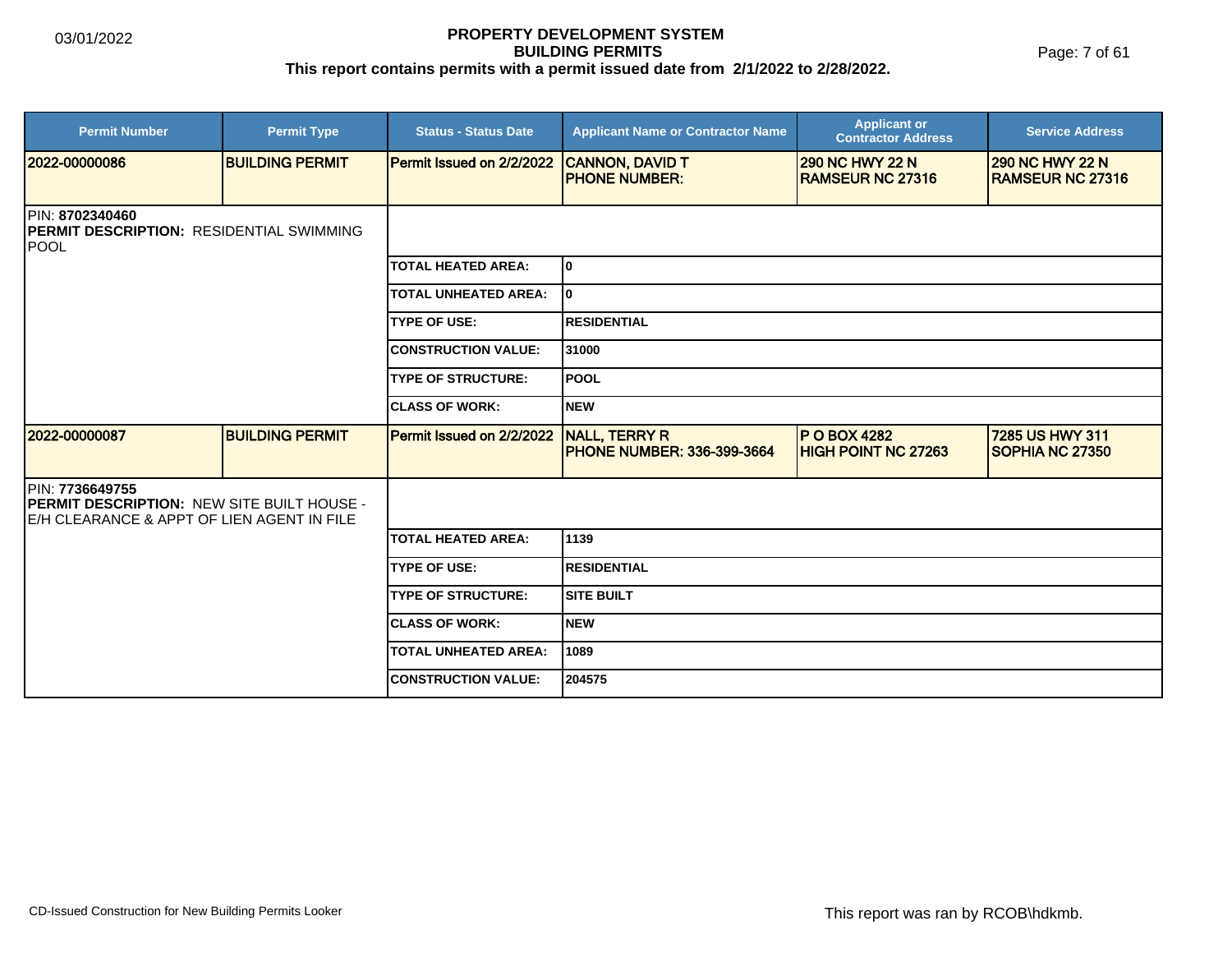# PROPERTY DEVELOPMENT SYSTEM
## BUILDING PERMITS
### This report contains permits with a permit issued date from 2/1/2022 to 2/28/2022.

| Permit Number | Permit Type | Status - Status Date | Applicant Name or Contractor Name | Applicant or Contractor Address | Service Address |
|---|---|---|---|---|---|
| 2022-00000086 | BUILDING PERMIT | Permit Issued on 2/2/2022 | CANNON, DAVID T<br>PHONE NUMBER: | 290 NC HWY 22 N<br>RAMSEUR NC 27316 | 290 NC HWY 22 N<br>RAMSEUR NC 27316 |

PIN: **8702340460**
**PERMIT DESCRIPTION:** RESIDENTIAL SWIMMING POOL

| | |
|---|---|
| TOTAL HEATED AREA: | 0 |
| TOTAL UNHEATED AREA: | 0 |
| TYPE OF USE: | RESIDENTIAL |
| CONSTRUCTION VALUE: | 31000 |
| TYPE OF STRUCTURE: | POOL |
| CLASS OF WORK: | NEW |

| Permit Number | Permit Type | Status - Status Date | Applicant Name or Contractor Name | Applicant or Contractor Address | Service Address |
|---|---|---|---|---|---|
| 2022-00000087 | BUILDING PERMIT | Permit Issued on 2/2/2022 | NALL, TERRY R<br>PHONE NUMBER: 336-399-3664 | P O BOX 4282<br>HIGH POINT NC 27263 | 7285 US HWY 311<br>SOPHIA NC 27350 |

PIN: **7736649755**
**PERMIT DESCRIPTION:** NEW SITE BUILT HOUSE - E/H CLEARANCE & APPT OF LIEN AGENT IN FILE

| | |
|---|---|
| TOTAL HEATED AREA: | 1139 |
| TYPE OF USE: | RESIDENTIAL |
| TYPE OF STRUCTURE: | SITE BUILT |
| CLASS OF WORK: | NEW |
| TOTAL UNHEATED AREA: | 1089 |
| CONSTRUCTION VALUE: | 204575 |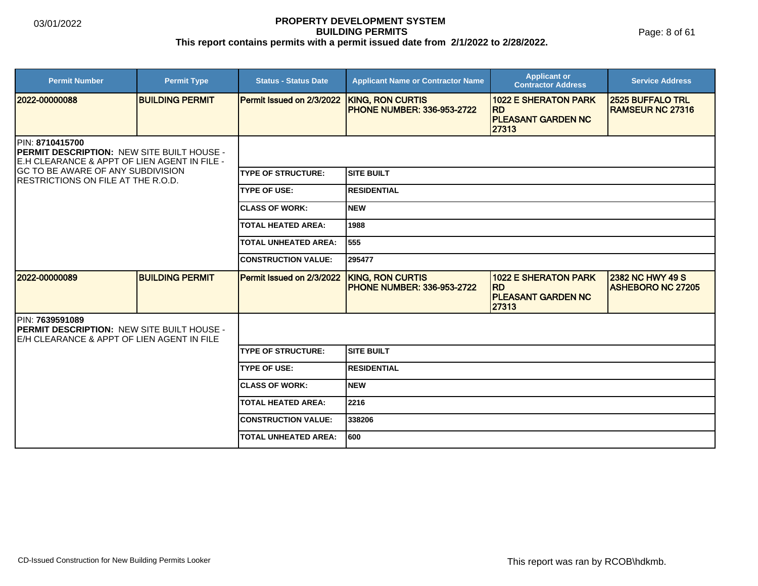# PROPERTY DEVELOPMENT SYSTEM
## BUILDING PERMITS
### This report contains permits with a permit issued date from 2/1/2022 to 2/28/2022.

| Permit Number | Permit Type | Status - Status Date | Applicant Name or Contractor Name | Applicant or Contractor Address | Service Address |
|---|---|---|---|---|---|
| 2022-00000088 | BUILDING PERMIT | Permit Issued on 2/3/2022 | KING, RON CURTIS PHONE NUMBER: 336-953-2722 | 1022 E SHERATON PARK RD PLEASANT GARDEN NC 27313 | 2525 BUFFALO TRL RAMSEUR NC 27316 |

PIN: **8710415700**
**PERMIT DESCRIPTION:** NEW SITE BUILT HOUSE - E.H CLEARANCE & APPT OF LIEN AGENT IN FILE - GC TO BE AWARE OF ANY SUBDIVISION RESTRICTIONS ON FILE AT THE R.O.D.

| | |
|---|---|
| TYPE OF STRUCTURE: | SITE BUILT |
| TYPE OF USE: | RESIDENTIAL |
| CLASS OF WORK: | NEW |
| TOTAL HEATED AREA: | 1988 |
| TOTAL UNHEATED AREA: | 555 |
| CONSTRUCTION VALUE: | 295477 |

| Permit Number | Permit Type | Status - Status Date | Applicant Name or Contractor Name | Applicant or Contractor Address | Service Address |
|---|---|---|---|---|---|
| 2022-00000089 | BUILDING PERMIT | Permit Issued on 2/3/2022 | KING, RON CURTIS PHONE NUMBER: 336-953-2722 | 1022 E SHERATON PARK RD PLEASANT GARDEN NC 27313 | 2382 NC HWY 49 S ASHEBORO NC 27205 |

PIN: **7639591089**
**PERMIT DESCRIPTION:** NEW SITE BUILT HOUSE - E/H CLEARANCE & APPT OF LIEN AGENT IN FILE

| | |
|---|---|
| TYPE OF STRUCTURE: | SITE BUILT |
| TYPE OF USE: | RESIDENTIAL |
| CLASS OF WORK: | NEW |
| TOTAL HEATED AREA: | 2216 |
| CONSTRUCTION VALUE: | 338206 |
| TOTAL UNHEATED AREA: | 600 |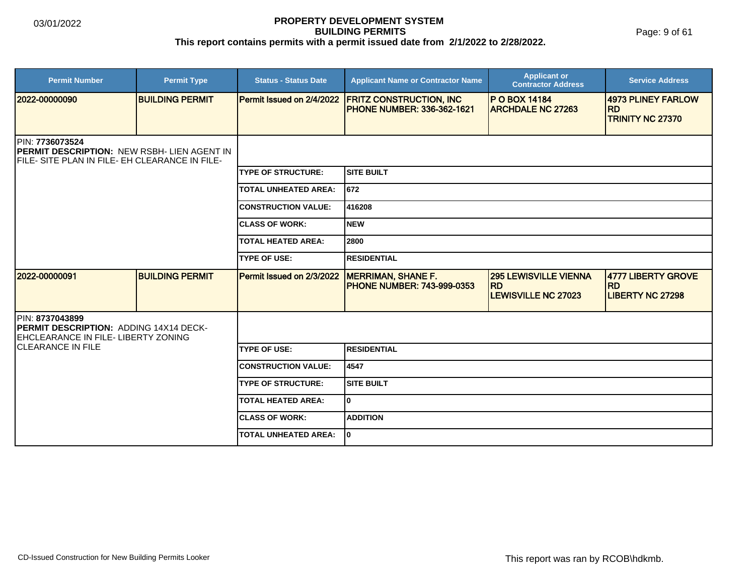# PROPERTY DEVELOPMENT SYSTEM
## BUILDING PERMITS
### This report contains permits with a permit issued date from 2/1/2022 to 2/28/2022.

| Permit Number | Permit Type | Status - Status Date | Applicant Name or Contractor Name | Applicant or Contractor Address | Service Address |
|---|---|---|---|---|---|
| 2022-00000090 | BUILDING PERMIT | Permit Issued on 2/4/2022 | FRITZ CONSTRUCTION, INC PHONE NUMBER: 336-362-1621 | P O BOX 14184 ARCHDALE NC 27263 | 4973 PLINEY FARLOW RD TRINITY NC 27370 |

PIN: **7736073524**
**PERMIT DESCRIPTION:** NEW RSBH- LIEN AGENT IN FILE- SITE PLAN IN FILE- EH CLEARANCE IN FILE-

| | |
|---|---|
| TYPE OF STRUCTURE: | SITE BUILT |
| TOTAL UNHEATED AREA: | 672 |
| CONSTRUCTION VALUE: | 416208 |
| CLASS OF WORK: | NEW |
| TOTAL HEATED AREA: | 2800 |
| TYPE OF USE: | RESIDENTIAL |

| Permit Number | Permit Type | Status - Status Date | Applicant Name or Contractor Name | Applicant or Contractor Address | Service Address |
|---|---|---|---|---|---|
| 2022-00000091 | BUILDING PERMIT | Permit Issued on 2/3/2022 | MERRIMAN, SHANE F. PHONE NUMBER: 743-999-0353 | 295 LEWISVILLE VIENNA RD LEWISVILLE NC 27023 | 4777 LIBERTY GROVE RD LIBERTY NC 27298 |

PIN: **8737043899**
**PERMIT DESCRIPTION:** ADDING 14X14 DECK- EHCLEARANCE IN FILE- LIBERTY ZONING CLEARANCE IN FILE

| | |
|---|---|
| TYPE OF USE: | RESIDENTIAL |
| CONSTRUCTION VALUE: | 4547 |
| TYPE OF STRUCTURE: | SITE BUILT |
| TOTAL HEATED AREA: | 0 |
| CLASS OF WORK: | ADDITION |
| TOTAL UNHEATED AREA: | 0 |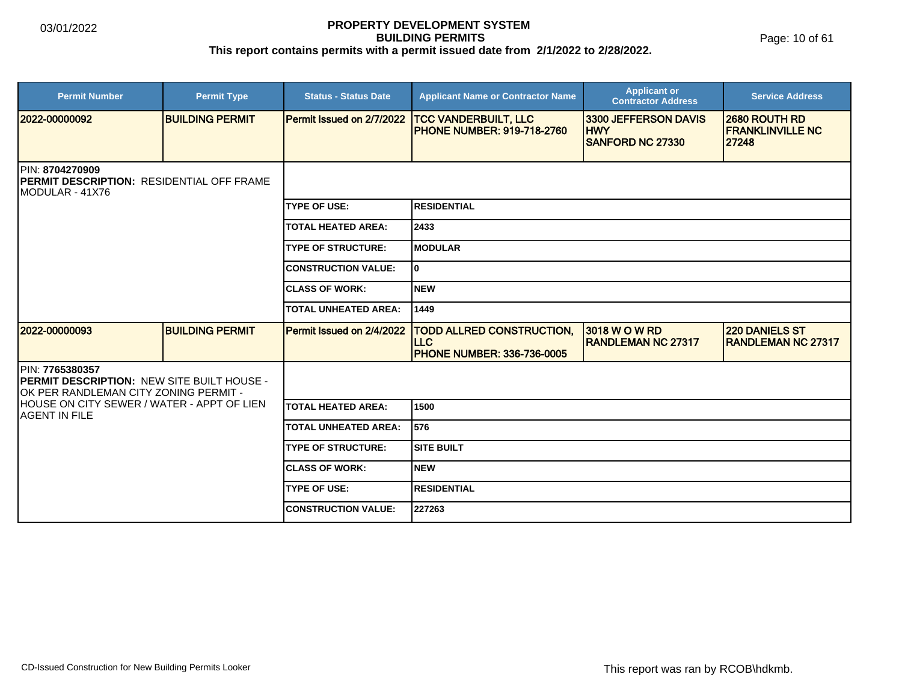# PROPERTY DEVELOPMENT SYSTEM
## BUILDING PERMITS
**This report contains permits with a permit issued date from 2/1/2022 to 2/28/2022.**

03/01/2022

| Permit Number | Permit Type | Status - Status Date | Applicant Name or Contractor Name | Applicant or Contractor Address | Service Address |
|---|---|---|---|---|---|
| **2022-00000092** | **BUILDING PERMIT** | Permit Issued on 2/7/2022 | **TCC VANDERBUILT, LLC**<br>**PHONE NUMBER: 919-718-2760** | **3300 JEFFERSON DAVIS HWY**<br>**SANFORD NC 27330** | **2680 ROUTH RD**<br>**FRANKLINVILLE NC 27248** |

PIN: **8704270909**
**PERMIT DESCRIPTION:** RESIDENTIAL OFF FRAME MODULAR - 41X76

| | |
|---|---|
| **TYPE OF USE:** | **RESIDENTIAL** |
| **TOTAL HEATED AREA:** | **2433** |
| **TYPE OF STRUCTURE:** | **MODULAR** |
| **CONSTRUCTION VALUE:** | **0** |
| **CLASS OF WORK:** | **NEW** |
| **TOTAL UNHEATED AREA:** | **1449** |

| Permit Number | Permit Type | Status - Status Date | Applicant Name or Contractor Name | Applicant or Contractor Address | Service Address |
|---|---|---|---|---|---|
| **2022-00000093** | **BUILDING PERMIT** | Permit Issued on 2/4/2022 | **TODD ALLRED CONSTRUCTION, LLC**<br>**PHONE NUMBER: 336-736-0005** | **3018 W O W RD**<br>**RANDLEMAN NC 27317** | **220 DANIELS ST**<br>**RANDLEMAN NC 27317** |

PIN: **7765380357**
**PERMIT DESCRIPTION:** NEW SITE BUILT HOUSE - OK PER RANDLEMAN CITY ZONING PERMIT - HOUSE ON CITY SEWER / WATER - APPT OF LIEN AGENT IN FILE

| | |
|---|---|
| **TOTAL HEATED AREA:** | **1500** |
| **TOTAL UNHEATED AREA:** | **576** |
| **TYPE OF STRUCTURE:** | **SITE BUILT** |
| **CLASS OF WORK:** | **NEW** |
| **TYPE OF USE:** | **RESIDENTIAL** |
| **CONSTRUCTION VALUE:** | **227263** |

CD-Issued Construction for New Building Permits Looker

This report was ran by RCOB\hdkmb.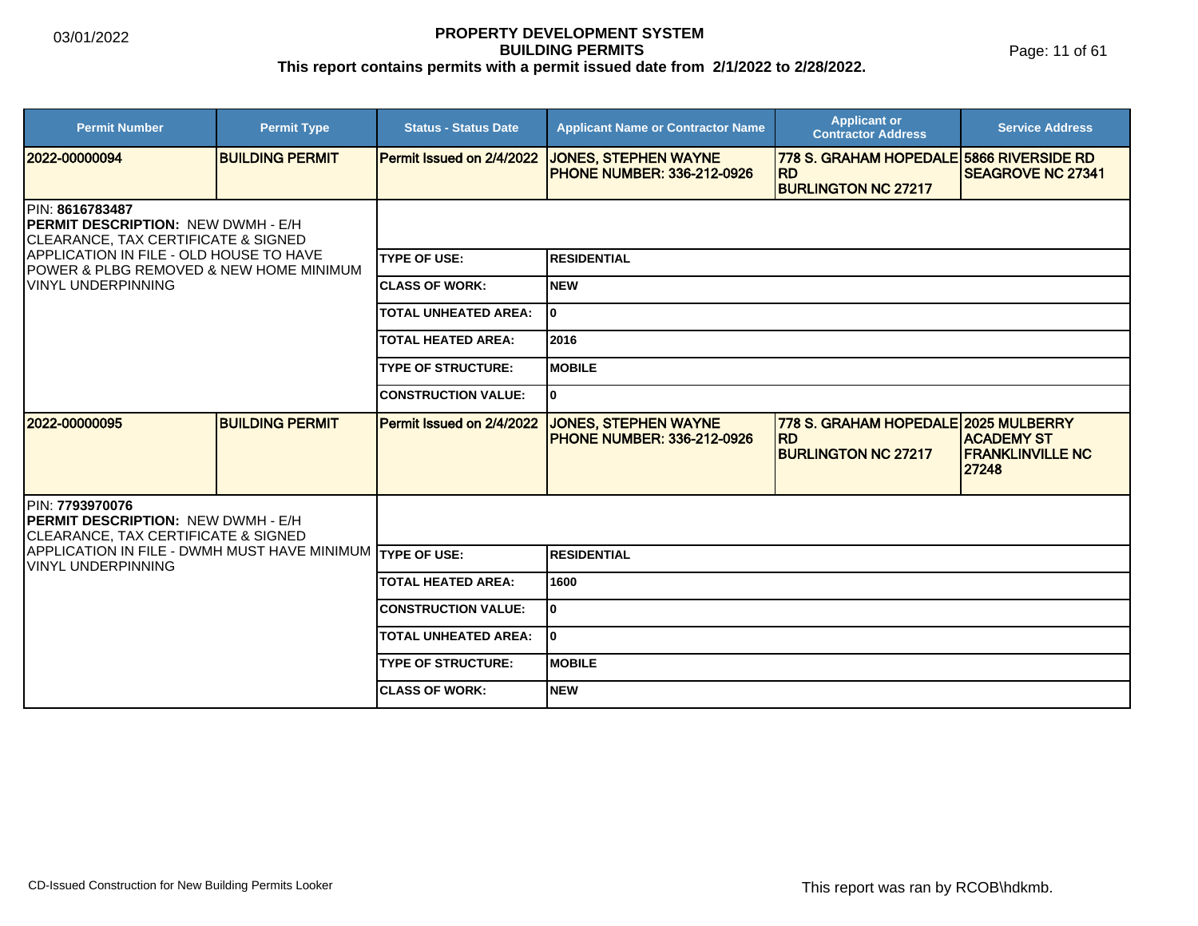# PROPERTY DEVELOPMENT SYSTEM
## BUILDING PERMITS
### This report contains permits with a permit issued date from 2/1/2022 to 2/28/2022.

| Permit Number | Permit Type | Status - Status Date | Applicant Name or Contractor Name | Applicant or Contractor Address | Service Address |
|---|---|---|---|---|---|
| 2022-00000094 | BUILDING PERMIT | Permit Issued on 2/4/2022 | JONES, STEPHEN WAYNE PHONE NUMBER: 336-212-0926 | 778 S. GRAHAM HOPEDALE RD BURLINGTON NC 27217 | 5866 RIVERSIDE RD SEAGROVE NC 27341 |

PIN: **8616783487**
**PERMIT DESCRIPTION:** NEW DWMH - E/H CLEARANCE, TAX CERTIFICATE & SIGNED APPLICATION IN FILE - OLD HOUSE TO HAVE POWER & PLBG REMOVED & NEW HOME MINIMUM VINYL UNDERPINNING

| | |
|---|---|
| TYPE OF USE: | RESIDENTIAL |
| CLASS OF WORK: | NEW |
| TOTAL UNHEATED AREA: | 0 |
| TOTAL HEATED AREA: | 2016 |
| TYPE OF STRUCTURE: | MOBILE |
| CONSTRUCTION VALUE: | 0 |

| Permit Number | Permit Type | Status - Status Date | Applicant Name or Contractor Name | Applicant or Contractor Address | Service Address |
|---|---|---|---|---|---|
| 2022-00000095 | BUILDING PERMIT | Permit Issued on 2/4/2022 | JONES, STEPHEN WAYNE PHONE NUMBER: 336-212-0926 | 778 S. GRAHAM HOPEDALE RD BURLINGTON NC 27217 | 2025 MULBERRY ACADEMY ST FRANKLINVILLE NC 27248 |

PIN: **7793970076**
**PERMIT DESCRIPTION:** NEW DWMH - E/H CLEARANCE, TAX CERTIFICATE & SIGNED APPLICATION IN FILE - DWMH MUST HAVE MINIMUM VINYL UNDERPINNING

| | |
|---|---|
| TYPE OF USE: | RESIDENTIAL |
| TOTAL HEATED AREA: | 1600 |
| CONSTRUCTION VALUE: | 0 |
| TOTAL UNHEATED AREA: | 0 |
| TYPE OF STRUCTURE: | MOBILE |
| CLASS OF WORK: | NEW |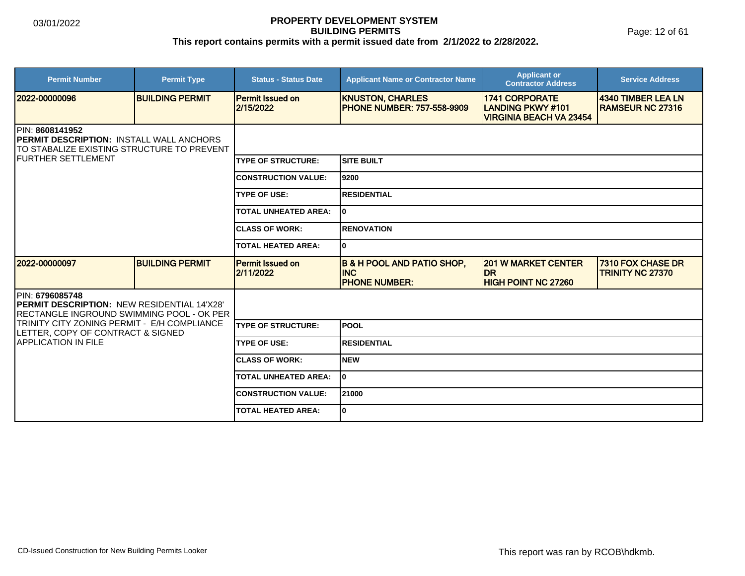# PROPERTY DEVELOPMENT SYSTEM
## BUILDING PERMITS
### This report contains permits with a permit issued date from 2/1/2022 to 2/28/2022.

| Permit Number | Permit Type | Status - Status Date | Applicant Name or Contractor Name | Applicant or Contractor Address | Service Address |
|---|---|---|---|---|---|
| 2022-00000096 | BUILDING PERMIT | Permit Issued on 2/15/2022 | KNUSTON, CHARLES PHONE NUMBER: 757-558-9909 | 1741 CORPORATE LANDING PKWY #101 VIRGINIA BEACH VA 23454 | 4340 TIMBER LEA LN RAMSEUR NC 27316 |

PIN: **8608141952**
**PERMIT DESCRIPTION:** INSTALL WALL ANCHORS TO STABALIZE EXISTING STRUCTURE TO PREVENT FURTHER SETTLEMENT

| | |
|---|---|
| TYPE OF STRUCTURE: | SITE BUILT |
| CONSTRUCTION VALUE: | 9200 |
| TYPE OF USE: | RESIDENTIAL |
| TOTAL UNHEATED AREA: | 0 |
| CLASS OF WORK: | RENOVATION |
| TOTAL HEATED AREA: | 0 |

| Permit Number | Permit Type | Status - Status Date | Applicant Name or Contractor Name | Applicant or Contractor Address | Service Address |
|---|---|---|---|---|---|
| 2022-00000097 | BUILDING PERMIT | Permit Issued on 2/11/2022 | B & H POOL AND PATIO SHOP, INC PHONE NUMBER: | 201 W MARKET CENTER DR HIGH POINT NC 27260 | 7310 FOX CHASE DR TRINITY NC 27370 |

PIN: **6796085748**
**PERMIT DESCRIPTION:** NEW RESIDENTIAL 14'X28' RECTANGLE INGROUND SWIMMING POOL - OK PER TRINITY CITY ZONING PERMIT - E/H COMPLIANCE LETTER, COPY OF CONTRACT & SIGNED APPLICATION IN FILE

| | |
|---|---|
| TYPE OF STRUCTURE: | POOL |
| TYPE OF USE: | RESIDENTIAL |
| CLASS OF WORK: | NEW |
| TOTAL UNHEATED AREA: | 0 |
| CONSTRUCTION VALUE: | 21000 |
| TOTAL HEATED AREA: | 0 |

CD-Issued Construction for New Building Permits Looker

This report was ran by RCOB\hdkmb.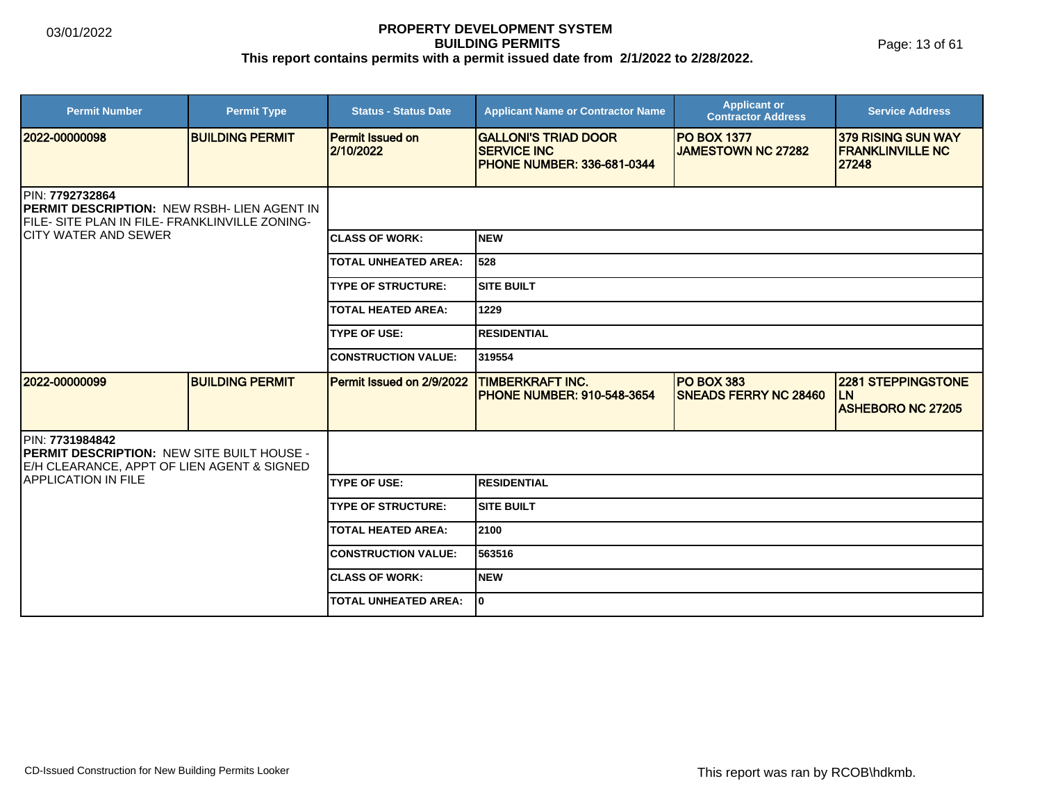# PROPERTY DEVELOPMENT SYSTEM
## BUILDING PERMITS
### This report contains permits with a permit issued date from 2/1/2022 to 2/28/2022.

03/01/2022

| Permit Number | Permit Type | Status - Status Date | Applicant Name or Contractor Name | Applicant or Contractor Address | Service Address |
|---|---|---|---|---|---|
| 2022-00000098 | BUILDING PERMIT | Permit Issued on 2/10/2022 | GALLONI'S TRIAD DOOR SERVICE INC PHONE NUMBER: 336-681-0344 | PO BOX 1377 JAMESTOWN NC 27282 | 379 RISING SUN WAY FRANKLINVILLE NC 27248 |

PIN: **7792732864**
**PERMIT DESCRIPTION:** NEW RSBH- LIEN AGENT IN FILE- SITE PLAN IN FILE- FRANKLINVILLE ZONING- CITY WATER AND SEWER

| Field | Value |
|---|---|
| CLASS OF WORK: | NEW |
| TOTAL UNHEATED AREA: | 528 |
| TYPE OF STRUCTURE: | SITE BUILT |
| TOTAL HEATED AREA: | 1229 |
| TYPE OF USE: | RESIDENTIAL |
| CONSTRUCTION VALUE: | 319554 |

| Permit Number | Permit Type | Status - Status Date | Applicant Name or Contractor Name | Applicant or Contractor Address | Service Address |
|---|---|---|---|---|---|
| 2022-00000099 | BUILDING PERMIT | Permit Issued on 2/9/2022 | TIMBERKRAFT INC. PHONE NUMBER: 910-548-3654 | PO BOX 383 SNEADS FERRY NC 28460 | 2281 STEPPINGSTONE LN ASHEBORO NC 27205 |

PIN: **7731984842**
**PERMIT DESCRIPTION:** NEW SITE BUILT HOUSE - E/H CLEARANCE, APPT OF LIEN AGENT & SIGNED APPLICATION IN FILE

| Field | Value |
|---|---|
| TYPE OF USE: | RESIDENTIAL |
| TYPE OF STRUCTURE: | SITE BUILT |
| TOTAL HEATED AREA: | 2100 |
| CONSTRUCTION VALUE: | 563516 |
| CLASS OF WORK: | NEW |
| TOTAL UNHEATED AREA: | 0 |

CD-Issued Construction for New Building Permits Looker

This report was ran by RCOB\hdkmb.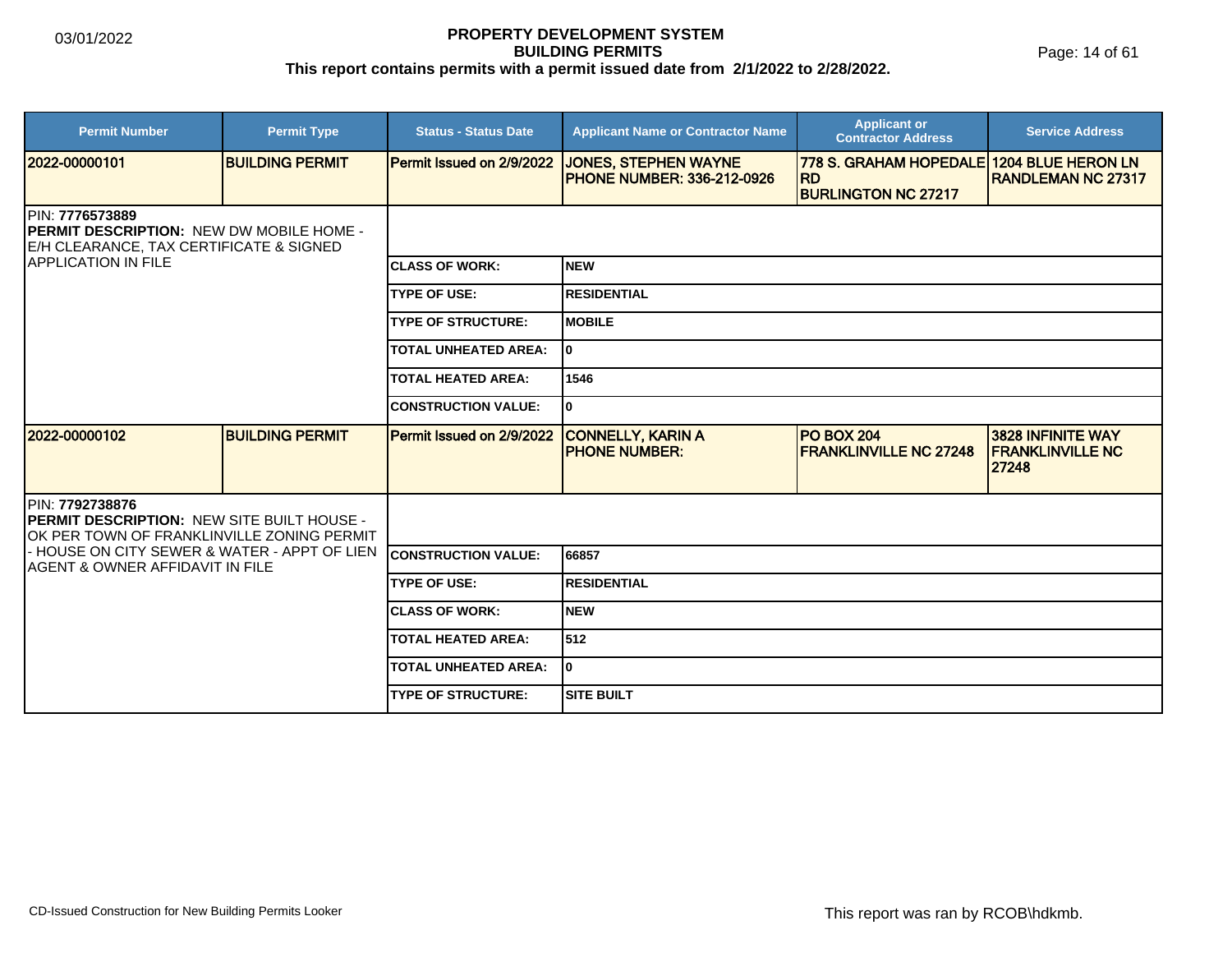# PROPERTY DEVELOPMENT SYSTEM
## BUILDING PERMITS
### This report contains permits with a permit issued date from 2/1/2022 to 2/28/2022.

03/01/2022

| Permit Number | Permit Type | Status - Status Date | Applicant Name or Contractor Name | Applicant or Contractor Address | Service Address |
|---|---|---|---|---|---|
| 2022-00000101 | BUILDING PERMIT | Permit Issued on 2/9/2022 | JONES, STEPHEN WAYNE PHONE NUMBER: 336-212-0926 | 778 S. GRAHAM HOPEDALE RD BURLINGTON NC 27217 | 1204 BLUE HERON LN RANDLEMAN NC 27317 |

PIN: **7776573889**
**PERMIT DESCRIPTION:** NEW DW MOBILE HOME - E/H CLEARANCE, TAX CERTIFICATE & SIGNED APPLICATION IN FILE

| | |
|---|---|
| CLASS OF WORK: | NEW |
| TYPE OF USE: | RESIDENTIAL |
| TYPE OF STRUCTURE: | MOBILE |
| TOTAL UNHEATED AREA: | 0 |
| TOTAL HEATED AREA: | 1546 |
| CONSTRUCTION VALUE: | 0 |

| Permit Number | Permit Type | Status - Status Date | Applicant Name or Contractor Name | Applicant or Contractor Address | Service Address |
|---|---|---|---|---|---|
| 2022-00000102 | BUILDING PERMIT | Permit Issued on 2/9/2022 | CONNELLY, KARIN A PHONE NUMBER: | PO BOX 204 FRANKLINVILLE NC 27248 | 3828 INFINITE WAY FRANKLINVILLE NC 27248 |

PIN: **7792738876**
**PERMIT DESCRIPTION:** NEW SITE BUILT HOUSE - OK PER TOWN OF FRANKLINVILLE ZONING PERMIT - HOUSE ON CITY SEWER & WATER - APPT OF LIEN AGENT & OWNER AFFIDAVIT IN FILE

| | |
|---|---|
| CONSTRUCTION VALUE: | 66857 |
| TYPE OF USE: | RESIDENTIAL |
| CLASS OF WORK: | NEW |
| TOTAL HEATED AREA: | 512 |
| TOTAL UNHEATED AREA: | 0 |
| TYPE OF STRUCTURE: | SITE BUILT |

CD-Issued Construction for New Building Permits Looker

This report was ran by RCOB\hdkmb.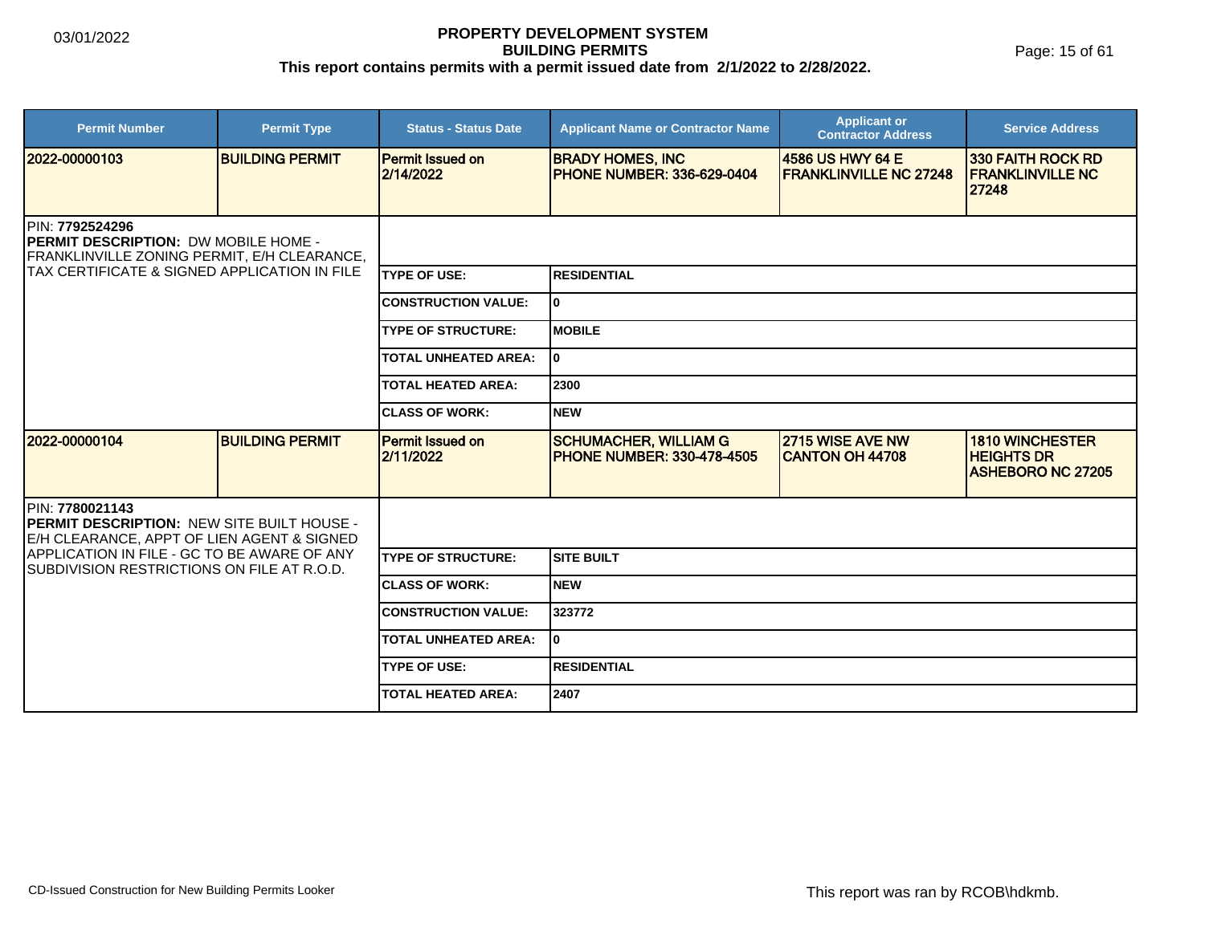# PROPERTY DEVELOPMENT SYSTEM
## BUILDING PERMITS
**This report contains permits with a permit issued date from 2/1/2022 to 2/28/2022.**

03/01/2022

| Permit Number | Permit Type | Status - Status Date | Applicant Name or Contractor Name | Applicant or Contractor Address | Service Address |
|---|---|---|---|---|---|
| 2022-00000103 | BUILDING PERMIT | Permit Issued on 2/14/2022 | BRADY HOMES, INC PHONE NUMBER: 336-629-0404 | 4586 US HWY 64 E FRANKLINVILLE NC 27248 | 330 FAITH ROCK RD FRANKLINVILLE NC 27248 |

PIN: **7792524296**
**PERMIT DESCRIPTION:** DW MOBILE HOME - FRANKLINVILLE ZONING PERMIT, E/H CLEARANCE, TAX CERTIFICATE & SIGNED APPLICATION IN FILE

| | |
|---|---|
| TYPE OF USE: | RESIDENTIAL |
| CONSTRUCTION VALUE: | 0 |
| TYPE OF STRUCTURE: | MOBILE |
| TOTAL UNHEATED AREA: | 0 |
| TOTAL HEATED AREA: | 2300 |
| CLASS OF WORK: | NEW |

| Permit Number | Permit Type | Status - Status Date | Applicant Name or Contractor Name | Applicant or Contractor Address | Service Address |
|---|---|---|---|---|---|
| 2022-00000104 | BUILDING PERMIT | Permit Issued on 2/11/2022 | SCHUMACHER, WILLIAM G PHONE NUMBER: 330-478-4505 | 2715 WISE AVE NW CANTON OH 44708 | 1810 WINCHESTER HEIGHTS DR ASHEBORO NC 27205 |

PIN: **7780021143**
**PERMIT DESCRIPTION:** NEW SITE BUILT HOUSE - E/H CLEARANCE, APPT OF LIEN AGENT & SIGNED APPLICATION IN FILE - GC TO BE AWARE OF ANY SUBDIVISION RESTRICTIONS ON FILE AT R.O.D.

| | |
|---|---|
| TYPE OF STRUCTURE: | SITE BUILT |
| CLASS OF WORK: | NEW |
| CONSTRUCTION VALUE: | 323772 |
| TOTAL UNHEATED AREA: | 0 |
| TYPE OF USE: | RESIDENTIAL |
| TOTAL HEATED AREA: | 2407 |

CD-Issued Construction for New Building Permits Looker

This report was ran by RCOB\hdkmb.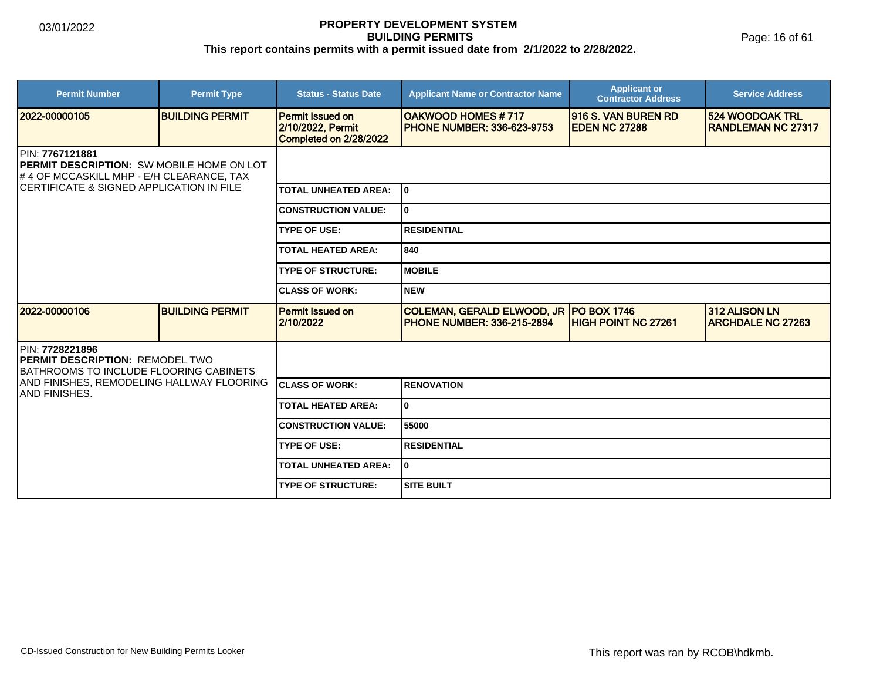# PROPERTY DEVELOPMENT SYSTEM
## BUILDING PERMITS
**This report contains permits with a permit issued date from 2/1/2022 to 2/28/2022.**

03/01/2022

| Permit Number | Permit Type | Status - Status Date | Applicant Name or Contractor Name | Applicant or Contractor Address | Service Address |
|---|---|---|---|---|---|
| 2022-00000105 | BUILDING PERMIT | Permit Issued on 2/10/2022, Permit Completed on 2/28/2022 | OAKWOOD HOMES # 717 PHONE NUMBER: 336-623-9753 | 916 S. VAN BUREN RD EDEN NC 27288 | 524 WOODOAK TRL RANDLEMAN NC 27317 |

PIN: **7767121881**
**PERMIT DESCRIPTION:** SW MOBILE HOME ON LOT # 4 OF MCCASKILL MHP - E/H CLEARANCE, TAX CERTIFICATE & SIGNED APPLICATION IN FILE

| | |
|---|---|
| TOTAL UNHEATED AREA: | 0 |
| CONSTRUCTION VALUE: | 0 |
| TYPE OF USE: | RESIDENTIAL |
| TOTAL HEATED AREA: | 840 |
| TYPE OF STRUCTURE: | MOBILE |
| CLASS OF WORK: | NEW |

| Permit Number | Permit Type | Status - Status Date | Applicant Name or Contractor Name | Applicant or Contractor Address | Service Address |
|---|---|---|---|---|---|
| 2022-00000106 | BUILDING PERMIT | Permit Issued on 2/10/2022 | COLEMAN, GERALD ELWOOD, JR PHONE NUMBER: 336-215-2894 | PO BOX 1746 HIGH POINT NC 27261 | 312 ALISON LN ARCHDALE NC 27263 |

PIN: **7728221896**
**PERMIT DESCRIPTION:** REMODEL TWO BATHROOMS TO INCLUDE FLOORING CABINETS AND FINISHES, REMODELING HALLWAY FLOORING AND FINISHES.

| | |
|---|---|
| CLASS OF WORK: | RENOVATION |
| TOTAL HEATED AREA: | 0 |
| CONSTRUCTION VALUE: | 55000 |
| TYPE OF USE: | RESIDENTIAL |
| TOTAL UNHEATED AREA: | 0 |
| TYPE OF STRUCTURE: | SITE BUILT |

CD-Issued Construction for New Building Permits Looker

This report was ran by RCOB\hdkmb.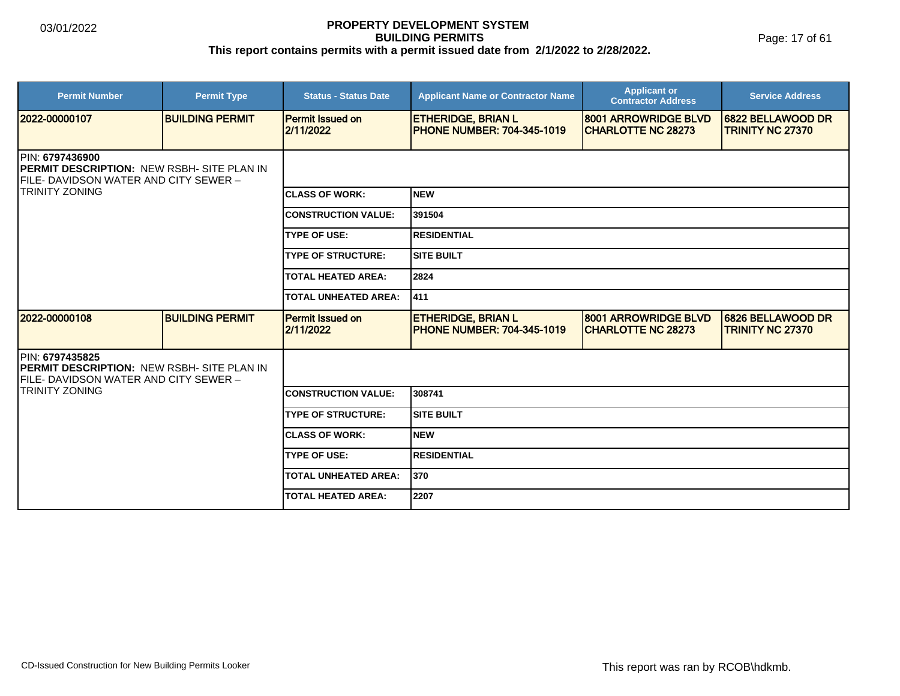# PROPERTY DEVELOPMENT SYSTEM
## BUILDING PERMITS
### This report contains permits with a permit issued date from 2/1/2022 to 2/28/2022.

03/01/2022

| Permit Number | Permit Type | Status - Status Date | Applicant Name or Contractor Name | Applicant or Contractor Address | Service Address |
|---|---|---|---|---|---|
| 2022-00000107 | BUILDING PERMIT | Permit Issued on 2/11/2022 | ETHERIDGE, BRIAN L PHONE NUMBER: 704-345-1019 | 8001 ARROWRIDGE BLVD CHARLOTTE NC 28273 | 6822 BELLAWOOD DR TRINITY NC 27370 |

PIN: **6797436900**
**PERMIT DESCRIPTION:** NEW RSBH- SITE PLAN IN FILE- DAVIDSON WATER AND CITY SEWER – TRINITY ZONING

| | |
|---|---|
| CLASS OF WORK: | NEW |
| CONSTRUCTION VALUE: | 391504 |
| TYPE OF USE: | RESIDENTIAL |
| TYPE OF STRUCTURE: | SITE BUILT |
| TOTAL HEATED AREA: | 2824 |
| TOTAL UNHEATED AREA: | 411 |

| Permit Number | Permit Type | Status - Status Date | Applicant Name or Contractor Name | Applicant or Contractor Address | Service Address |
|---|---|---|---|---|---|
| 2022-00000108 | BUILDING PERMIT | Permit Issued on 2/11/2022 | ETHERIDGE, BRIAN L PHONE NUMBER: 704-345-1019 | 8001 ARROWRIDGE BLVD CHARLOTTE NC 28273 | 6826 BELLAWOOD DR TRINITY NC 27370 |

PIN: **6797435825**
**PERMIT DESCRIPTION:** NEW RSBH- SITE PLAN IN FILE- DAVIDSON WATER AND CITY SEWER – TRINITY ZONING

| | |
|---|---|
| CONSTRUCTION VALUE: | 308741 |
| TYPE OF STRUCTURE: | SITE BUILT |
| CLASS OF WORK: | NEW |
| TYPE OF USE: | RESIDENTIAL |
| TOTAL UNHEATED AREA: | 370 |
| TOTAL HEATED AREA: | 2207 |

CD-Issued Construction for New Building Permits Looker

This report was ran by RCOB\hdkmb.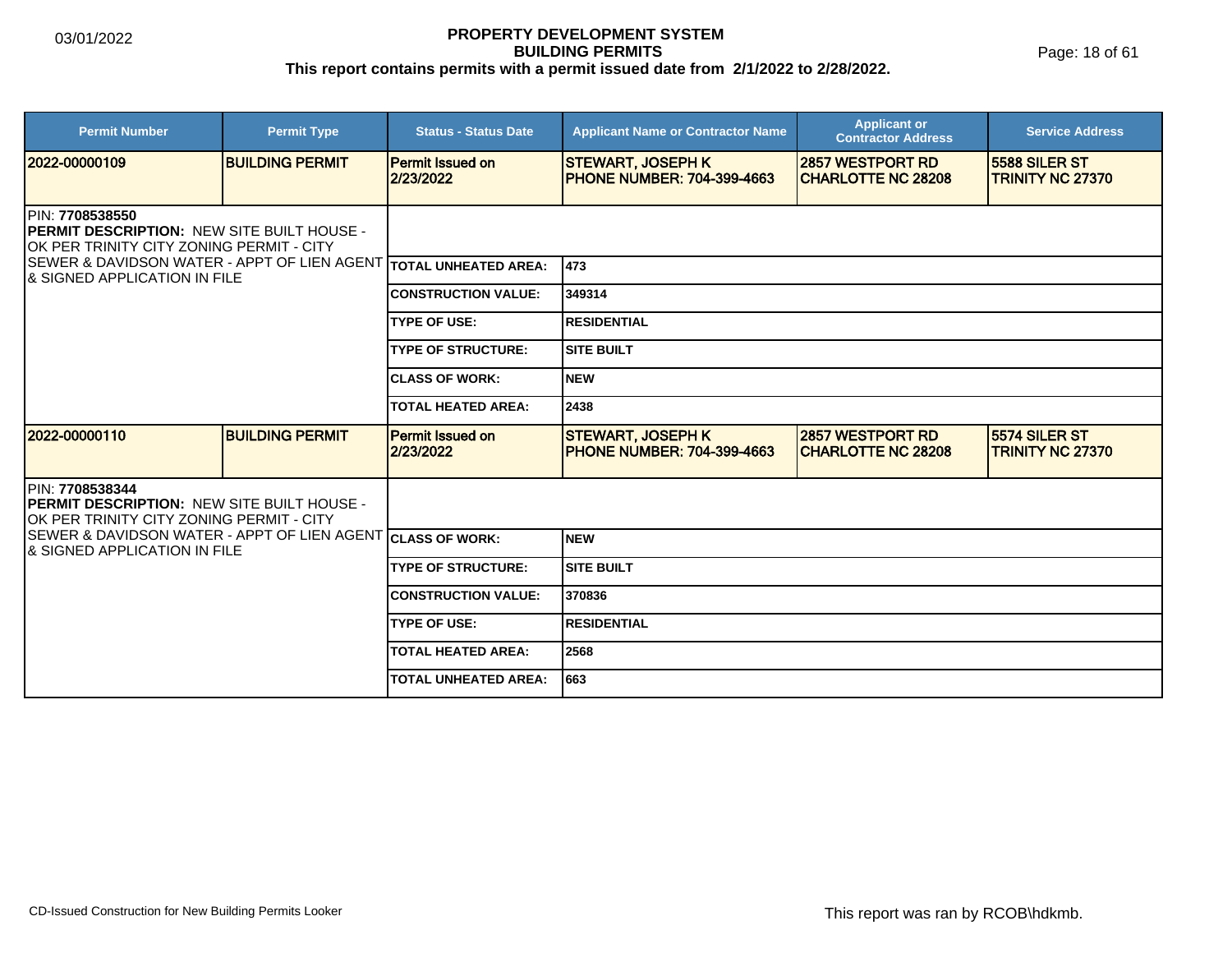# PROPERTY DEVELOPMENT SYSTEM
## BUILDING PERMITS
### This report contains permits with a permit issued date from 2/1/2022 to 2/28/2022.

03/01/2022

| Permit Number | Permit Type | Status - Status Date | Applicant Name or Contractor Name | Applicant or Contractor Address | Service Address |
|---|---|---|---|---|---|
| 2022-00000109 | BUILDING PERMIT | Permit Issued on 2/23/2022 | STEWART, JOSEPH K PHONE NUMBER: 704-399-4663 | 2857 WESTPORT RD CHARLOTTE NC 28208 | 5588 SILER ST TRINITY NC 27370 |

PIN: **7708538550**
**PERMIT DESCRIPTION:** NEW SITE BUILT HOUSE - OK PER TRINITY CITY ZONING PERMIT - CITY SEWER & DAVIDSON WATER - APPT OF LIEN AGENT & SIGNED APPLICATION IN FILE

| Field | Value |
|---|---|
| TOTAL UNHEATED AREA: | 473 |
| CONSTRUCTION VALUE: | 349314 |
| TYPE OF USE: | RESIDENTIAL |
| TYPE OF STRUCTURE: | SITE BUILT |
| CLASS OF WORK: | NEW |
| TOTAL HEATED AREA: | 2438 |

| Permit Number | Permit Type | Status - Status Date | Applicant Name or Contractor Name | Applicant or Contractor Address | Service Address |
|---|---|---|---|---|---|
| 2022-00000110 | BUILDING PERMIT | Permit Issued on 2/23/2022 | STEWART, JOSEPH K PHONE NUMBER: 704-399-4663 | 2857 WESTPORT RD CHARLOTTE NC 28208 | 5574 SILER ST TRINITY NC 27370 |

PIN: **7708538344**
**PERMIT DESCRIPTION:** NEW SITE BUILT HOUSE - OK PER TRINITY CITY ZONING PERMIT - CITY SEWER & DAVIDSON WATER - APPT OF LIEN AGENT & SIGNED APPLICATION IN FILE

| Field | Value |
|---|---|
| CLASS OF WORK: | NEW |
| TYPE OF STRUCTURE: | SITE BUILT |
| CONSTRUCTION VALUE: | 370836 |
| TYPE OF USE: | RESIDENTIAL |
| TOTAL HEATED AREA: | 2568 |
| TOTAL UNHEATED AREA: | 663 |

CD-Issued Construction for New Building Permits Looker

This report was ran by RCOB\hdkmb.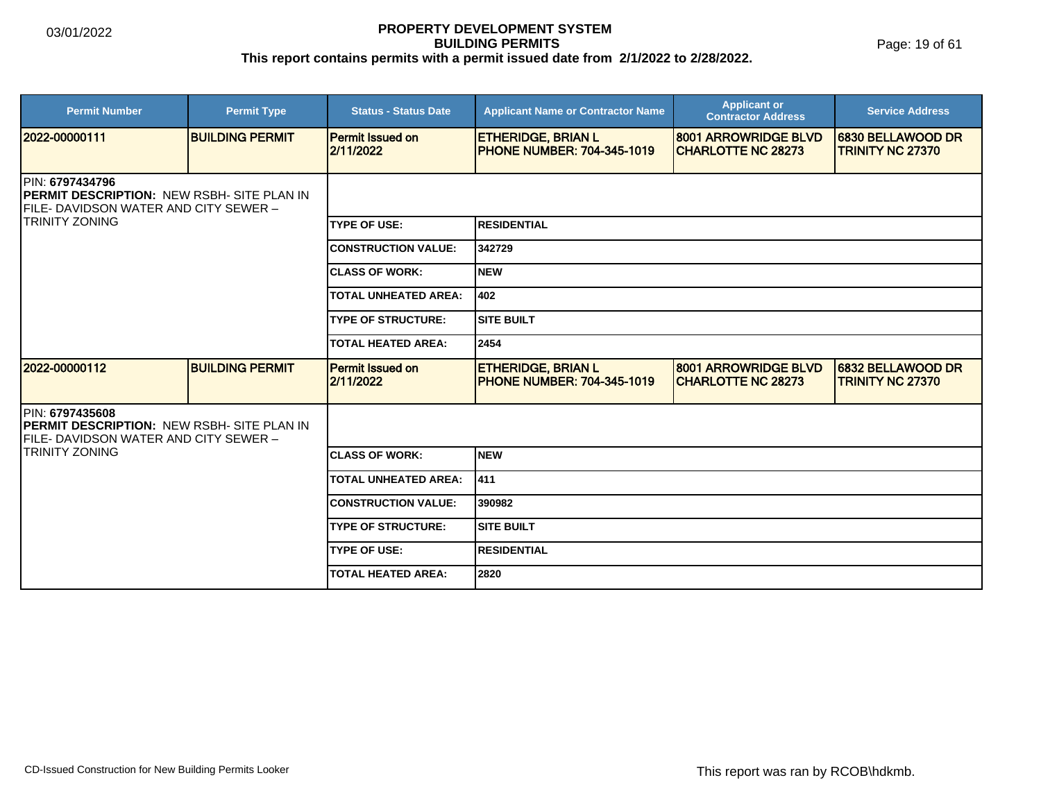# PROPERTY DEVELOPMENT SYSTEM
## BUILDING PERMITS
### This report contains permits with a permit issued date from 2/1/2022 to 2/28/2022.

| Permit Number | Permit Type | Status - Status Date | Applicant Name or Contractor Name | Applicant or Contractor Address | Service Address |
|---|---|---|---|---|---|
| 2022-00000111 | BUILDING PERMIT | Permit Issued on 2/11/2022 | ETHERIDGE, BRIAN L PHONE NUMBER: 704-345-1019 | 8001 ARROWRIDGE BLVD CHARLOTTE NC 28273 | 6830 BELLAWOOD DR TRINITY NC 27370 |

PIN: **6797434796**
**PERMIT DESCRIPTION:** NEW RSBH- SITE PLAN IN FILE- DAVIDSON WATER AND CITY SEWER – TRINITY ZONING

| | |
|---|---|
| TYPE OF USE: | RESIDENTIAL |
| CONSTRUCTION VALUE: | 342729 |
| CLASS OF WORK: | NEW |
| TOTAL UNHEATED AREA: | 402 |
| TYPE OF STRUCTURE: | SITE BUILT |
| TOTAL HEATED AREA: | 2454 |

| Permit Number | Permit Type | Status - Status Date | Applicant Name or Contractor Name | Applicant or Contractor Address | Service Address |
|---|---|---|---|---|---|
| 2022-00000112 | BUILDING PERMIT | Permit Issued on 2/11/2022 | ETHERIDGE, BRIAN L PHONE NUMBER: 704-345-1019 | 8001 ARROWRIDGE BLVD CHARLOTTE NC 28273 | 6832 BELLAWOOD DR TRINITY NC 27370 |

PIN: **6797435608**
**PERMIT DESCRIPTION:** NEW RSBH- SITE PLAN IN FILE- DAVIDSON WATER AND CITY SEWER – TRINITY ZONING

| | |
|---|---|
| CLASS OF WORK: | NEW |
| TOTAL UNHEATED AREA: | 411 |
| CONSTRUCTION VALUE: | 390982 |
| TYPE OF STRUCTURE: | SITE BUILT |
| TYPE OF USE: | RESIDENTIAL |
| TOTAL HEATED AREA: | 2820 |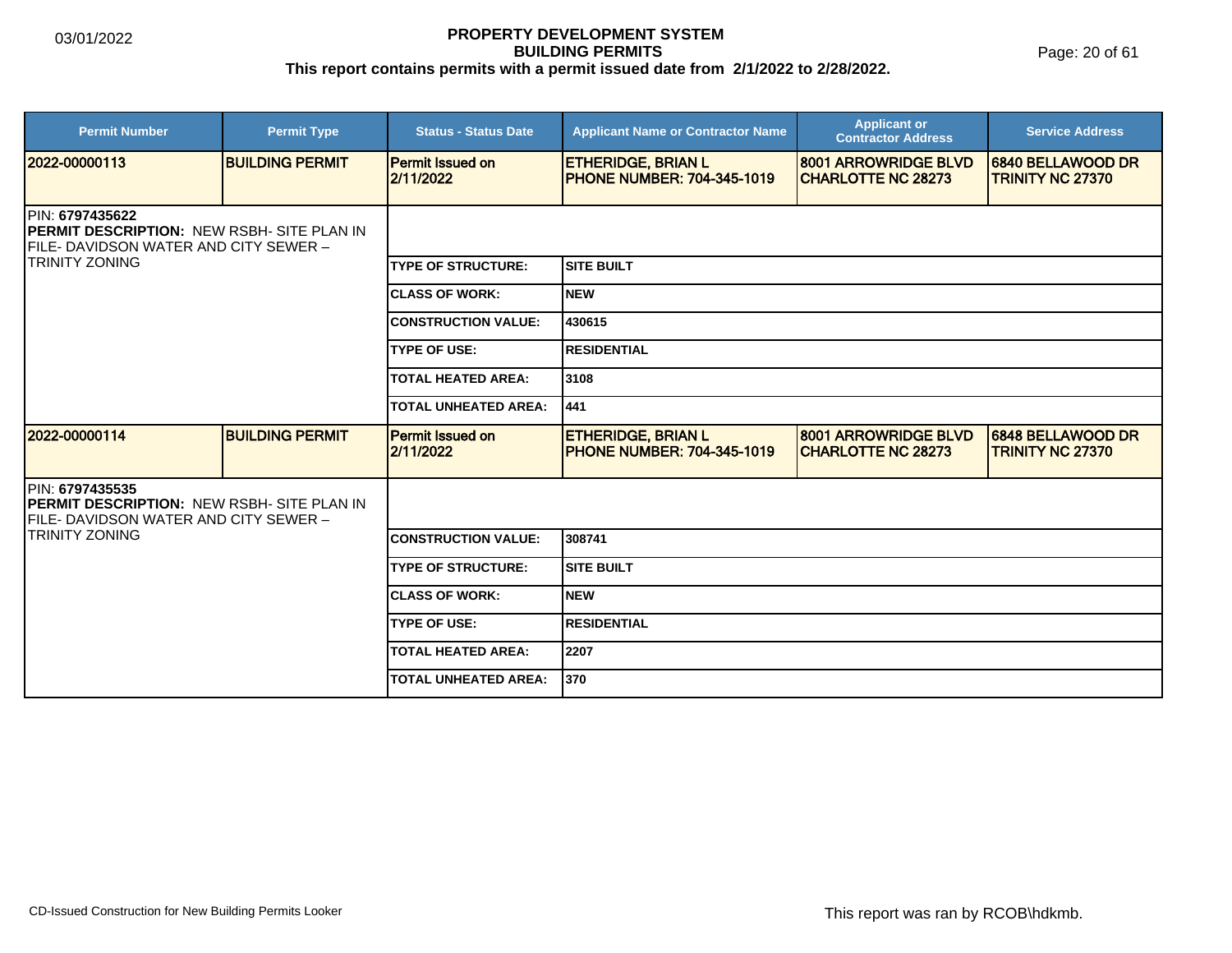# PROPERTY DEVELOPMENT SYSTEM
## BUILDING PERMITS
**This report contains permits with a permit issued date from 2/1/2022 to 2/28/2022.**

03/01/2022

| Permit Number | Permit Type | Status - Status Date | Applicant Name or Contractor Name | Applicant or Contractor Address | Service Address |
|---|---|---|---|---|---|
| 2022-00000113 | BUILDING PERMIT | Permit Issued on 2/11/2022 | ETHERIDGE, BRIAN L PHONE NUMBER: 704-345-1019 | 8001 ARROWRIDGE BLVD CHARLOTTE NC 28273 | 6840 BELLAWOOD DR TRINITY NC 27370 |

PIN: **6797435622**
**PERMIT DESCRIPTION:** NEW RSBH- SITE PLAN IN FILE- DAVIDSON WATER AND CITY SEWER – TRINITY ZONING

| | |
|---|---|
| TYPE OF STRUCTURE: | SITE BUILT |
| CLASS OF WORK: | NEW |
| CONSTRUCTION VALUE: | 430615 |
| TYPE OF USE: | RESIDENTIAL |
| TOTAL HEATED AREA: | 3108 |
| TOTAL UNHEATED AREA: | 441 |

| Permit Number | Permit Type | Status - Status Date | Applicant Name or Contractor Name | Applicant or Contractor Address | Service Address |
|---|---|---|---|---|---|
| 2022-00000114 | BUILDING PERMIT | Permit Issued on 2/11/2022 | ETHERIDGE, BRIAN L PHONE NUMBER: 704-345-1019 | 8001 ARROWRIDGE BLVD CHARLOTTE NC 28273 | 6848 BELLAWOOD DR TRINITY NC 27370 |

PIN: **6797435535**
**PERMIT DESCRIPTION:** NEW RSBH- SITE PLAN IN FILE- DAVIDSON WATER AND CITY SEWER – TRINITY ZONING

| | |
|---|---|
| CONSTRUCTION VALUE: | 308741 |
| TYPE OF STRUCTURE: | SITE BUILT |
| CLASS OF WORK: | NEW |
| TYPE OF USE: | RESIDENTIAL |
| TOTAL HEATED AREA: | 2207 |
| TOTAL UNHEATED AREA: | 370 |

CD-Issued Construction for New Building Permits Looker

This report was ran by RCOB\hdkmb.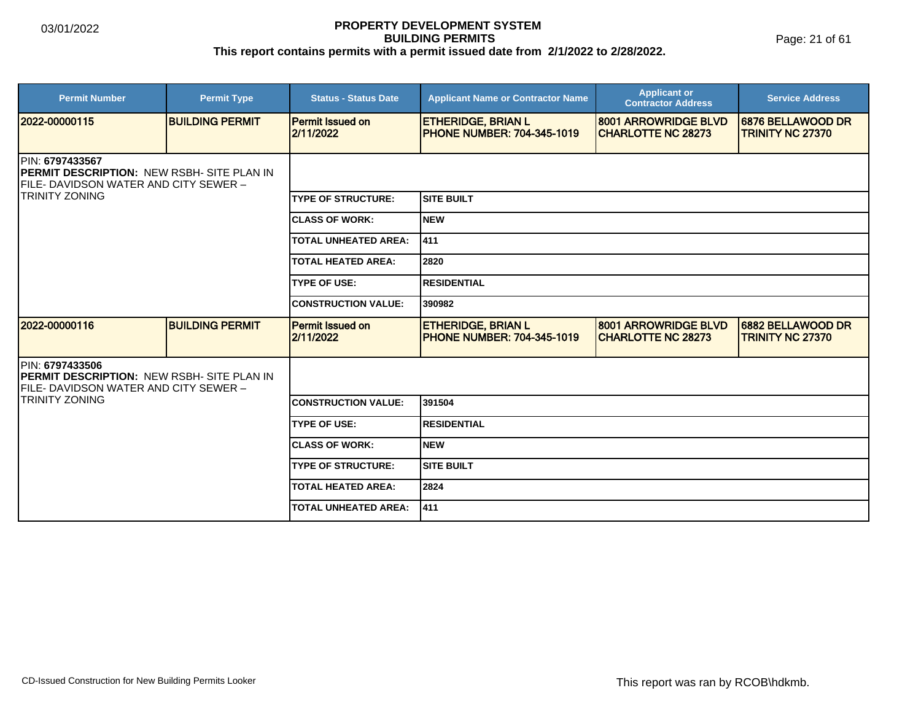# PROPERTY DEVELOPMENT SYSTEM
## BUILDING PERMITS
**This report contains permits with a permit issued date from 2/1/2022 to 2/28/2022.**

| Permit Number | Permit Type | Status - Status Date | Applicant Name or Contractor Name | Applicant or Contractor Address | Service Address |
|---|---|---|---|---|---|
| 2022-00000115 | BUILDING PERMIT | Permit Issued on 2/11/2022 | ETHERIDGE, BRIAN L PHONE NUMBER: 704-345-1019 | 8001 ARROWRIDGE BLVD CHARLOTTE NC 28273 | 6876 BELLAWOOD DR TRINITY NC 27370 |

PIN: **6797433567**
**PERMIT DESCRIPTION:** NEW RSBH- SITE PLAN IN FILE- DAVIDSON WATER AND CITY SEWER – TRINITY ZONING

| | |
|---|---|
| TYPE OF STRUCTURE: | SITE BUILT |
| CLASS OF WORK: | NEW |
| TOTAL UNHEATED AREA: | 411 |
| TOTAL HEATED AREA: | 2820 |
| TYPE OF USE: | RESIDENTIAL |
| CONSTRUCTION VALUE: | 390982 |

| Permit Number | Permit Type | Status - Status Date | Applicant Name or Contractor Name | Applicant or Contractor Address | Service Address |
|---|---|---|---|---|---|
| 2022-00000116 | BUILDING PERMIT | Permit Issued on 2/11/2022 | ETHERIDGE, BRIAN L PHONE NUMBER: 704-345-1019 | 8001 ARROWRIDGE BLVD CHARLOTTE NC 28273 | 6882 BELLAWOOD DR TRINITY NC 27370 |

PIN: **6797433506**
**PERMIT DESCRIPTION:** NEW RSBH- SITE PLAN IN FILE- DAVIDSON WATER AND CITY SEWER – TRINITY ZONING

| | |
|---|---|
| CONSTRUCTION VALUE: | 391504 |
| TYPE OF USE: | RESIDENTIAL |
| CLASS OF WORK: | NEW |
| TYPE OF STRUCTURE: | SITE BUILT |
| TOTAL HEATED AREA: | 2824 |
| TOTAL UNHEATED AREA: | 411 |

CD-Issued Construction for New Building Permits Looker

This report was ran by RCOB\hdkmb.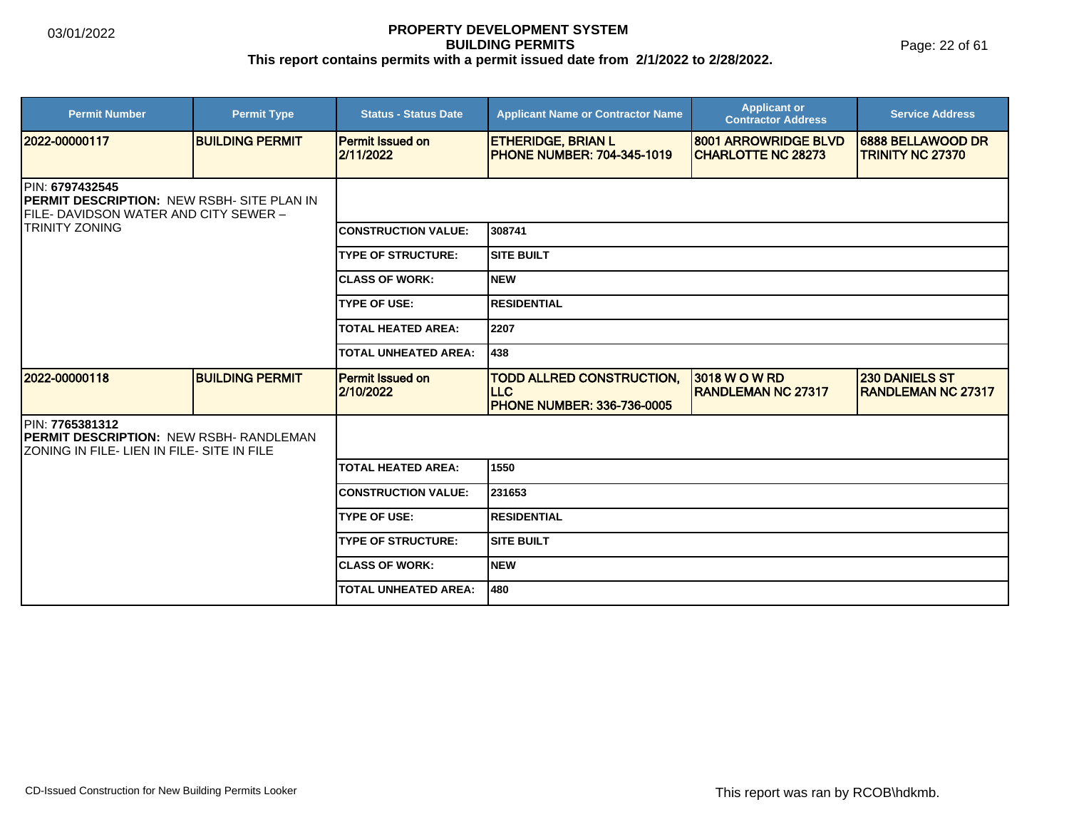# PROPERTY DEVELOPMENT SYSTEM
## BUILDING PERMITS
**This report contains permits with a permit issued date from 2/1/2022 to 2/28/2022.**

03/01/2022

| Permit Number | Permit Type | Status - Status Date | Applicant Name or Contractor Name | Applicant or Contractor Address | Service Address |
|---|---|---|---|---|---|
| 2022-00000117 | BUILDING PERMIT | Permit Issued on 2/11/2022 | ETHERIDGE, BRIAN L PHONE NUMBER: 704-345-1019 | 8001 ARROWRIDGE BLVD CHARLOTTE NC 28273 | 6888 BELLAWOOD DR TRINITY NC 27370 |

PIN: **6797432545**
**PERMIT DESCRIPTION:** NEW RSBH- SITE PLAN IN FILE- DAVIDSON WATER AND CITY SEWER – TRINITY ZONING

| | |
|---|---|
| CONSTRUCTION VALUE: | 308741 |
| TYPE OF STRUCTURE: | SITE BUILT |
| CLASS OF WORK: | NEW |
| TYPE OF USE: | RESIDENTIAL |
| TOTAL HEATED AREA: | 2207 |
| TOTAL UNHEATED AREA: | 438 |

| Permit Number | Permit Type | Status - Status Date | Applicant Name or Contractor Name | Applicant or Contractor Address | Service Address |
|---|---|---|---|---|---|
| 2022-00000118 | BUILDING PERMIT | Permit Issued on 2/10/2022 | TODD ALLRED CONSTRUCTION, LLC PHONE NUMBER: 336-736-0005 | 3018 W O W RD RANDLEMAN NC 27317 | 230 DANIELS ST RANDLEMAN NC 27317 |

PIN: **7765381312**
**PERMIT DESCRIPTION:** NEW RSBH- RANDLEMAN ZONING IN FILE- LIEN IN FILE- SITE IN FILE

| | |
|---|---|
| TOTAL HEATED AREA: | 1550 |
| CONSTRUCTION VALUE: | 231653 |
| TYPE OF USE: | RESIDENTIAL |
| TYPE OF STRUCTURE: | SITE BUILT |
| CLASS OF WORK: | NEW |
| TOTAL UNHEATED AREA: | 480 |

CD-Issued Construction for New Building Permits Looker

This report was ran by RCOB\hdkmb.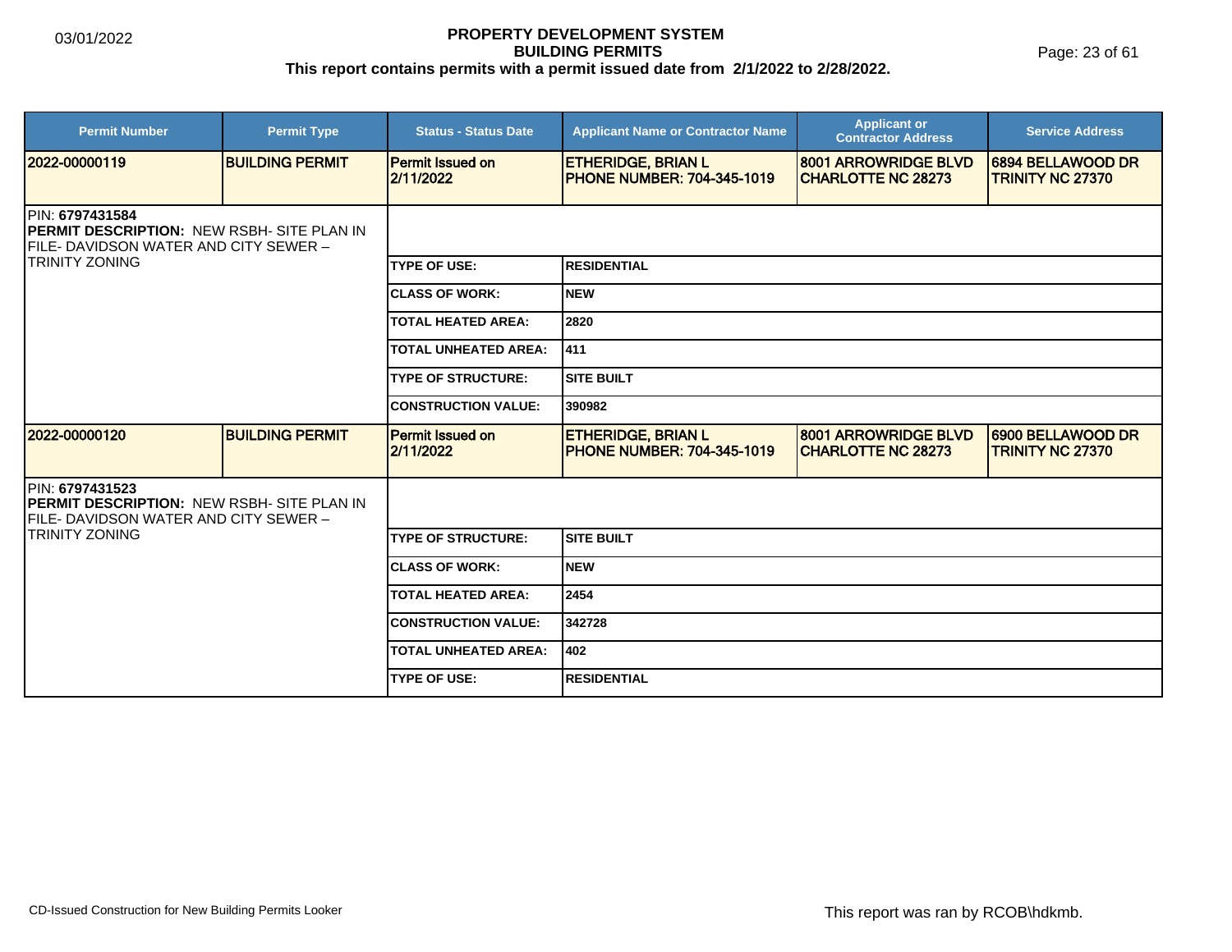# PROPERTY DEVELOPMENT SYSTEM
## BUILDING PERMITS
**This report contains permits with a permit issued date from 2/1/2022 to 2/28/2022.**

03/01/2022

| Permit Number | Permit Type | Status - Status Date | Applicant Name or Contractor Name | Applicant or Contractor Address | Service Address |
|---|---|---|---|---|---|
| 2022-00000119 | BUILDING PERMIT | Permit Issued on 2/11/2022 | ETHERIDGE, BRIAN L PHONE NUMBER: 704-345-1019 | 8001 ARROWRIDGE BLVD CHARLOTTE NC 28273 | 6894 BELLAWOOD DR TRINITY NC 27370 |

PIN: **6797431584**
**PERMIT DESCRIPTION:** NEW RSBH- SITE PLAN IN FILE- DAVIDSON WATER AND CITY SEWER – TRINITY ZONING

| | |
|---|---|
| TYPE OF USE: | RESIDENTIAL |
| CLASS OF WORK: | NEW |
| TOTAL HEATED AREA: | 2820 |
| TOTAL UNHEATED AREA: | 411 |
| TYPE OF STRUCTURE: | SITE BUILT |
| CONSTRUCTION VALUE: | 390982 |

| Permit Number | Permit Type | Status - Status Date | Applicant Name or Contractor Name | Applicant or Contractor Address | Service Address |
|---|---|---|---|---|---|
| 2022-00000120 | BUILDING PERMIT | Permit Issued on 2/11/2022 | ETHERIDGE, BRIAN L PHONE NUMBER: 704-345-1019 | 8001 ARROWRIDGE BLVD CHARLOTTE NC 28273 | 6900 BELLAWOOD DR TRINITY NC 27370 |

PIN: **6797431523**
**PERMIT DESCRIPTION:** NEW RSBH- SITE PLAN IN FILE- DAVIDSON WATER AND CITY SEWER – TRINITY ZONING

| | |
|---|---|
| TYPE OF STRUCTURE: | SITE BUILT |
| CLASS OF WORK: | NEW |
| TOTAL HEATED AREA: | 2454 |
| CONSTRUCTION VALUE: | 342728 |
| TOTAL UNHEATED AREA: | 402 |
| TYPE OF USE: | RESIDENTIAL |

CD-Issued Construction for New Building Permits Looker

This report was ran by RCOB\hdkmb.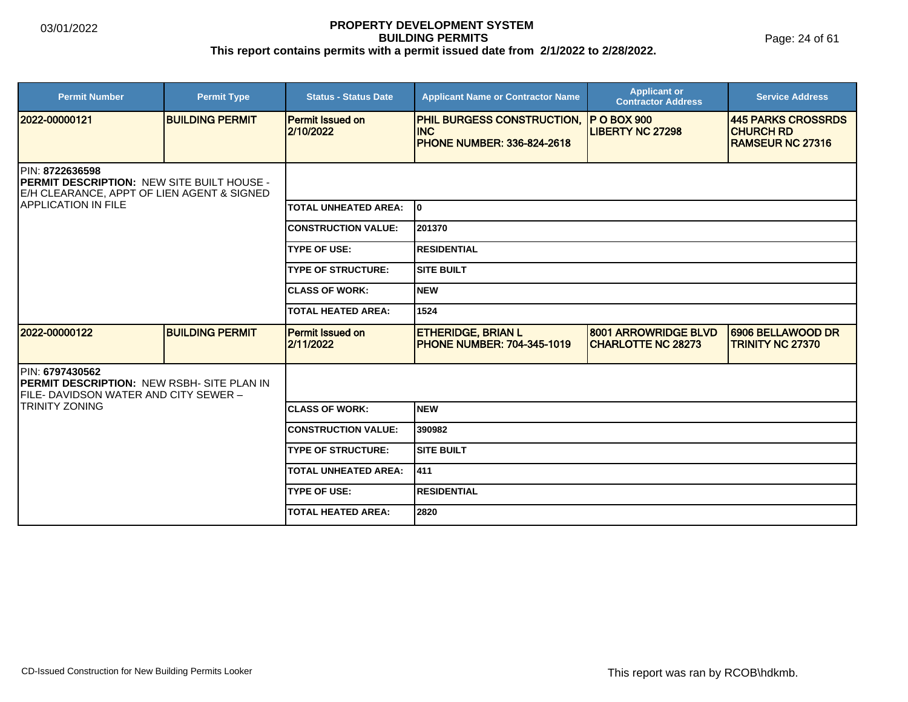# PROPERTY DEVELOPMENT SYSTEM
## BUILDING PERMITS
### This report contains permits with a permit issued date from 2/1/2022 to 2/28/2022.

03/01/2022

| Permit Number | Permit Type | Status - Status Date | Applicant Name or Contractor Name | Applicant or Contractor Address | Service Address |
|---|---|---|---|---|---|
| 2022-00000121 | BUILDING PERMIT | Permit Issued on 2/10/2022 | PHIL BURGESS CONSTRUCTION, INC PHONE NUMBER: 336-824-2618 | P O BOX 900 LIBERTY NC 27298 | 445 PARKS CROSSRDS CHURCH RD RAMSEUR NC 27316 |

PIN: **8722636598**
**PERMIT DESCRIPTION:** NEW SITE BUILT HOUSE - E/H CLEARANCE, APPT OF LIEN AGENT & SIGNED APPLICATION IN FILE

| Field | Value |
|---|---|
| TOTAL UNHEATED AREA: | 0 |
| CONSTRUCTION VALUE: | 201370 |
| TYPE OF USE: | RESIDENTIAL |
| TYPE OF STRUCTURE: | SITE BUILT |
| CLASS OF WORK: | NEW |
| TOTAL HEATED AREA: | 1524 |

| Permit Number | Permit Type | Status - Status Date | Applicant Name or Contractor Name | Applicant or Contractor Address | Service Address |
|---|---|---|---|---|---|
| 2022-00000122 | BUILDING PERMIT | Permit Issued on 2/11/2022 | ETHERIDGE, BRIAN L PHONE NUMBER: 704-345-1019 | 8001 ARROWRIDGE BLVD CHARLOTTE NC 28273 | 6906 BELLAWOOD DR TRINITY NC 27370 |

PIN: **6797430562**
**PERMIT DESCRIPTION:** NEW RSBH- SITE PLAN IN FILE- DAVIDSON WATER AND CITY SEWER – TRINITY ZONING

| Field | Value |
|---|---|
| CLASS OF WORK: | NEW |
| CONSTRUCTION VALUE: | 390982 |
| TYPE OF STRUCTURE: | SITE BUILT |
| TOTAL UNHEATED AREA: | 411 |
| TYPE OF USE: | RESIDENTIAL |
| TOTAL HEATED AREA: | 2820 |

CD-Issued Construction for New Building Permits Looker

This report was ran by RCOB\hdkmb.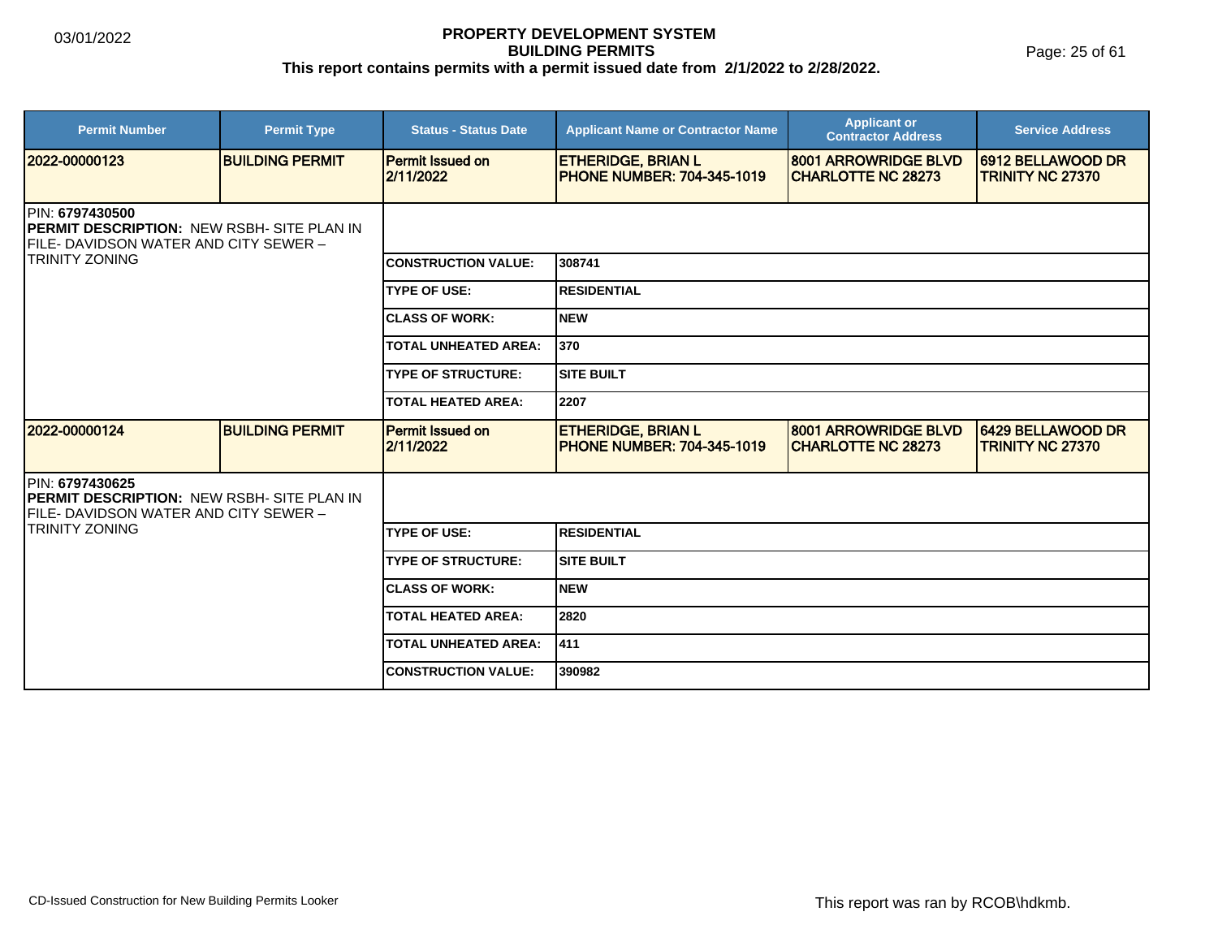# PROPERTY DEVELOPMENT SYSTEM

## BUILDING PERMITS

**This report contains permits with a permit issued date from 2/1/2022 to 2/28/2022.**

| Permit Number | Permit Type | Status - Status Date | Applicant Name or Contractor Name | Applicant or Contractor Address | Service Address |
|---|---|---|---|---|---|
| 2022-00000123 | BUILDING PERMIT | Permit Issued on 2/11/2022 | ETHERIDGE, BRIAN L PHONE NUMBER: 704-345-1019 | 8001 ARROWRIDGE BLVD CHARLOTTE NC 28273 | 6912 BELLAWOOD DR TRINITY NC 27370 |

PIN: **6797430500**
**PERMIT DESCRIPTION:** NEW RSBH- SITE PLAN IN FILE- DAVIDSON WATER AND CITY SEWER – TRINITY ZONING

| Field | Value |
|---|---|
| CONSTRUCTION VALUE: | 308741 |
| TYPE OF USE: | RESIDENTIAL |
| CLASS OF WORK: | NEW |
| TOTAL UNHEATED AREA: | 370 |
| TYPE OF STRUCTURE: | SITE BUILT |
| TOTAL HEATED AREA: | 2207 |

| Permit Number | Permit Type | Status - Status Date | Applicant Name or Contractor Name | Applicant or Contractor Address | Service Address |
|---|---|---|---|---|---|
| 2022-00000124 | BUILDING PERMIT | Permit Issued on 2/11/2022 | ETHERIDGE, BRIAN L PHONE NUMBER: 704-345-1019 | 8001 ARROWRIDGE BLVD CHARLOTTE NC 28273 | 6429 BELLAWOOD DR TRINITY NC 27370 |

PIN: **6797430625**
**PERMIT DESCRIPTION:** NEW RSBH- SITE PLAN IN FILE- DAVIDSON WATER AND CITY SEWER – TRINITY ZONING

| Field | Value |
|---|---|
| TYPE OF USE: | RESIDENTIAL |
| TYPE OF STRUCTURE: | SITE BUILT |
| CLASS OF WORK: | NEW |
| TOTAL HEATED AREA: | 2820 |
| TOTAL UNHEATED AREA: | 411 |
| CONSTRUCTION VALUE: | 390982 |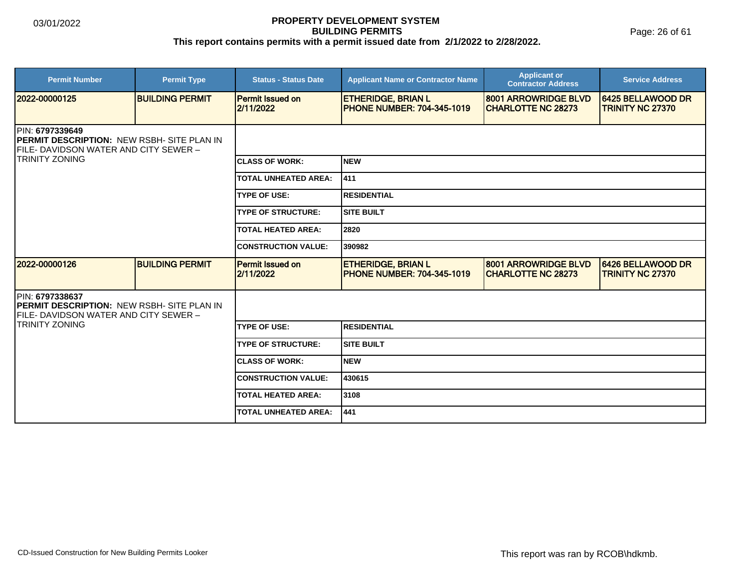# PROPERTY DEVELOPMENT SYSTEM
## BUILDING PERMITS
### This report contains permits with a permit issued date from 2/1/2022 to 2/28/2022.

| Permit Number | Permit Type | Status - Status Date | Applicant Name or Contractor Name | Applicant or Contractor Address | Service Address |
|---|---|---|---|---|---|
| 2022-00000125 | BUILDING PERMIT | Permit Issued on 2/11/2022 | ETHERIDGE, BRIAN L PHONE NUMBER: 704-345-1019 | 8001 ARROWRIDGE BLVD CHARLOTTE NC 28273 | 6425 BELLAWOOD DR TRINITY NC 27370 |

PIN: **6797339649**
**PERMIT DESCRIPTION:** NEW RSBH- SITE PLAN IN FILE- DAVIDSON WATER AND CITY SEWER – TRINITY ZONING

| | |
|---|---|
| CLASS OF WORK: | NEW |
| TOTAL UNHEATED AREA: | 411 |
| TYPE OF USE: | RESIDENTIAL |
| TYPE OF STRUCTURE: | SITE BUILT |
| TOTAL HEATED AREA: | 2820 |
| CONSTRUCTION VALUE: | 390982 |

| Permit Number | Permit Type | Status - Status Date | Applicant Name or Contractor Name | Applicant or Contractor Address | Service Address |
|---|---|---|---|---|---|
| 2022-00000126 | BUILDING PERMIT | Permit Issued on 2/11/2022 | ETHERIDGE, BRIAN L PHONE NUMBER: 704-345-1019 | 8001 ARROWRIDGE BLVD CHARLOTTE NC 28273 | 6426 BELLAWOOD DR TRINITY NC 27370 |

PIN: **6797338637**
**PERMIT DESCRIPTION:** NEW RSBH- SITE PLAN IN FILE- DAVIDSON WATER AND CITY SEWER – TRINITY ZONING

| | |
|---|---|
| TYPE OF USE: | RESIDENTIAL |
| TYPE OF STRUCTURE: | SITE BUILT |
| CLASS OF WORK: | NEW |
| CONSTRUCTION VALUE: | 430615 |
| TOTAL HEATED AREA: | 3108 |
| TOTAL UNHEATED AREA: | 441 |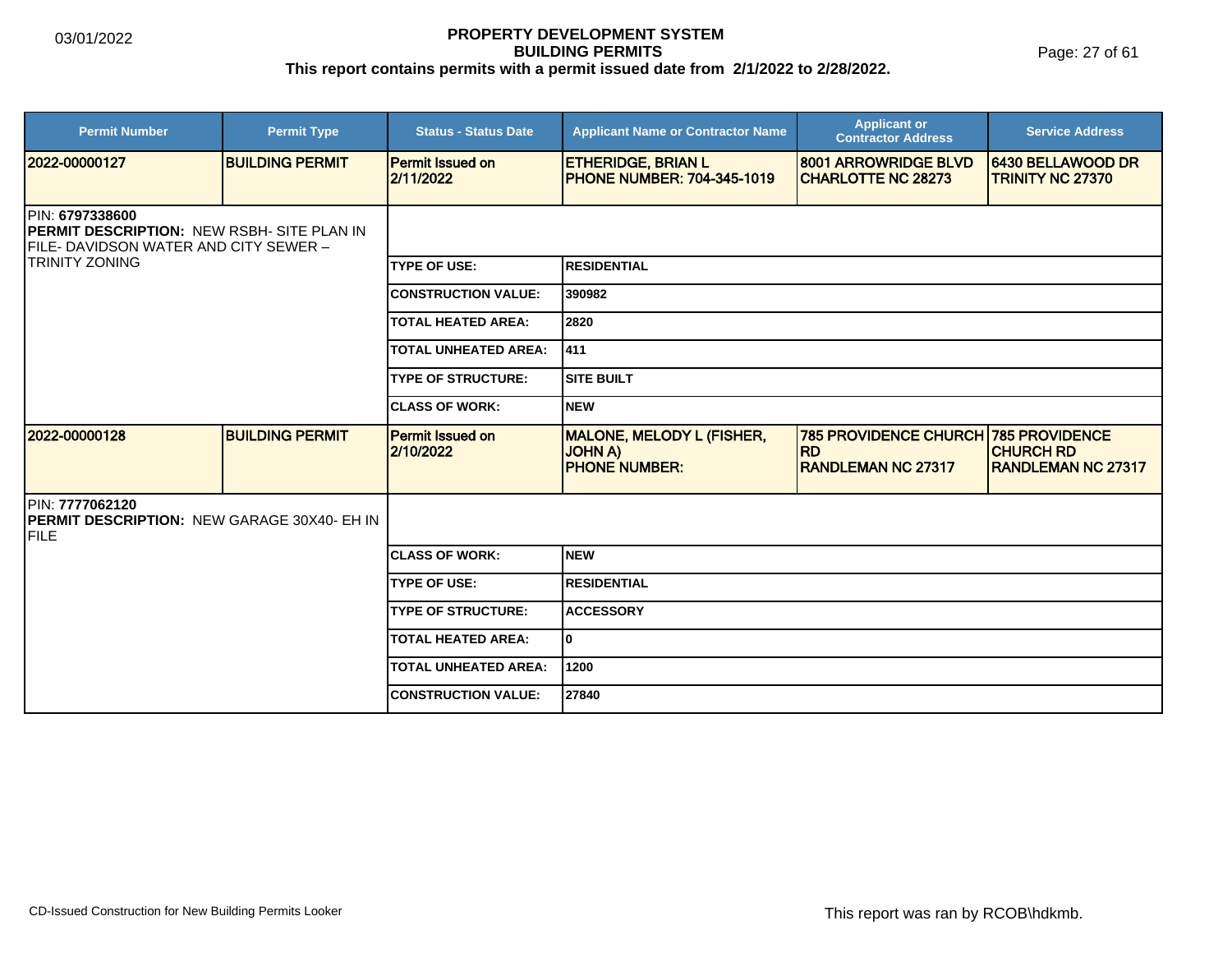| Permit Number | Permit Type | Status - Status Date | Applicant Name or Contractor Name | Applicant or Contractor Address | Service Address |
|---|---|---|---|---|---|
| 2022-00000127 | BUILDING PERMIT | Permit Issued on 2/11/2022 | ETHERIDGE, BRIAN L<br>PHONE NUMBER: 704-345-1019 | 8001 ARROWRIDGE BLVD<br>CHARLOTTE NC 28273 | 6430 BELLAWOOD DR<br>TRINITY NC 27370 |

PIN: **6797338600**
**PERMIT DESCRIPTION:** NEW RSBH- SITE PLAN IN FILE- DAVIDSON WATER AND CITY SEWER – TRINITY ZONING

| | |
|---|---|
| TYPE OF USE: | RESIDENTIAL |
| CONSTRUCTION VALUE: | 390982 |
| TOTAL HEATED AREA: | 2820 |
| TOTAL UNHEATED AREA: | 411 |
| TYPE OF STRUCTURE: | SITE BUILT |
| CLASS OF WORK: | NEW |

| Permit Number | Permit Type | Status - Status Date | Applicant Name or Contractor Name | Applicant or Contractor Address | Service Address |
|---|---|---|---|---|---|
| 2022-00000128 | BUILDING PERMIT | Permit Issued on 2/10/2022 | MALONE, MELODY L (FISHER, JOHN A)<br>PHONE NUMBER: | 785 PROVIDENCE CHURCH RD<br>RANDLEMAN NC 27317 | 785 PROVIDENCE CHURCH RD<br>RANDLEMAN NC 27317 |

PIN: **7777062120**
**PERMIT DESCRIPTION:** NEW GARAGE 30X40- EH IN FILE

| | |
|---|---|
| CLASS OF WORK: | NEW |
| TYPE OF USE: | RESIDENTIAL |
| TYPE OF STRUCTURE: | ACCESSORY |
| TOTAL HEATED AREA: | 0 |
| TOTAL UNHEATED AREA: | 1200 |
| CONSTRUCTION VALUE: | 27840 |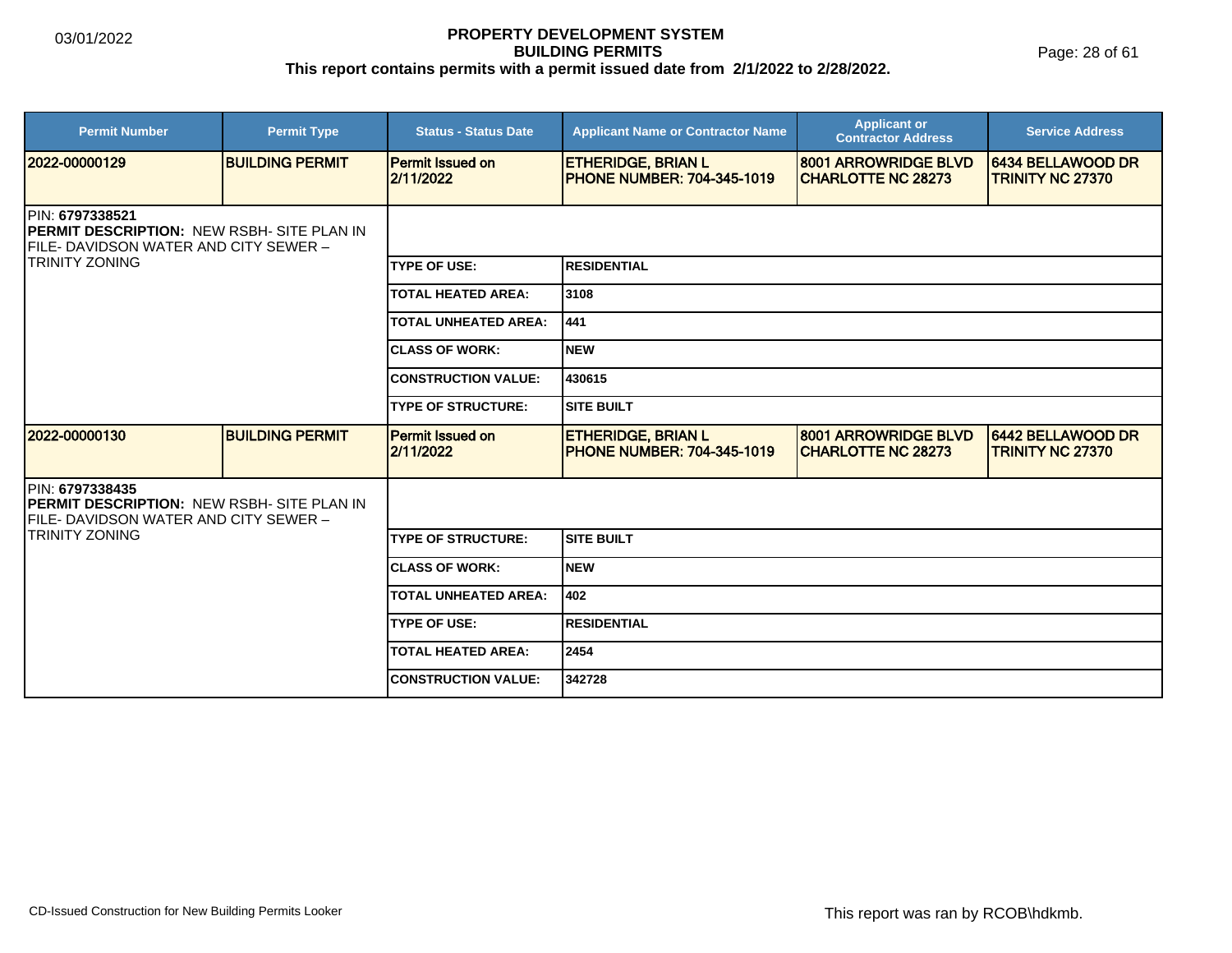# PROPERTY DEVELOPMENT SYSTEM
## BUILDING PERMITS
**This report contains permits with a permit issued date from 2/1/2022 to 2/28/2022.**

03/01/2022

| Permit Number | Permit Type | Status - Status Date | Applicant Name or Contractor Name | Applicant or Contractor Address | Service Address |
|---|---|---|---|---|---|
| 2022-00000129 | BUILDING PERMIT | Permit Issued on 2/11/2022 | ETHERIDGE, BRIAN L PHONE NUMBER: 704-345-1019 | 8001 ARROWRIDGE BLVD CHARLOTTE NC 28273 | 6434 BELLAWOOD DR TRINITY NC 27370 |

PIN: **6797338521**
**PERMIT DESCRIPTION:** NEW RSBH- SITE PLAN IN FILE- DAVIDSON WATER AND CITY SEWER – TRINITY ZONING

| | |
|---|---|
| TYPE OF USE: | RESIDENTIAL |
| TOTAL HEATED AREA: | 3108 |
| TOTAL UNHEATED AREA: | 441 |
| CLASS OF WORK: | NEW |
| CONSTRUCTION VALUE: | 430615 |
| TYPE OF STRUCTURE: | SITE BUILT |

| Permit Number | Permit Type | Status - Status Date | Applicant Name or Contractor Name | Applicant or Contractor Address | Service Address |
|---|---|---|---|---|---|
| 2022-00000130 | BUILDING PERMIT | Permit Issued on 2/11/2022 | ETHERIDGE, BRIAN L PHONE NUMBER: 704-345-1019 | 8001 ARROWRIDGE BLVD CHARLOTTE NC 28273 | 6442 BELLAWOOD DR TRINITY NC 27370 |

PIN: **6797338435**
**PERMIT DESCRIPTION:** NEW RSBH- SITE PLAN IN FILE- DAVIDSON WATER AND CITY SEWER – TRINITY ZONING

| | |
|---|---|
| TYPE OF STRUCTURE: | SITE BUILT |
| CLASS OF WORK: | NEW |
| TOTAL UNHEATED AREA: | 402 |
| TYPE OF USE: | RESIDENTIAL |
| TOTAL HEATED AREA: | 2454 |
| CONSTRUCTION VALUE: | 342728 |

CD-Issued Construction for New Building Permits Looker

This report was ran by RCOB\hdkmb.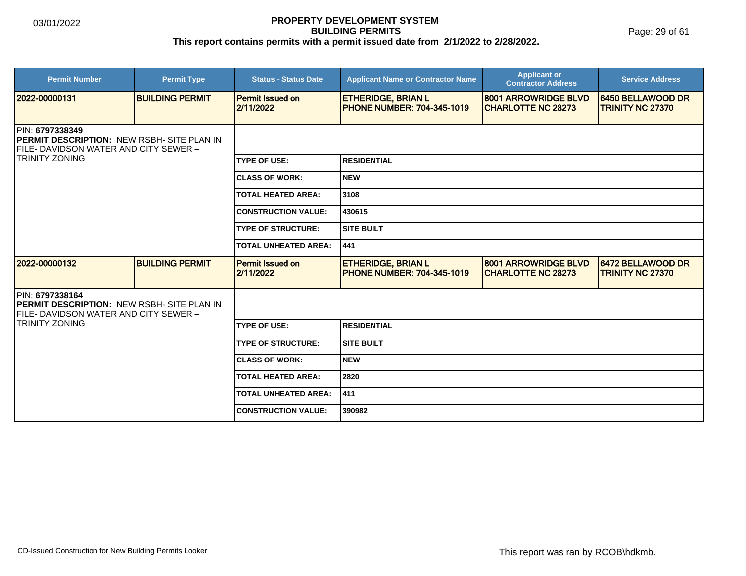# PROPERTY DEVELOPMENT SYSTEM
## BUILDING PERMITS
### This report contains permits with a permit issued date from 2/1/2022 to 2/28/2022.

03/01/2022

| Permit Number | Permit Type | Status - Status Date | Applicant Name or Contractor Name | Applicant or Contractor Address | Service Address |
|---|---|---|---|---|---|
| 2022-00000131 | BUILDING PERMIT | Permit Issued on 2/11/2022 | ETHERIDGE, BRIAN L PHONE NUMBER: 704-345-1019 | 8001 ARROWRIDGE BLVD CHARLOTTE NC 28273 | 6450 BELLAWOOD DR TRINITY NC 27370 |

PIN: **6797338349**
**PERMIT DESCRIPTION:** NEW RSBH- SITE PLAN IN FILE- DAVIDSON WATER AND CITY SEWER – TRINITY ZONING

| | |
|---|---|
| TYPE OF USE: | RESIDENTIAL |
| CLASS OF WORK: | NEW |
| TOTAL HEATED AREA: | 3108 |
| CONSTRUCTION VALUE: | 430615 |
| TYPE OF STRUCTURE: | SITE BUILT |
| TOTAL UNHEATED AREA: | 441 |

| Permit Number | Permit Type | Status - Status Date | Applicant Name or Contractor Name | Applicant or Contractor Address | Service Address |
|---|---|---|---|---|---|
| 2022-00000132 | BUILDING PERMIT | Permit Issued on 2/11/2022 | ETHERIDGE, BRIAN L PHONE NUMBER: 704-345-1019 | 8001 ARROWRIDGE BLVD CHARLOTTE NC 28273 | 6472 BELLAWOOD DR TRINITY NC 27370 |

PIN: **6797338164**
**PERMIT DESCRIPTION:** NEW RSBH- SITE PLAN IN FILE- DAVIDSON WATER AND CITY SEWER – TRINITY ZONING

| | |
|---|---|
| TYPE OF USE: | RESIDENTIAL |
| TYPE OF STRUCTURE: | SITE BUILT |
| CLASS OF WORK: | NEW |
| TOTAL HEATED AREA: | 2820 |
| TOTAL UNHEATED AREA: | 411 |
| CONSTRUCTION VALUE: | 390982 |

CD-Issued Construction for New Building Permits Looker

This report was ran by RCOB\hdkmb.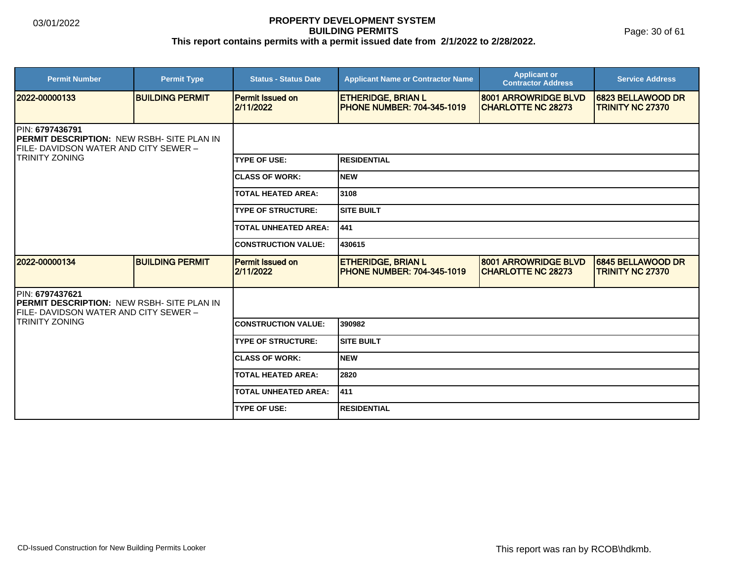# PROPERTY DEVELOPMENT SYSTEM
## BUILDING PERMITS
### This report contains permits with a permit issued date from 2/1/2022 to 2/28/2022.

03/01/2022

| Permit Number | Permit Type | Status - Status Date | Applicant Name or Contractor Name | Applicant or Contractor Address | Service Address |
|---|---|---|---|---|---|
| 2022-00000133 | BUILDING PERMIT | Permit Issued on 2/11/2022 | ETHERIDGE, BRIAN L PHONE NUMBER: 704-345-1019 | 8001 ARROWRIDGE BLVD CHARLOTTE NC 28273 | 6823 BELLAWOOD DR TRINITY NC 27370 |

PIN: **6797436791**
**PERMIT DESCRIPTION:** NEW RSBH- SITE PLAN IN FILE- DAVIDSON WATER AND CITY SEWER – TRINITY ZONING

| | |
|---|---|
| TYPE OF USE: | RESIDENTIAL |
| CLASS OF WORK: | NEW |
| TOTAL HEATED AREA: | 3108 |
| TYPE OF STRUCTURE: | SITE BUILT |
| TOTAL UNHEATED AREA: | 441 |
| CONSTRUCTION VALUE: | 430615 |

| Permit Number | Permit Type | Status - Status Date | Applicant Name or Contractor Name | Applicant or Contractor Address | Service Address |
|---|---|---|---|---|---|
| 2022-00000134 | BUILDING PERMIT | Permit Issued on 2/11/2022 | ETHERIDGE, BRIAN L PHONE NUMBER: 704-345-1019 | 8001 ARROWRIDGE BLVD CHARLOTTE NC 28273 | 6845 BELLAWOOD DR TRINITY NC 27370 |

PIN: **6797437621**
**PERMIT DESCRIPTION:** NEW RSBH- SITE PLAN IN FILE- DAVIDSON WATER AND CITY SEWER – TRINITY ZONING

| | |
|---|---|
| CONSTRUCTION VALUE: | 390982 |
| TYPE OF STRUCTURE: | SITE BUILT |
| CLASS OF WORK: | NEW |
| TOTAL HEATED AREA: | 2820 |
| TOTAL UNHEATED AREA: | 411 |
| TYPE OF USE: | RESIDENTIAL |

CD-Issued Construction for New Building Permits Looker

This report was ran by RCOB\hdkmb.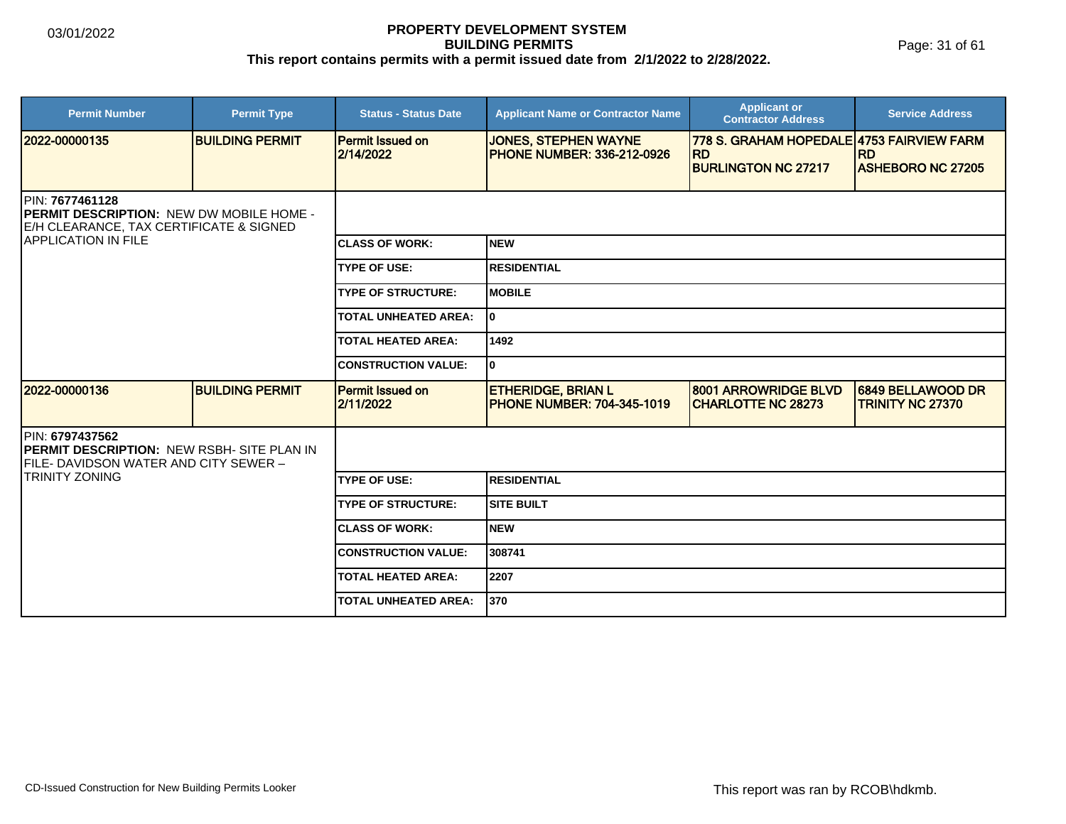# PROPERTY DEVELOPMENT SYSTEM
## BUILDING PERMITS
### This report contains permits with a permit issued date from 2/1/2022 to 2/28/2022.

| Permit Number | Permit Type | Status - Status Date | Applicant Name or Contractor Name | Applicant or Contractor Address | Service Address |
|---|---|---|---|---|---|
| 2022-00000135 | BUILDING PERMIT | Permit Issued on 2/14/2022 | JONES, STEPHEN WAYNE<br>PHONE NUMBER: 336-212-0926 | 778 S. GRAHAM HOPEDALE RD<br>BURLINGTON NC 27217 | 4753 FAIRVIEW FARM RD<br>ASHEBORO NC 27205 |

PIN: **7677461128**
**PERMIT DESCRIPTION:** NEW DW MOBILE HOME - E/H CLEARANCE, TAX CERTIFICATE & SIGNED APPLICATION IN FILE

| | |
|---|---|
| CLASS OF WORK: | NEW |
| TYPE OF USE: | RESIDENTIAL |
| TYPE OF STRUCTURE: | MOBILE |
| TOTAL UNHEATED AREA: | 0 |
| TOTAL HEATED AREA: | 1492 |
| CONSTRUCTION VALUE: | 0 |

| Permit Number | Permit Type | Status - Status Date | Applicant Name or Contractor Name | Applicant or Contractor Address | Service Address |
|---|---|---|---|---|---|
| 2022-00000136 | BUILDING PERMIT | Permit Issued on 2/11/2022 | ETHERIDGE, BRIAN L<br>PHONE NUMBER: 704-345-1019 | 8001 ARROWRIDGE BLVD<br>CHARLOTTE NC 28273 | 6849 BELLAWOOD DR<br>TRINITY NC 27370 |

PIN: **6797437562**
**PERMIT DESCRIPTION:** NEW RSBH- SITE PLAN IN FILE- DAVIDSON WATER AND CITY SEWER – TRINITY ZONING

| | |
|---|---|
| TYPE OF USE: | RESIDENTIAL |
| TYPE OF STRUCTURE: | SITE BUILT |
| CLASS OF WORK: | NEW |
| CONSTRUCTION VALUE: | 308741 |
| TOTAL HEATED AREA: | 2207 |
| TOTAL UNHEATED AREA: | 370 |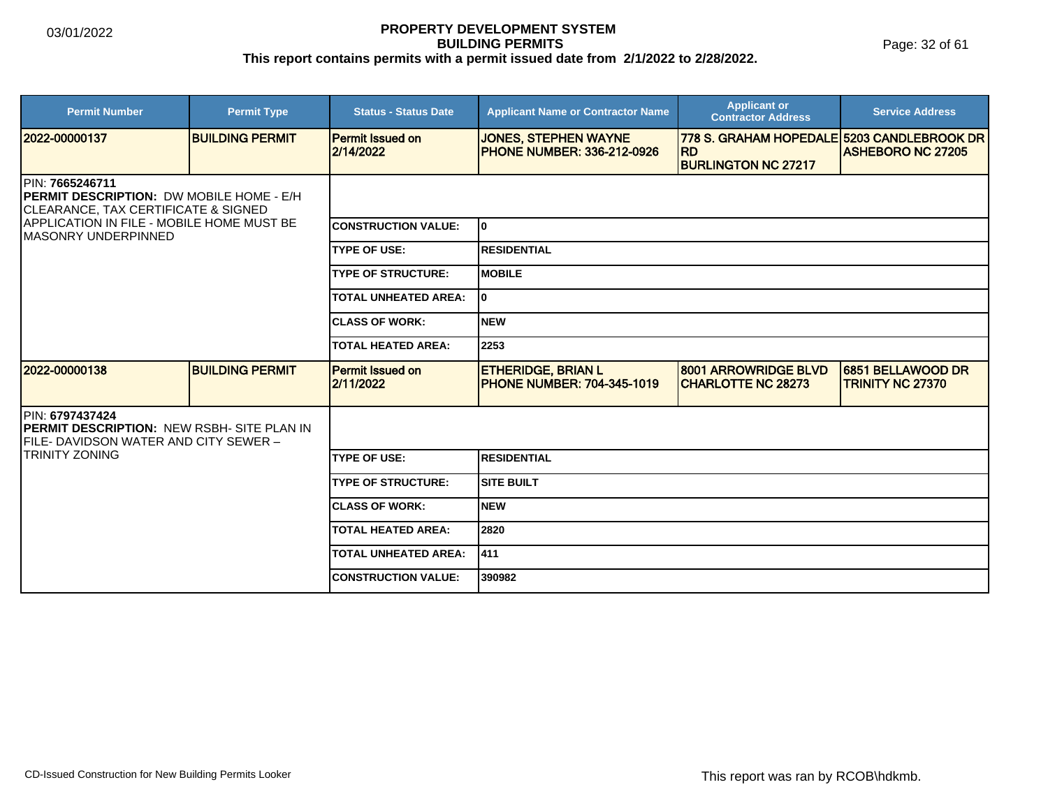# PROPERTY DEVELOPMENT SYSTEM
## BUILDING PERMITS
**This report contains permits with a permit issued date from 2/1/2022 to 2/28/2022.**

03/01/2022

| Permit Number | Permit Type | Status - Status Date | Applicant Name or Contractor Name | Applicant or Contractor Address | Service Address |
|---|---|---|---|---|---|
| 2022-00000137 | BUILDING PERMIT | Permit Issued on 2/14/2022 | JONES, STEPHEN WAYNE PHONE NUMBER: 336-212-0926 | 778 S. GRAHAM HOPEDALE RD BURLINGTON NC 27217 | 5203 CANDLEBROOK DR ASHEBORO NC 27205 |

PIN: **7665246711**
**PERMIT DESCRIPTION:** DW MOBILE HOME - E/H CLEARANCE, TAX CERTIFICATE & SIGNED APPLICATION IN FILE - MOBILE HOME MUST BE MASONRY UNDERPINNED

| | |
|---|---|
| CONSTRUCTION VALUE: | 0 |
| TYPE OF USE: | RESIDENTIAL |
| TYPE OF STRUCTURE: | MOBILE |
| TOTAL UNHEATED AREA: | 0 |
| CLASS OF WORK: | NEW |
| TOTAL HEATED AREA: | 2253 |

| Permit Number | Permit Type | Status - Status Date | Applicant Name or Contractor Name | Applicant or Contractor Address | Service Address |
|---|---|---|---|---|---|
| 2022-00000138 | BUILDING PERMIT | Permit Issued on 2/11/2022 | ETHERIDGE, BRIAN L PHONE NUMBER: 704-345-1019 | 8001 ARROWRIDGE BLVD CHARLOTTE NC 28273 | 6851 BELLAWOOD DR TRINITY NC 27370 |

PIN: **6797437424**
**PERMIT DESCRIPTION:** NEW RSBH- SITE PLAN IN FILE- DAVIDSON WATER AND CITY SEWER – TRINITY ZONING

| | |
|---|---|
| TYPE OF USE: | RESIDENTIAL |
| TYPE OF STRUCTURE: | SITE BUILT |
| CLASS OF WORK: | NEW |
| TOTAL HEATED AREA: | 2820 |
| TOTAL UNHEATED AREA: | 411 |
| CONSTRUCTION VALUE: | 390982 |

CD-Issued Construction for New Building Permits Looker

This report was ran by RCOB\hdkmb.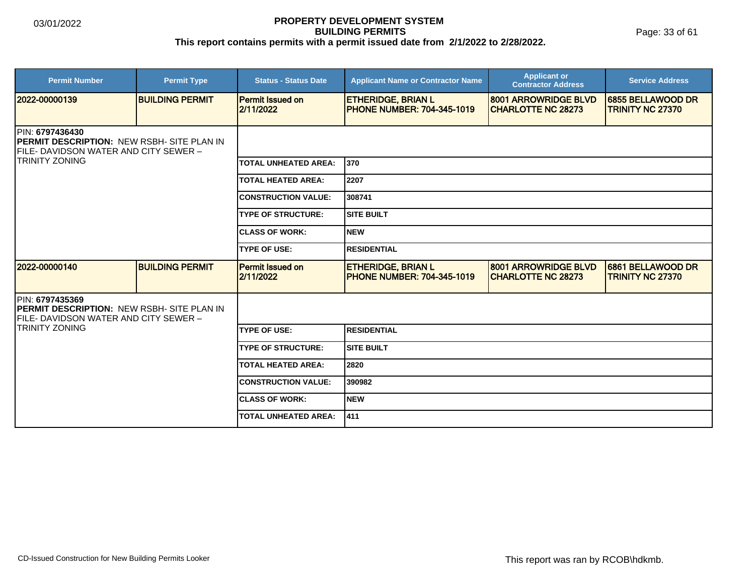# PROPERTY DEVELOPMENT SYSTEM
## BUILDING PERMITS
### This report contains permits with a permit issued date from 2/1/2022 to 2/28/2022.

03/01/2022

| Permit Number | Permit Type | Status - Status Date | Applicant Name or Contractor Name | Applicant or Contractor Address | Service Address |
|---|---|---|---|---|---|
| 2022-00000139 | BUILDING PERMIT | Permit Issued on 2/11/2022 | ETHERIDGE, BRIAN L PHONE NUMBER: 704-345-1019 | 8001 ARROWRIDGE BLVD CHARLOTTE NC 28273 | 6855 BELLAWOOD DR TRINITY NC 27370 |

PIN: **6797436430**
**PERMIT DESCRIPTION:** NEW RSBH- SITE PLAN IN FILE- DAVIDSON WATER AND CITY SEWER – TRINITY ZONING

| Field | Value |
|---|---|
| TOTAL UNHEATED AREA: | 370 |
| TOTAL HEATED AREA: | 2207 |
| CONSTRUCTION VALUE: | 308741 |
| TYPE OF STRUCTURE: | SITE BUILT |
| CLASS OF WORK: | NEW |
| TYPE OF USE: | RESIDENTIAL |

| Permit Number | Permit Type | Status - Status Date | Applicant Name or Contractor Name | Applicant or Contractor Address | Service Address |
|---|---|---|---|---|---|
| 2022-00000140 | BUILDING PERMIT | Permit Issued on 2/11/2022 | ETHERIDGE, BRIAN L PHONE NUMBER: 704-345-1019 | 8001 ARROWRIDGE BLVD CHARLOTTE NC 28273 | 6861 BELLAWOOD DR TRINITY NC 27370 |

PIN: **6797435369**
**PERMIT DESCRIPTION:** NEW RSBH- SITE PLAN IN FILE- DAVIDSON WATER AND CITY SEWER – TRINITY ZONING

| Field | Value |
|---|---|
| TYPE OF USE: | RESIDENTIAL |
| TYPE OF STRUCTURE: | SITE BUILT |
| TOTAL HEATED AREA: | 2820 |
| CONSTRUCTION VALUE: | 390982 |
| CLASS OF WORK: | NEW |
| TOTAL UNHEATED AREA: | 411 |

CD-Issued Construction for New Building Permits Looker

This report was ran by RCOB\hdkmb.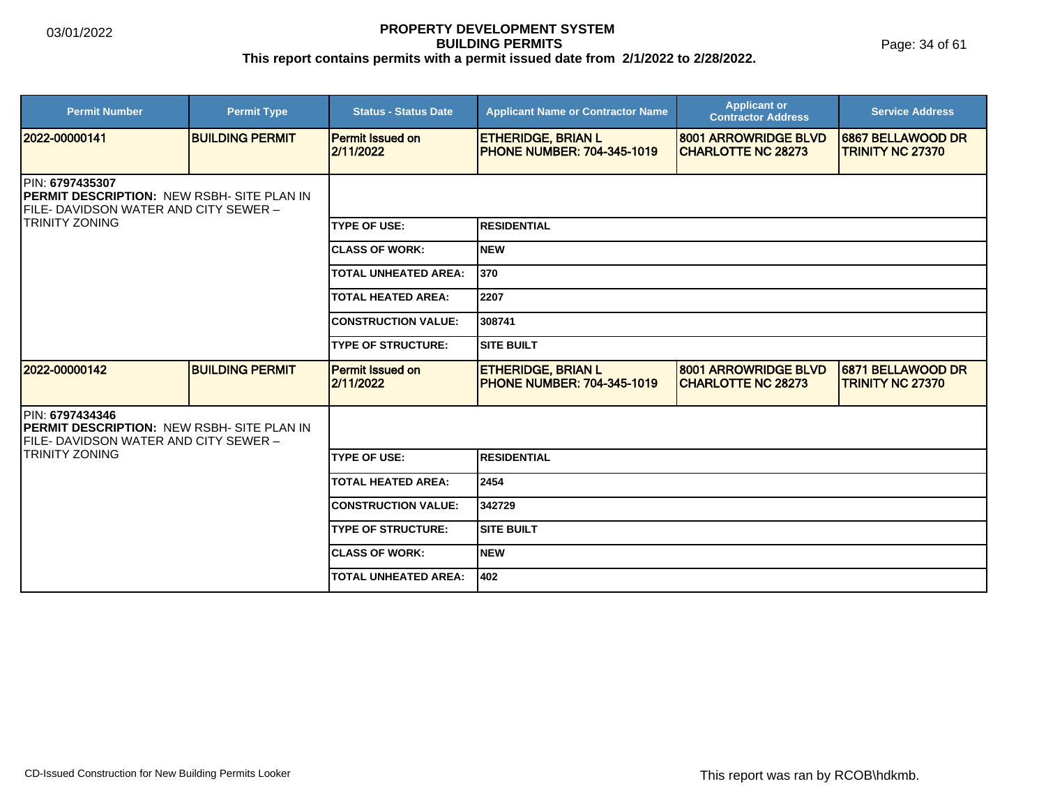# PROPERTY DEVELOPMENT SYSTEM
## BUILDING PERMITS
**This report contains permits with a permit issued date from 2/1/2022 to 2/28/2022.**

03/01/2022

| Permit Number | Permit Type | Status - Status Date | Applicant Name or Contractor Name | Applicant or Contractor Address | Service Address |
|---|---|---|---|---|---|
| 2022-00000141 | BUILDING PERMIT | Permit Issued on 2/11/2022 | ETHERIDGE, BRIAN L PHONE NUMBER: 704-345-1019 | 8001 ARROWRIDGE BLVD CHARLOTTE NC 28273 | 6867 BELLAWOOD DR TRINITY NC 27370 |

PIN: **6797435307**
**PERMIT DESCRIPTION:** NEW RSBH- SITE PLAN IN FILE- DAVIDSON WATER AND CITY SEWER – TRINITY ZONING

| | |
|---|---|
| TYPE OF USE: | RESIDENTIAL |
| CLASS OF WORK: | NEW |
| TOTAL UNHEATED AREA: | 370 |
| TOTAL HEATED AREA: | 2207 |
| CONSTRUCTION VALUE: | 308741 |
| TYPE OF STRUCTURE: | SITE BUILT |

| Permit Number | Permit Type | Status - Status Date | Applicant Name or Contractor Name | Applicant or Contractor Address | Service Address |
|---|---|---|---|---|---|
| 2022-00000142 | BUILDING PERMIT | Permit Issued on 2/11/2022 | ETHERIDGE, BRIAN L PHONE NUMBER: 704-345-1019 | 8001 ARROWRIDGE BLVD CHARLOTTE NC 28273 | 6871 BELLAWOOD DR TRINITY NC 27370 |

PIN: **6797434346**
**PERMIT DESCRIPTION:** NEW RSBH- SITE PLAN IN FILE- DAVIDSON WATER AND CITY SEWER – TRINITY ZONING

| | |
|---|---|
| TYPE OF USE: | RESIDENTIAL |
| TOTAL HEATED AREA: | 2454 |
| CONSTRUCTION VALUE: | 342729 |
| TYPE OF STRUCTURE: | SITE BUILT |
| CLASS OF WORK: | NEW |
| TOTAL UNHEATED AREA: | 402 |

CD-Issued Construction for New Building Permits Looker

This report was ran by RCOB\hdkmb.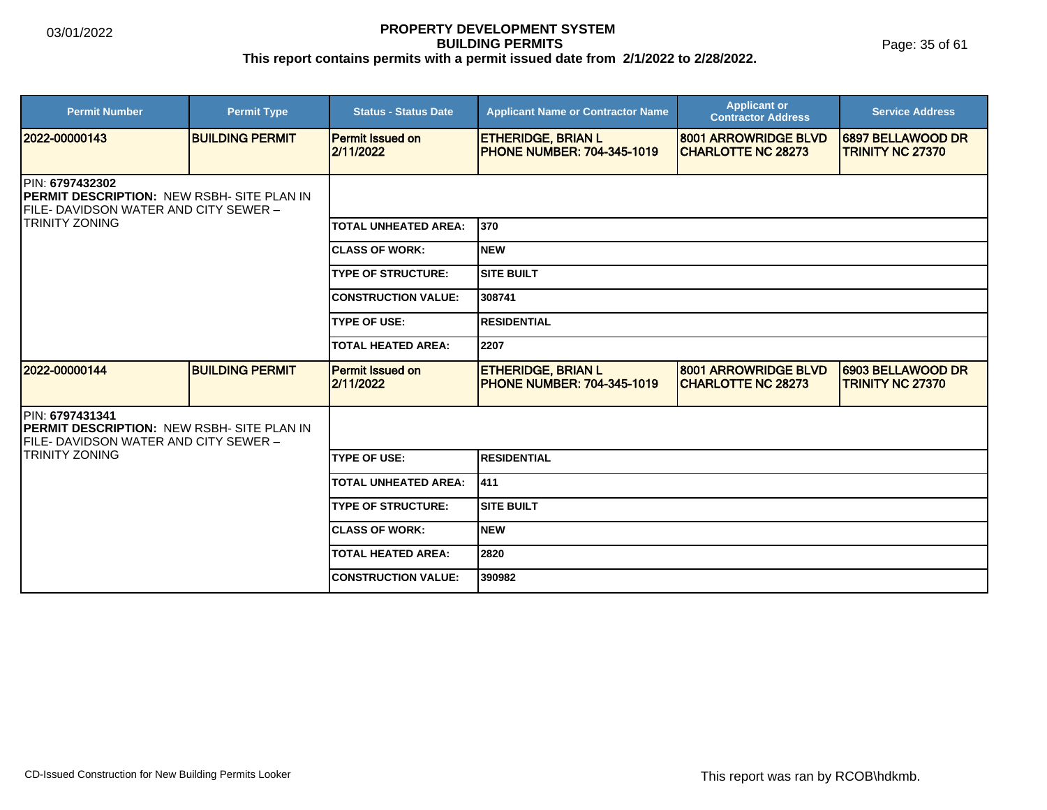# PROPERTY DEVELOPMENT SYSTEM
## BUILDING PERMITS
**This report contains permits with a permit issued date from 2/1/2022 to 2/28/2022.**

| Permit Number | Permit Type | Status - Status Date | Applicant Name or Contractor Name | Applicant or Contractor Address | Service Address |
|---|---|---|---|---|---|
| 2022-00000143 | BUILDING PERMIT | Permit Issued on 2/11/2022 | ETHERIDGE, BRIAN L PHONE NUMBER: 704-345-1019 | 8001 ARROWRIDGE BLVD CHARLOTTE NC 28273 | 6897 BELLAWOOD DR TRINITY NC 27370 |

PIN: **6797432302**
**PERMIT DESCRIPTION:** NEW RSBH- SITE PLAN IN FILE- DAVIDSON WATER AND CITY SEWER – TRINITY ZONING

| Field | Value |
|---|---|
| TOTAL UNHEATED AREA: | 370 |
| CLASS OF WORK: | NEW |
| TYPE OF STRUCTURE: | SITE BUILT |
| CONSTRUCTION VALUE: | 308741 |
| TYPE OF USE: | RESIDENTIAL |
| TOTAL HEATED AREA: | 2207 |

| Permit Number | Permit Type | Status - Status Date | Applicant Name or Contractor Name | Applicant or Contractor Address | Service Address |
|---|---|---|---|---|---|
| 2022-00000144 | BUILDING PERMIT | Permit Issued on 2/11/2022 | ETHERIDGE, BRIAN L PHONE NUMBER: 704-345-1019 | 8001 ARROWRIDGE BLVD CHARLOTTE NC 28273 | 6903 BELLAWOOD DR TRINITY NC 27370 |

PIN: **6797431341**
**PERMIT DESCRIPTION:** NEW RSBH- SITE PLAN IN FILE- DAVIDSON WATER AND CITY SEWER – TRINITY ZONING

| Field | Value |
|---|---|
| TYPE OF USE: | RESIDENTIAL |
| TOTAL UNHEATED AREA: | 411 |
| TYPE OF STRUCTURE: | SITE BUILT |
| CLASS OF WORK: | NEW |
| TOTAL HEATED AREA: | 2820 |
| CONSTRUCTION VALUE: | 390982 |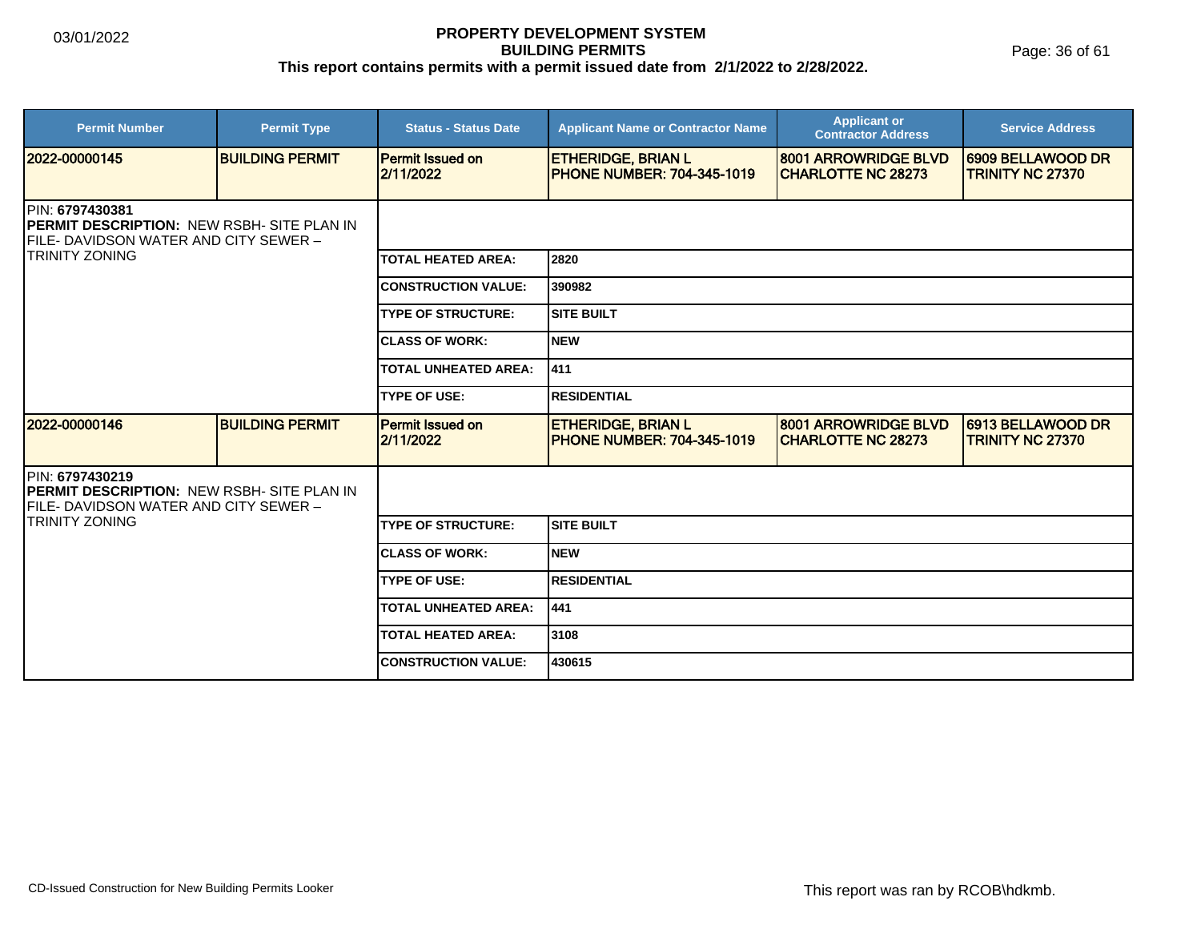# PROPERTY DEVELOPMENT SYSTEM
## BUILDING PERMITS
**This report contains permits with a permit issued date from 2/1/2022 to 2/28/2022.**

03/01/2022

| Permit Number | Permit Type | Status - Status Date | Applicant Name or Contractor Name | Applicant or Contractor Address | Service Address |
|---|---|---|---|---|---|
| 2022-00000145 | BUILDING PERMIT | Permit Issued on 2/11/2022 | ETHERIDGE, BRIAN L PHONE NUMBER: 704-345-1019 | 8001 ARROWRIDGE BLVD CHARLOTTE NC 28273 | 6909 BELLAWOOD DR TRINITY NC 27370 |

PIN: **6797430381**
**PERMIT DESCRIPTION:** NEW RSBH- SITE PLAN IN FILE- DAVIDSON WATER AND CITY SEWER – TRINITY ZONING

| Field | Value |
|---|---|
| TOTAL HEATED AREA: | 2820 |
| CONSTRUCTION VALUE: | 390982 |
| TYPE OF STRUCTURE: | SITE BUILT |
| CLASS OF WORK: | NEW |
| TOTAL UNHEATED AREA: | 411 |
| TYPE OF USE: | RESIDENTIAL |

| Permit Number | Permit Type | Status - Status Date | Applicant Name or Contractor Name | Applicant or Contractor Address | Service Address |
|---|---|---|---|---|---|
| 2022-00000146 | BUILDING PERMIT | Permit Issued on 2/11/2022 | ETHERIDGE, BRIAN L PHONE NUMBER: 704-345-1019 | 8001 ARROWRIDGE BLVD CHARLOTTE NC 28273 | 6913 BELLAWOOD DR TRINITY NC 27370 |

PIN: **6797430219**
**PERMIT DESCRIPTION:** NEW RSBH- SITE PLAN IN FILE- DAVIDSON WATER AND CITY SEWER – TRINITY ZONING

| Field | Value |
|---|---|
| TYPE OF STRUCTURE: | SITE BUILT |
| CLASS OF WORK: | NEW |
| TYPE OF USE: | RESIDENTIAL |
| TOTAL UNHEATED AREA: | 441 |
| TOTAL HEATED AREA: | 3108 |
| CONSTRUCTION VALUE: | 430615 |

CD-Issued Construction for New Building Permits Looker

This report was ran by RCOB\hdkmb.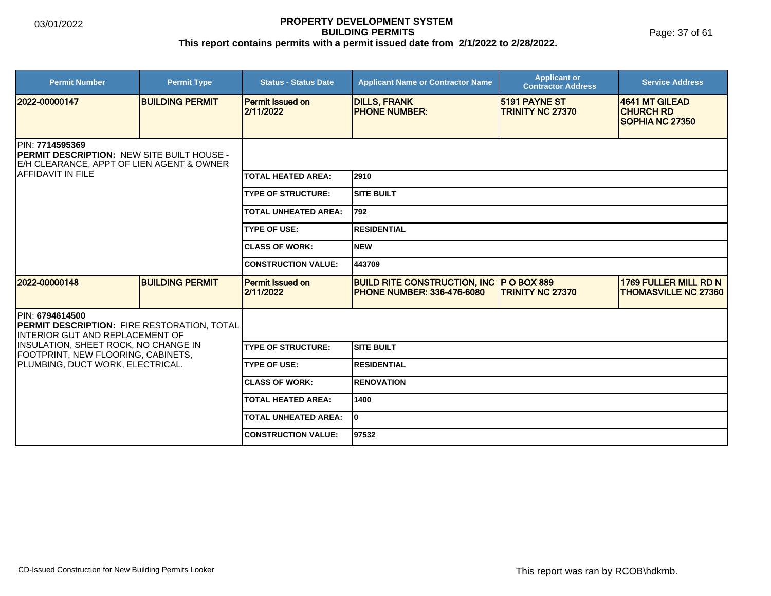# PROPERTY DEVELOPMENT SYSTEM
## BUILDING PERMITS
### This report contains permits with a permit issued date from 2/1/2022 to 2/28/2022.

| Permit Number | Permit Type | Status - Status Date | Applicant Name or Contractor Name | Applicant or Contractor Address | Service Address |
|---|---|---|---|---|---|
| 2022-00000147 | BUILDING PERMIT | Permit Issued on 2/11/2022 | DILLS, FRANK<br>PHONE NUMBER: | 5191 PAYNE ST<br>TRINITY NC 27370 | 4641 MT GILEAD CHURCH RD<br>SOPHIA NC 27350 |

PIN: **7714595369**

**PERMIT DESCRIPTION:** NEW SITE BUILT HOUSE - E/H CLEARANCE, APPT OF LIEN AGENT & OWNER AFFIDAVIT IN FILE

| | |
|---|---|
| TOTAL HEATED AREA: | 2910 |
| TYPE OF STRUCTURE: | SITE BUILT |
| TOTAL UNHEATED AREA: | 792 |
| TYPE OF USE: | RESIDENTIAL |
| CLASS OF WORK: | NEW |
| CONSTRUCTION VALUE: | 443709 |

| Permit Number | Permit Type | Status - Status Date | Applicant Name or Contractor Name | Applicant or Contractor Address | Service Address |
|---|---|---|---|---|---|
| 2022-00000148 | BUILDING PERMIT | Permit Issued on 2/11/2022 | BUILD RITE CONSTRUCTION, INC<br>PHONE NUMBER: 336-476-6080 | P O BOX 889<br>TRINITY NC 27370 | 1769 FULLER MILL RD N<br>THOMASVILLE NC 27360 |

PIN: **6794614500**

**PERMIT DESCRIPTION:** FIRE RESTORATION, TOTAL INTERIOR GUT AND REPLACEMENT OF INSULATION, SHEET ROCK, NO CHANGE IN FOOTPRINT, NEW FLOORING, CABINETS, PLUMBING, DUCT WORK, ELECTRICAL.

| | |
|---|---|
| TYPE OF STRUCTURE: | SITE BUILT |
| TYPE OF USE: | RESIDENTIAL |
| CLASS OF WORK: | RENOVATION |
| TOTAL HEATED AREA: | 1400 |
| TOTAL UNHEATED AREA: | 0 |
| CONSTRUCTION VALUE: | 97532 |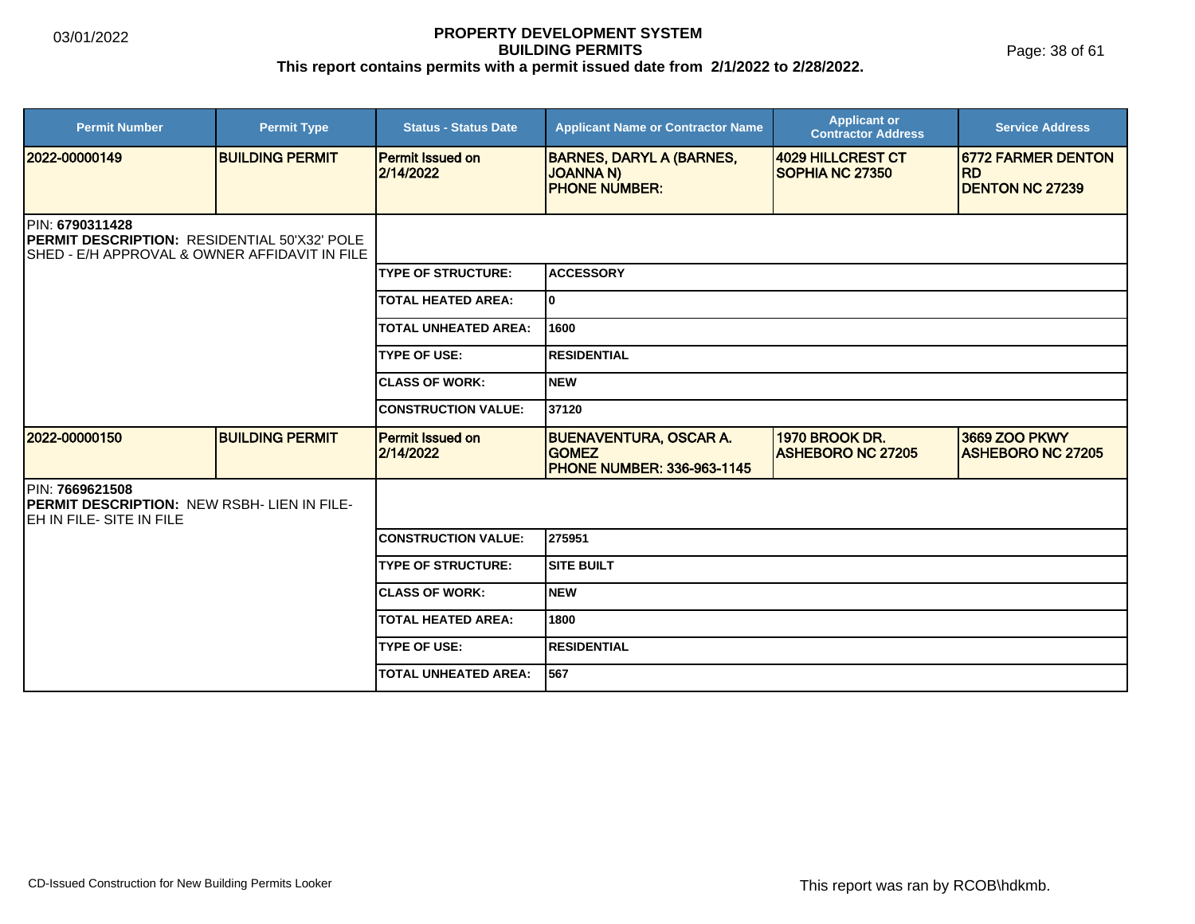# PROPERTY DEVELOPMENT SYSTEM
## BUILDING PERMITS
**This report contains permits with a permit issued date from 2/1/2022 to 2/28/2022.**

| Permit Number | Permit Type | Status - Status Date | Applicant Name or Contractor Name | Applicant or Contractor Address | Service Address |
|---|---|---|---|---|---|
| **2022-00000149** | **BUILDING PERMIT** | **Permit Issued on 2/14/2022** | **BARNES, DARYL A (BARNES, JOANNA N)**<br>**PHONE NUMBER:** | **4029 HILLCREST CT SOPHIA NC 27350** | **6772 FARMER DENTON RD DENTON NC 27239** |

PIN: **6790311428**
**PERMIT DESCRIPTION:** RESIDENTIAL 50'X32' POLE SHED - E/H APPROVAL & OWNER AFFIDAVIT IN FILE

| | |
|---|---|
| **TYPE OF STRUCTURE:** | **ACCESSORY** |
| **TOTAL HEATED AREA:** | **0** |
| **TOTAL UNHEATED AREA:** | **1600** |
| **TYPE OF USE:** | **RESIDENTIAL** |
| **CLASS OF WORK:** | **NEW** |
| **CONSTRUCTION VALUE:** | **37120** |

| Permit Number | Permit Type | Status - Status Date | Applicant Name or Contractor Name | Applicant or Contractor Address | Service Address |
|---|---|---|---|---|---|
| **2022-00000150** | **BUILDING PERMIT** | **Permit Issued on 2/14/2022** | **BUENAVENTURA, OSCAR A. GOMEZ**<br>**PHONE NUMBER: 336-963-1145** | **1970 BROOK DR. ASHEBORO NC 27205** | **3669 ZOO PKWY ASHEBORO NC 27205** |

PIN: **7669621508**
**PERMIT DESCRIPTION:** NEW RSBH- LIEN IN FILE- EH IN FILE- SITE IN FILE

| | |
|---|---|
| **CONSTRUCTION VALUE:** | **275951** |
| **TYPE OF STRUCTURE:** | **SITE BUILT** |
| **CLASS OF WORK:** | **NEW** |
| **TOTAL HEATED AREA:** | **1800** |
| **TYPE OF USE:** | **RESIDENTIAL** |
| **TOTAL UNHEATED AREA:** | **567** |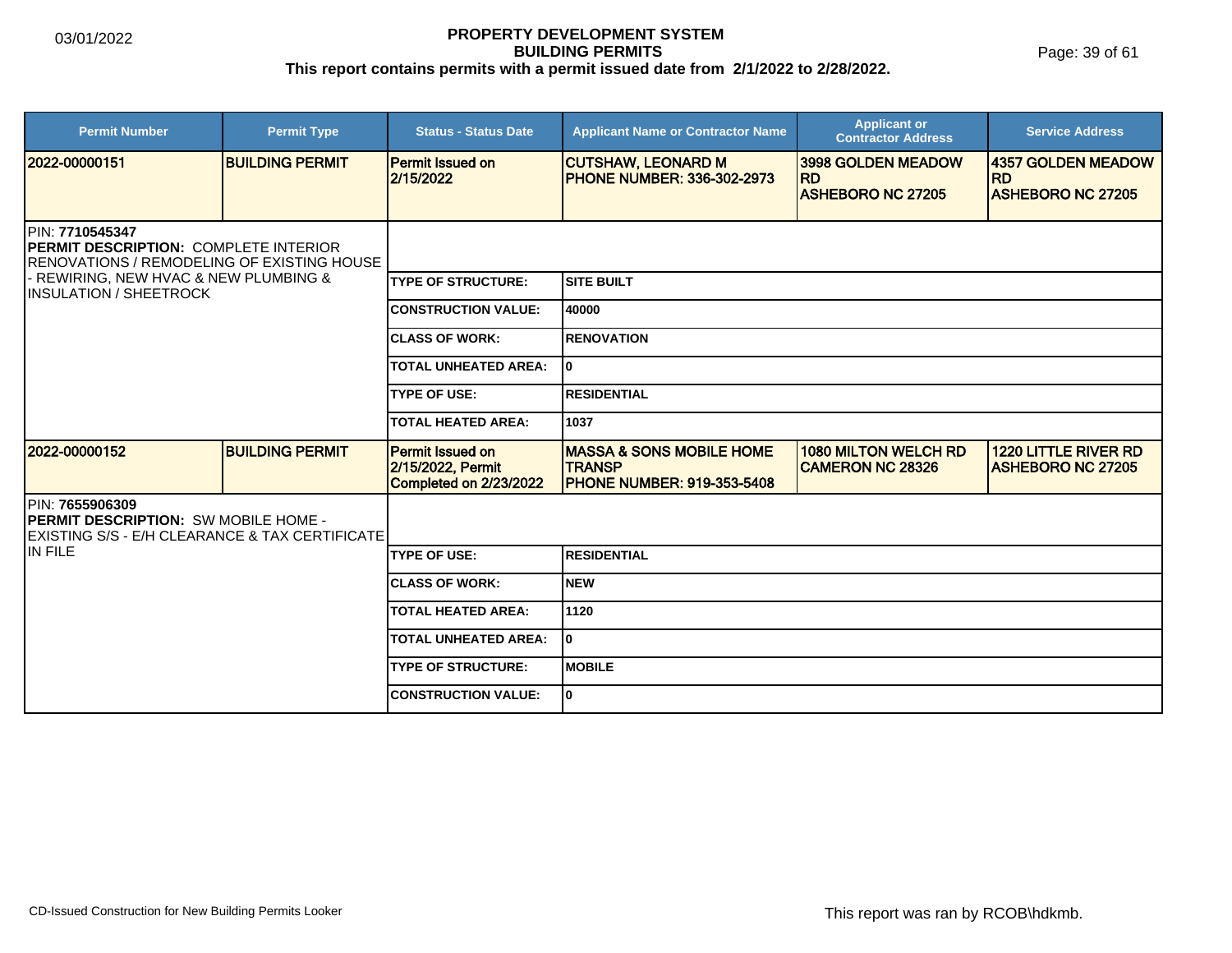# PROPERTY DEVELOPMENT SYSTEM
## BUILDING PERMITS
**This report contains permits with a permit issued date from 2/1/2022 to 2/28/2022.**

03/01/2022

| Permit Number | Permit Type | Status - Status Date | Applicant Name or Contractor Name | Applicant or Contractor Address | Service Address |
|---|---|---|---|---|---|
| 2022-00000151 | BUILDING PERMIT | Permit Issued on 2/15/2022 | CUTSHAW, LEONARD M PHONE NUMBER: 336-302-2973 | 3998 GOLDEN MEADOW RD ASHEBORO NC 27205 | 4357 GOLDEN MEADOW RD ASHEBORO NC 27205 |

PIN: **7710545347**
**PERMIT DESCRIPTION:** COMPLETE INTERIOR RENOVATIONS / REMODELING OF EXISTING HOUSE - REWIRING, NEW HVAC & NEW PLUMBING & INSULATION / SHEETROCK

| Field | Value |
|---|---|
| TYPE OF STRUCTURE: | SITE BUILT |
| CONSTRUCTION VALUE: | 40000 |
| CLASS OF WORK: | RENOVATION |
| TOTAL UNHEATED AREA: | 0 |
| TYPE OF USE: | RESIDENTIAL |
| TOTAL HEATED AREA: | 1037 |

| Permit Number | Permit Type | Status - Status Date | Applicant Name or Contractor Name | Applicant or Contractor Address | Service Address |
|---|---|---|---|---|---|
| 2022-00000152 | BUILDING PERMIT | Permit Issued on 2/15/2022, Permit Completed on 2/23/2022 | MASSA & SONS MOBILE HOME TRANSP PHONE NUMBER: 919-353-5408 | 1080 MILTON WELCH RD CAMERON NC 28326 | 1220 LITTLE RIVER RD ASHEBORO NC 27205 |

PIN: **7655906309**
**PERMIT DESCRIPTION:** SW MOBILE HOME - EXISTING S/S - E/H CLEARANCE & TAX CERTIFICATE IN FILE

| Field | Value |
|---|---|
| TYPE OF USE: | RESIDENTIAL |
| CLASS OF WORK: | NEW |
| TOTAL HEATED AREA: | 1120 |
| TOTAL UNHEATED AREA: | 0 |
| TYPE OF STRUCTURE: | MOBILE |
| CONSTRUCTION VALUE: | 0 |

CD-Issued Construction for New Building Permits Looker

This report was ran by RCOB\hdkmb.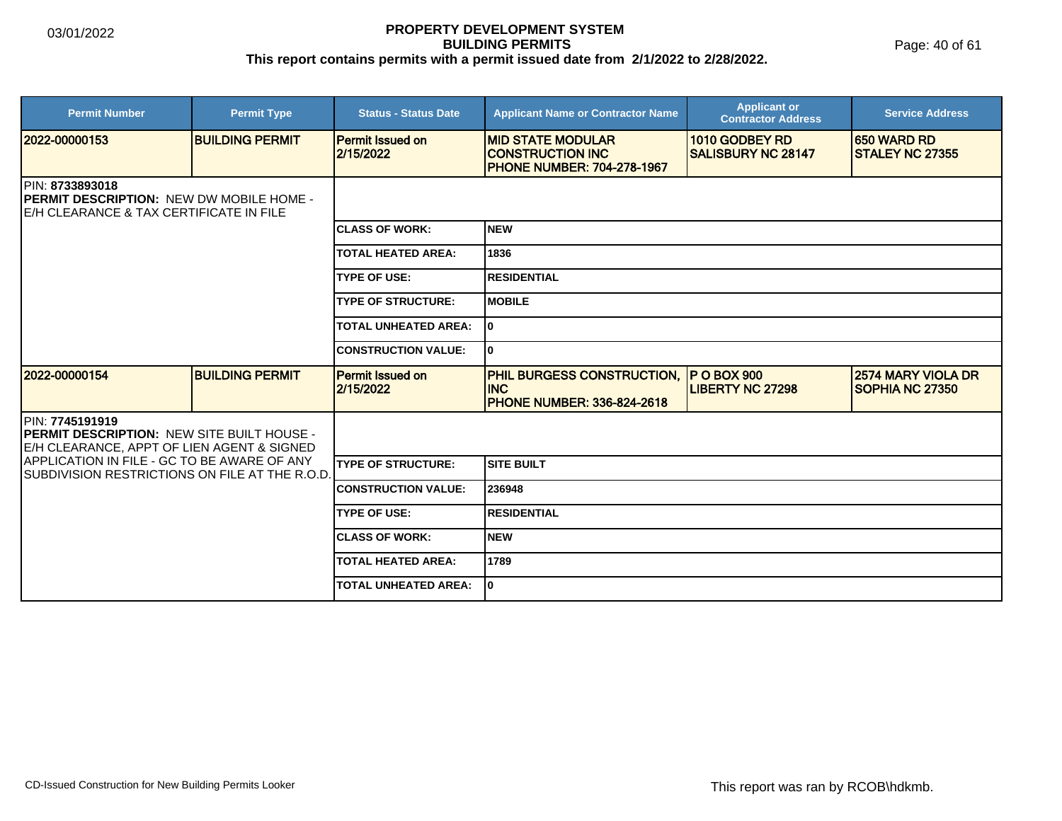# PROPERTY DEVELOPMENT SYSTEM
## BUILDING PERMITS
**This report contains permits with a permit issued date from 2/1/2022 to 2/28/2022.**

03/01/2022

| Permit Number | Permit Type | Status - Status Date | Applicant Name or Contractor Name | Applicant or Contractor Address | Service Address |
|---|---|---|---|---|---|
| 2022-00000153 | BUILDING PERMIT | Permit Issued on 2/15/2022 | MID STATE MODULAR CONSTRUCTION INC PHONE NUMBER: 704-278-1967 | 1010 GODBEY RD SALISBURY NC 28147 | 650 WARD RD STALEY NC 27355 |

PIN: **8733893018**
**PERMIT DESCRIPTION:** NEW DW MOBILE HOME - E/H CLEARANCE & TAX CERTIFICATE IN FILE

| | |
|---|---|
| CLASS OF WORK: | NEW |
| TOTAL HEATED AREA: | 1836 |
| TYPE OF USE: | RESIDENTIAL |
| TYPE OF STRUCTURE: | MOBILE |
| TOTAL UNHEATED AREA: | 0 |
| CONSTRUCTION VALUE: | 0 |

| Permit Number | Permit Type | Status - Status Date | Applicant Name or Contractor Name | Applicant or Contractor Address | Service Address |
|---|---|---|---|---|---|
| 2022-00000154 | BUILDING PERMIT | Permit Issued on 2/15/2022 | PHIL BURGESS CONSTRUCTION, INC PHONE NUMBER: 336-824-2618 | P O BOX 900 LIBERTY NC 27298 | 2574 MARY VIOLA DR SOPHIA NC 27350 |

PIN: **7745191919**
**PERMIT DESCRIPTION:** NEW SITE BUILT HOUSE - E/H CLEARANCE, APPT OF LIEN AGENT & SIGNED APPLICATION IN FILE - GC TO BE AWARE OF ANY SUBDIVISION RESTRICTIONS ON FILE AT THE R.O.D.

| | |
|---|---|
| TYPE OF STRUCTURE: | SITE BUILT |
| CONSTRUCTION VALUE: | 236948 |
| TYPE OF USE: | RESIDENTIAL |
| CLASS OF WORK: | NEW |
| TOTAL HEATED AREA: | 1789 |
| TOTAL UNHEATED AREA: | 0 |

CD-Issued Construction for New Building Permits Looker

This report was ran by RCOB\hdkmb.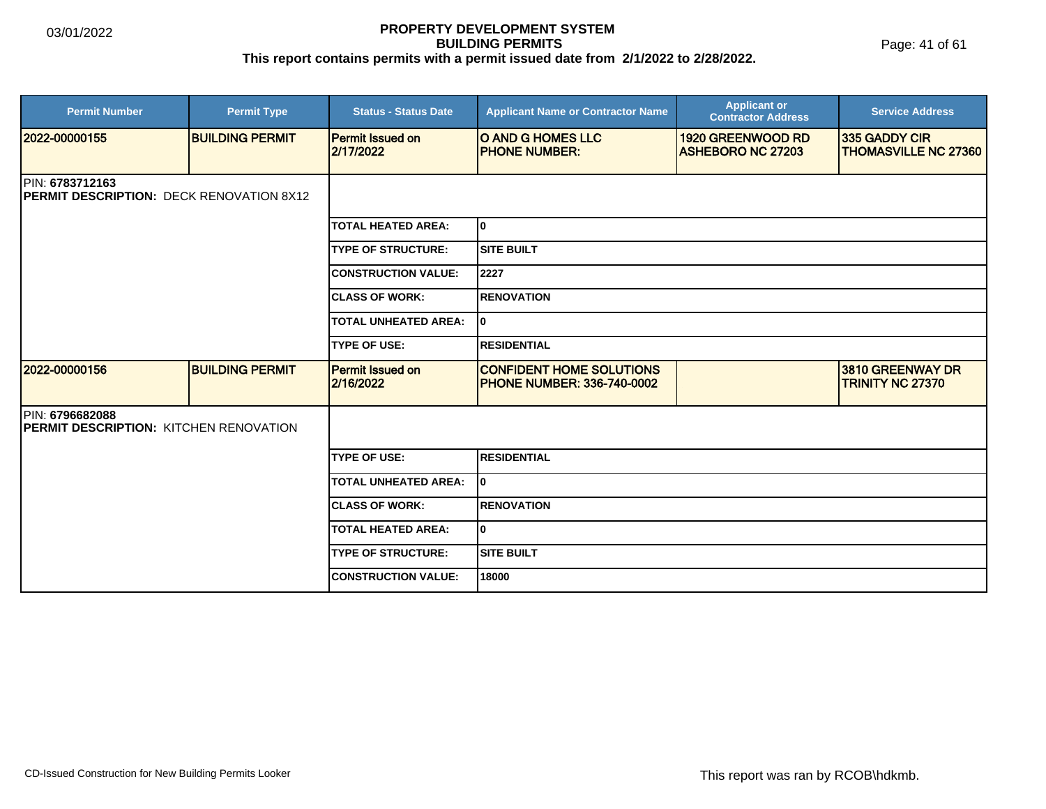# PROPERTY DEVELOPMENT SYSTEM
## BUILDING PERMITS
### This report contains permits with a permit issued date from 2/1/2022 to 2/28/2022.

| Permit Number | Permit Type | Status - Status Date | Applicant Name or Contractor Name | Applicant or Contractor Address | Service Address |
|---|---|---|---|---|---|
| 2022-00000155 | BUILDING PERMIT | Permit Issued on 2/17/2022 | O AND G HOMES LLC<br>PHONE NUMBER: | 1920 GREENWOOD RD<br>ASHEBORO NC 27203 | 335 GADDY CIR<br>THOMASVILLE NC 27360 |

PIN: **6783712163**
**PERMIT DESCRIPTION:** DECK RENOVATION 8X12

| | |
|---|---|
| TOTAL HEATED AREA: | 0 |
| TYPE OF STRUCTURE: | SITE BUILT |
| CONSTRUCTION VALUE: | 2227 |
| CLASS OF WORK: | RENOVATION |
| TOTAL UNHEATED AREA: | 0 |
| TYPE OF USE: | RESIDENTIAL |

| Permit Number | Permit Type | Status - Status Date | Applicant Name or Contractor Name | Applicant or Contractor Address | Service Address |
|---|---|---|---|---|---|
| 2022-00000156 | BUILDING PERMIT | Permit Issued on 2/16/2022 | CONFIDENT HOME SOLUTIONS<br>PHONE NUMBER: 336-740-0002 | | 3810 GREENWAY DR<br>TRINITY NC 27370 |

PIN: **6796682088**
**PERMIT DESCRIPTION:** KITCHEN RENOVATION

| | |
|---|---|
| TYPE OF USE: | RESIDENTIAL |
| TOTAL UNHEATED AREA: | 0 |
| CLASS OF WORK: | RENOVATION |
| TOTAL HEATED AREA: | 0 |
| TYPE OF STRUCTURE: | SITE BUILT |
| CONSTRUCTION VALUE: | 18000 |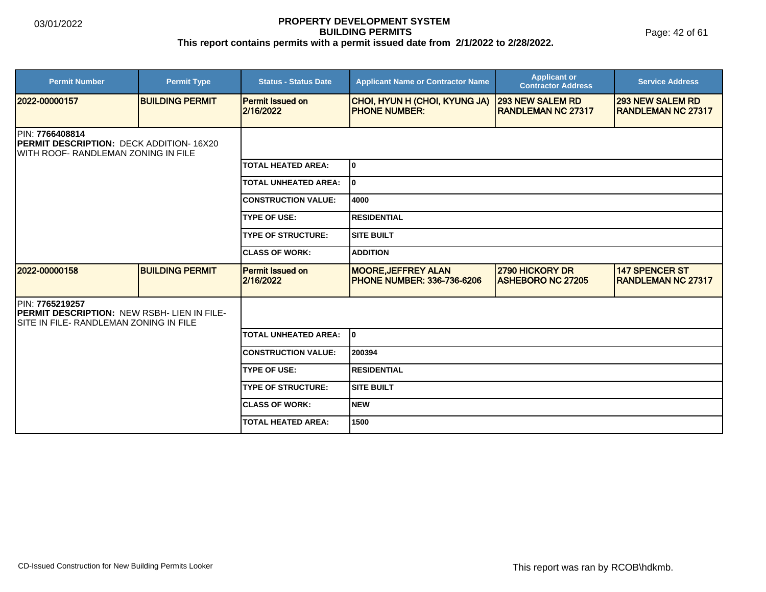# PROPERTY DEVELOPMENT SYSTEM
## BUILDING PERMITS
### This report contains permits with a permit issued date from 2/1/2022 to 2/28/2022.

03/01/2022

| Permit Number | Permit Type | Status - Status Date | Applicant Name or Contractor Name | Applicant or Contractor Address | Service Address |
|---|---|---|---|---|---|
| 2022-00000157 | BUILDING PERMIT | Permit Issued on 2/16/2022 | CHOI, HYUN H (CHOI, KYUNG JA) PHONE NUMBER: | 293 NEW SALEM RD RANDLEMAN NC 27317 | 293 NEW SALEM RD RANDLEMAN NC 27317 |

PIN: **7766408814**
**PERMIT DESCRIPTION:** DECK ADDITION- 16X20 WITH ROOF- RANDLEMAN ZONING IN FILE

| | |
|---|---|
| TOTAL HEATED AREA: | 0 |
| TOTAL UNHEATED AREA: | 0 |
| CONSTRUCTION VALUE: | 4000 |
| TYPE OF USE: | RESIDENTIAL |
| TYPE OF STRUCTURE: | SITE BUILT |
| CLASS OF WORK: | ADDITION |

| Permit Number | Permit Type | Status - Status Date | Applicant Name or Contractor Name | Applicant or Contractor Address | Service Address |
|---|---|---|---|---|---|
| 2022-00000158 | BUILDING PERMIT | Permit Issued on 2/16/2022 | MOORE,JEFFREY ALAN PHONE NUMBER: 336-736-6206 | 2790 HICKORY DR ASHEBORO NC 27205 | 147 SPENCER ST RANDLEMAN NC 27317 |

PIN: **7765219257**
**PERMIT DESCRIPTION:** NEW RSBH- LIEN IN FILE- SITE IN FILE- RANDLEMAN ZONING IN FILE

| | |
|---|---|
| TOTAL UNHEATED AREA: | 0 |
| CONSTRUCTION VALUE: | 200394 |
| TYPE OF USE: | RESIDENTIAL |
| TYPE OF STRUCTURE: | SITE BUILT |
| CLASS OF WORK: | NEW |
| TOTAL HEATED AREA: | 1500 |

CD-Issued Construction for New Building Permits Looker

This report was ran by RCOB\hdkmb.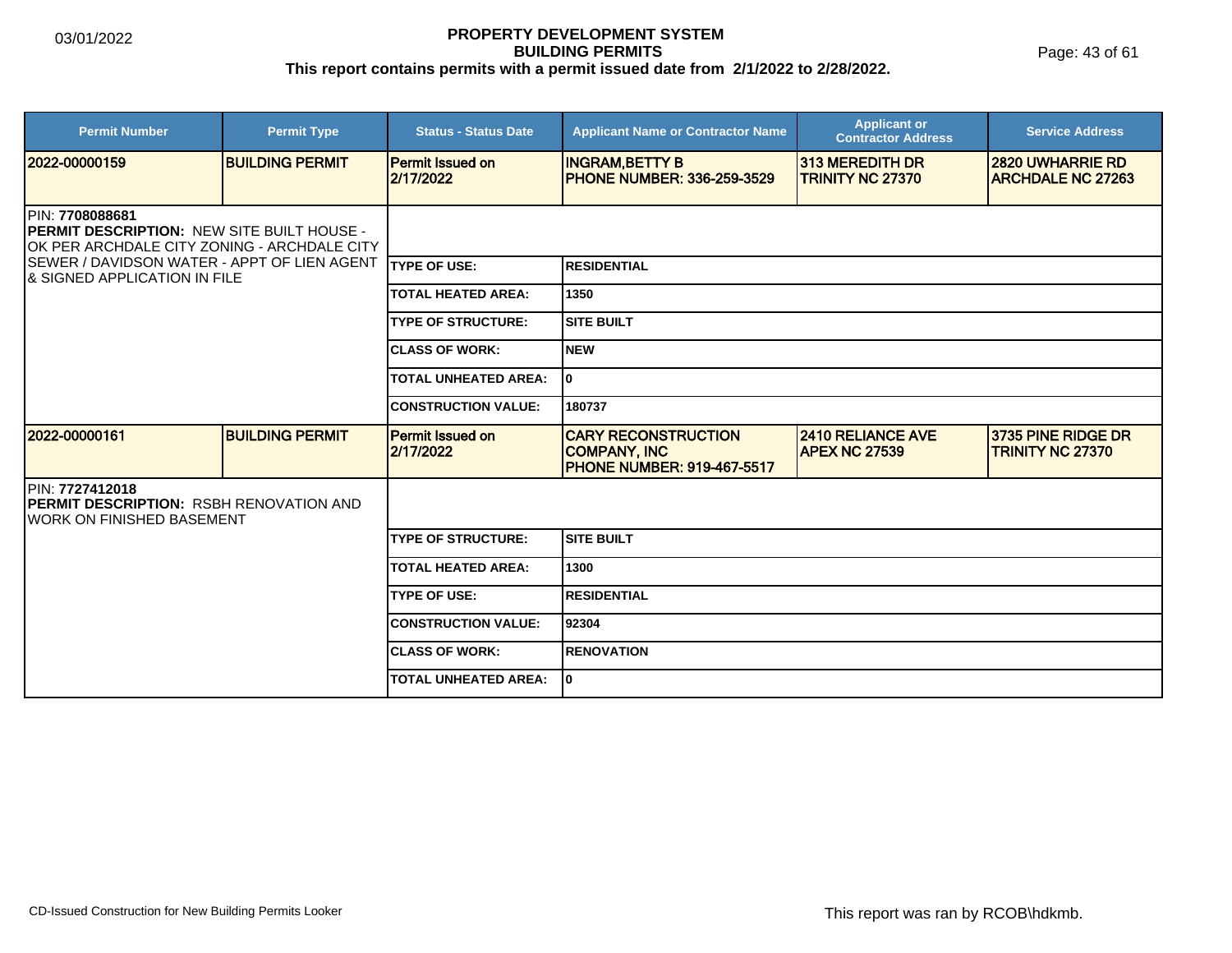# PROPERTY DEVELOPMENT SYSTEM
## BUILDING PERMITS
### This report contains permits with a permit issued date from 2/1/2022 to 2/28/2022.

| Permit Number | Permit Type | Status - Status Date | Applicant Name or Contractor Name | Applicant or Contractor Address | Service Address |
|---|---|---|---|---|---|
| **2022-00000159** | **BUILDING PERMIT** | **Permit Issued on 2/17/2022** | **INGRAM,BETTY B PHONE NUMBER: 336-259-3529** | **313 MEREDITH DR TRINITY NC 27370** | **2820 UWHARRIE RD ARCHDALE NC 27263** |

PIN: **7708088681**
**PERMIT DESCRIPTION:** NEW SITE BUILT HOUSE - OK PER ARCHDALE CITY ZONING - ARCHDALE CITY SEWER / DAVIDSON WATER - APPT OF LIEN AGENT & SIGNED APPLICATION IN FILE

| | |
|---|---|
| **TYPE OF USE:** | **RESIDENTIAL** |
| **TOTAL HEATED AREA:** | **1350** |
| **TYPE OF STRUCTURE:** | **SITE BUILT** |
| **CLASS OF WORK:** | **NEW** |
| **TOTAL UNHEATED AREA:** | **0** |
| **CONSTRUCTION VALUE:** | **180737** |

| Permit Number | Permit Type | Status - Status Date | Applicant Name or Contractor Name | Applicant or Contractor Address | Service Address |
|---|---|---|---|---|---|
| **2022-00000161** | **BUILDING PERMIT** | **Permit Issued on 2/17/2022** | **CARY RECONSTRUCTION COMPANY, INC PHONE NUMBER: 919-467-5517** | **2410 RELIANCE AVE APEX NC 27539** | **3735 PINE RIDGE DR TRINITY NC 27370** |

PIN: **7727412018**
**PERMIT DESCRIPTION:** RSBH RENOVATION AND WORK ON FINISHED BASEMENT

| | |
|---|---|
| **TYPE OF STRUCTURE:** | **SITE BUILT** |
| **TOTAL HEATED AREA:** | **1300** |
| **TYPE OF USE:** | **RESIDENTIAL** |
| **CONSTRUCTION VALUE:** | **92304** |
| **CLASS OF WORK:** | **RENOVATION** |
| **TOTAL UNHEATED AREA:** | **0** |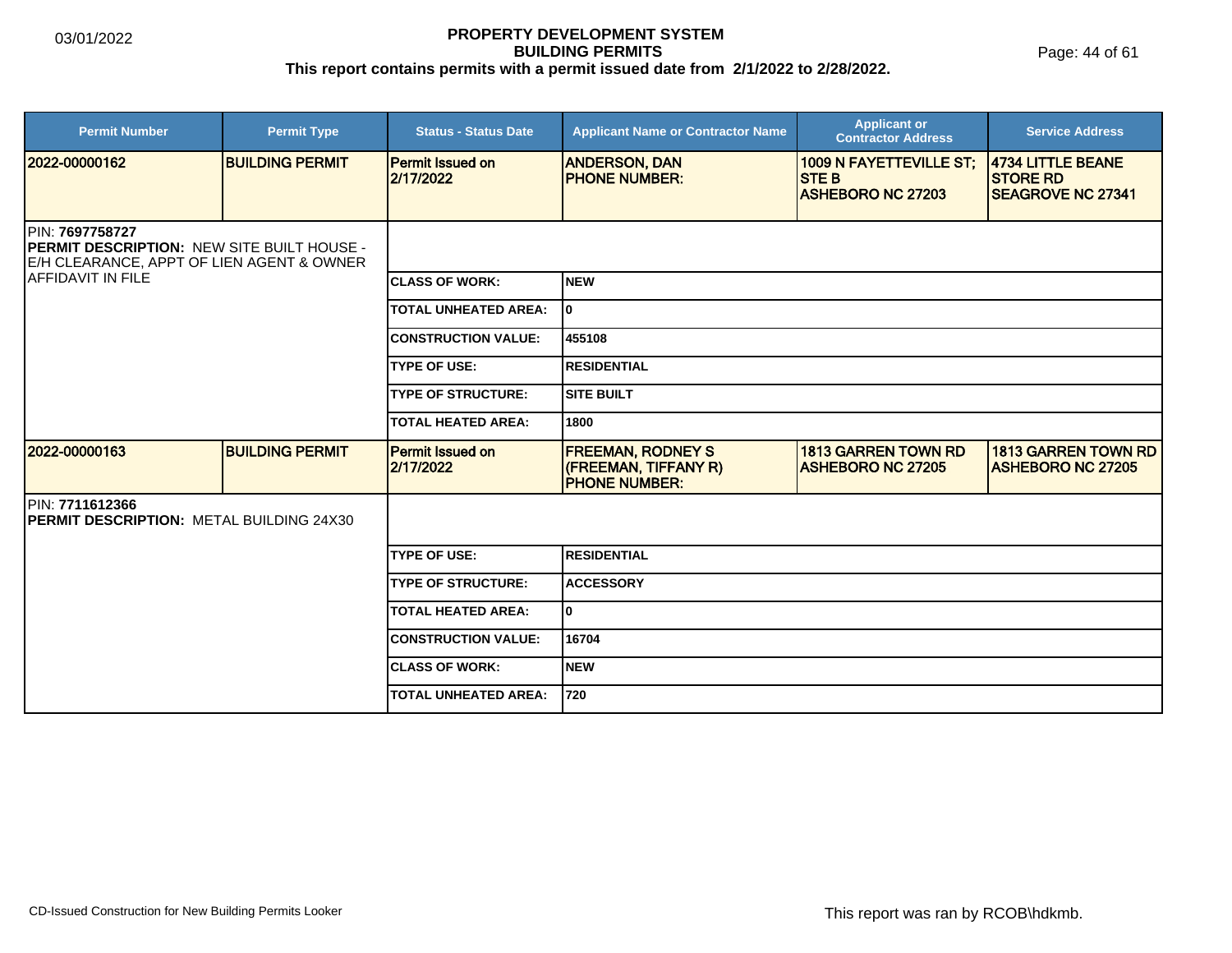# PROPERTY DEVELOPMENT SYSTEM
## BUILDING PERMITS
### This report contains permits with a permit issued date from 2/1/2022 to 2/28/2022.

03/01/2022

| Permit Number | Permit Type | Status - Status Date | Applicant Name or Contractor Name | Applicant or Contractor Address | Service Address |
|---|---|---|---|---|---|
| 2022-00000162 | BUILDING PERMIT | Permit Issued on 2/17/2022 | ANDERSON, DAN<br>PHONE NUMBER: | 1009 N FAYETTEVILLE ST; STE B<br>ASHEBORO NC 27203 | 4734 LITTLE BEANE STORE RD<br>SEAGROVE NC 27341 |

PIN: **7697758727**
**PERMIT DESCRIPTION:** NEW SITE BUILT HOUSE - E/H CLEARANCE, APPT OF LIEN AGENT & OWNER AFFIDAVIT IN FILE

| Field | Value |
|---|---|
| CLASS OF WORK: | NEW |
| TOTAL UNHEATED AREA: | 0 |
| CONSTRUCTION VALUE: | 455108 |
| TYPE OF USE: | RESIDENTIAL |
| TYPE OF STRUCTURE: | SITE BUILT |
| TOTAL HEATED AREA: | 1800 |

| Permit Number | Permit Type | Status - Status Date | Applicant Name or Contractor Name | Applicant or Contractor Address | Service Address |
|---|---|---|---|---|---|
| 2022-00000163 | BUILDING PERMIT | Permit Issued on 2/17/2022 | FREEMAN, RODNEY S<br>(FREEMAN, TIFFANY R)<br>PHONE NUMBER: | 1813 GARREN TOWN RD<br>ASHEBORO NC 27205 | 1813 GARREN TOWN RD<br>ASHEBORO NC 27205 |

PIN: **7711612366**
**PERMIT DESCRIPTION:** METAL BUILDING 24X30

| Field | Value |
|---|---|
| TYPE OF USE: | RESIDENTIAL |
| TYPE OF STRUCTURE: | ACCESSORY |
| TOTAL HEATED AREA: | 0 |
| CONSTRUCTION VALUE: | 16704 |
| CLASS OF WORK: | NEW |
| TOTAL UNHEATED AREA: | 720 |

CD-Issued Construction for New Building Permits Looker

This report was ran by RCOB\hdkmb.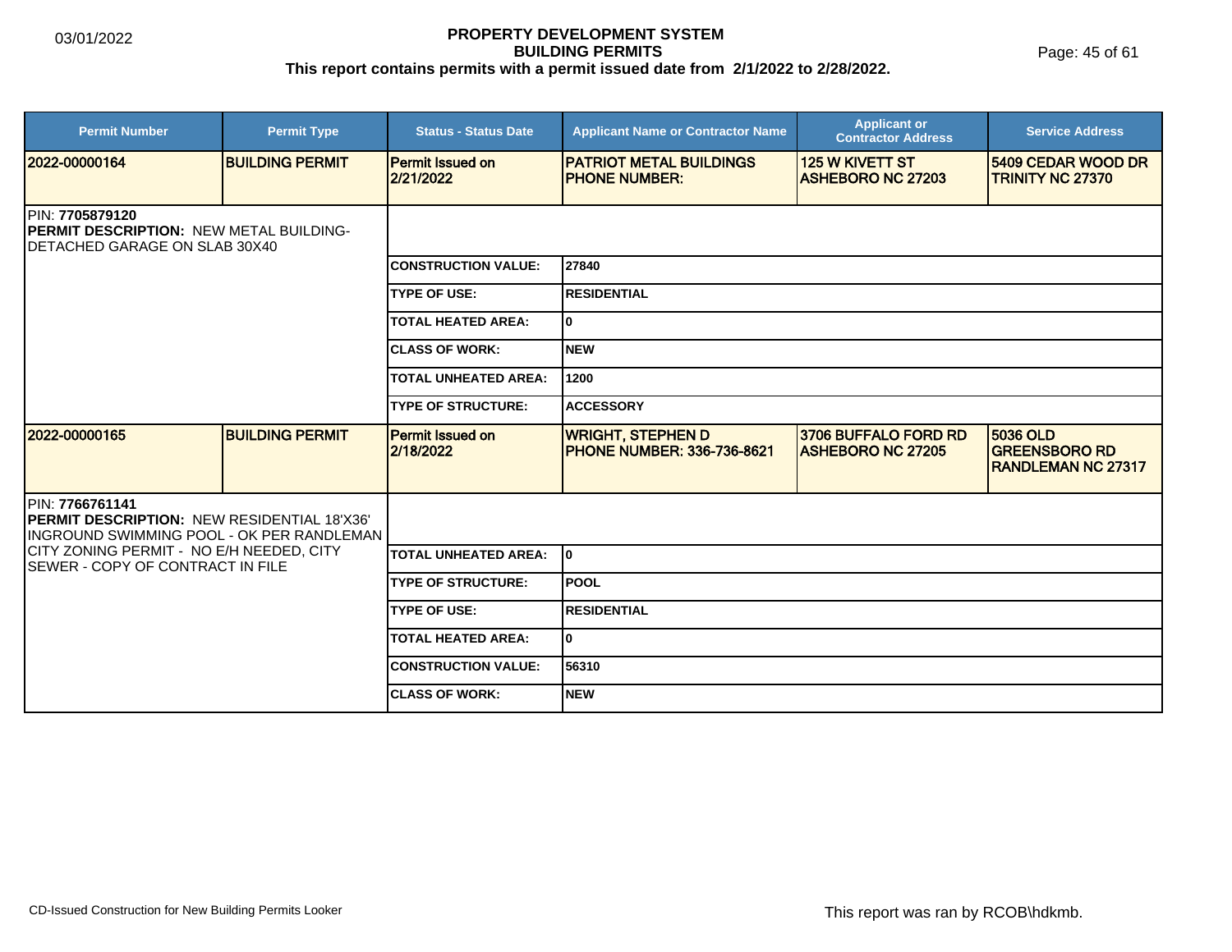# PROPERTY DEVELOPMENT SYSTEM
## BUILDING PERMITS
### This report contains permits with a permit issued date from 2/1/2022 to 2/28/2022.

| Permit Number | Permit Type | Status - Status Date | Applicant Name or Contractor Name | Applicant or Contractor Address | Service Address |
|---|---|---|---|---|---|
| 2022-00000164 | BUILDING PERMIT | Permit Issued on 2/21/2022 | PATRIOT METAL BUILDINGS PHONE NUMBER: | 125 W KIVETT ST ASHEBORO NC 27203 | 5409 CEDAR WOOD DR TRINITY NC 27370 |

PIN: **7705879120**
**PERMIT DESCRIPTION:** NEW METAL BUILDING-DETACHED GARAGE ON SLAB 30X40

| Field | Value |
|---|---|
| CONSTRUCTION VALUE: | 27840 |
| TYPE OF USE: | RESIDENTIAL |
| TOTAL HEATED AREA: | 0 |
| CLASS OF WORK: | NEW |
| TOTAL UNHEATED AREA: | 1200 |
| TYPE OF STRUCTURE: | ACCESSORY |

| Permit Number | Permit Type | Status - Status Date | Applicant Name or Contractor Name | Applicant or Contractor Address | Service Address |
|---|---|---|---|---|---|
| 2022-00000165 | BUILDING PERMIT | Permit Issued on 2/18/2022 | WRIGHT, STEPHEN D PHONE NUMBER: 336-736-8621 | 3706 BUFFALO FORD RD ASHEBORO NC 27205 | 5036 OLD GREENSBORO RD RANDLEMAN NC 27317 |

PIN: **7766761141**
**PERMIT DESCRIPTION:** NEW RESIDENTIAL 18'X36' INGROUND SWIMMING POOL - OK PER RANDLEMAN CITY ZONING PERMIT - NO E/H NEEDED, CITY SEWER - COPY OF CONTRACT IN FILE

| Field | Value |
|---|---|
| TOTAL UNHEATED AREA: | 0 |
| TYPE OF STRUCTURE: | POOL |
| TYPE OF USE: | RESIDENTIAL |
| TOTAL HEATED AREA: | 0 |
| CONSTRUCTION VALUE: | 56310 |
| CLASS OF WORK: | NEW |

CD-Issued Construction for New Building Permits Looker

This report was ran by RCOB\hdkmb.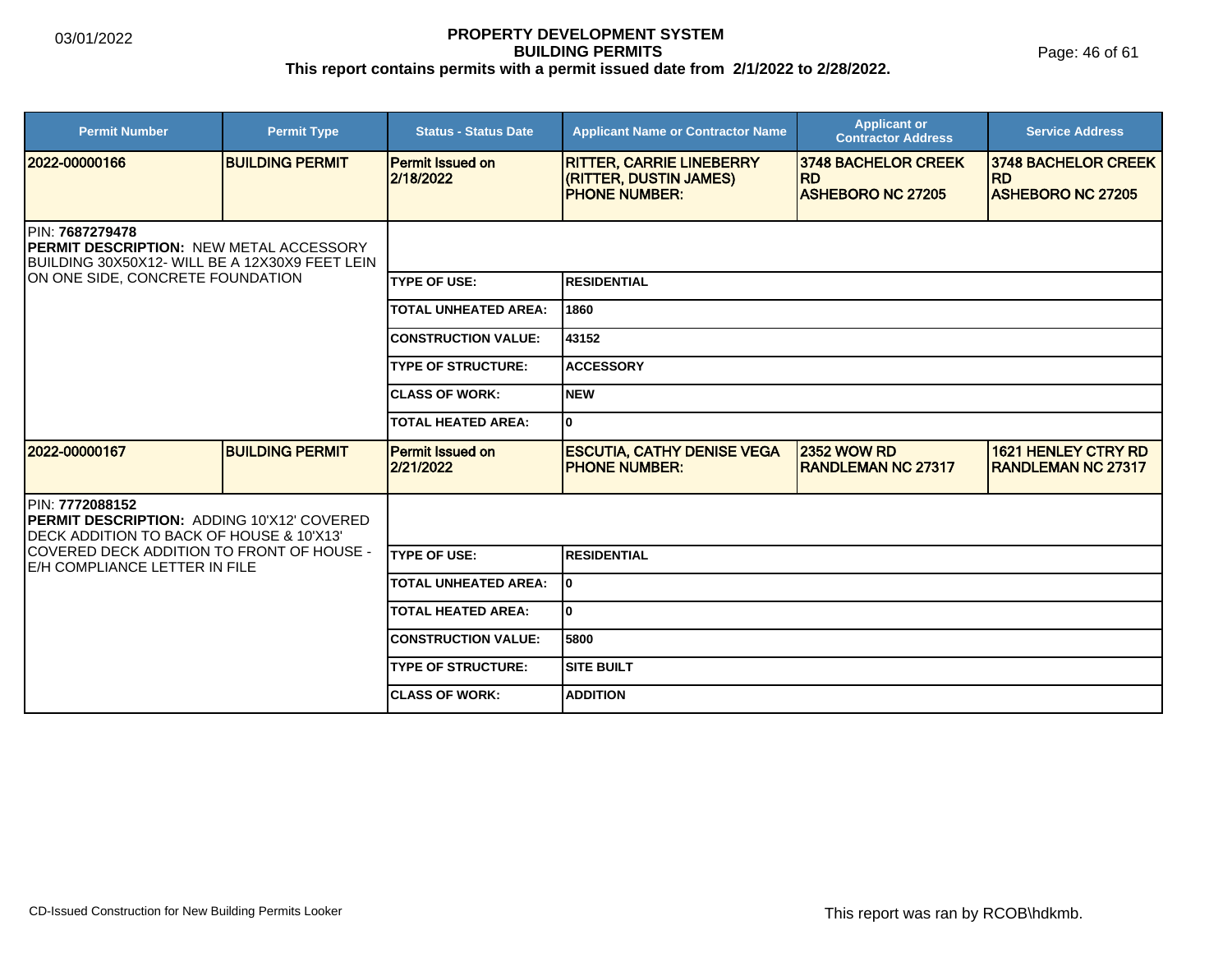# PROPERTY DEVELOPMENT SYSTEM
## BUILDING PERMITS
### This report contains permits with a permit issued date from 2/1/2022 to 2/28/2022.

03/01/2022

| Permit Number | Permit Type | Status - Status Date | Applicant Name or Contractor Name | Applicant or Contractor Address | Service Address |
|---|---|---|---|---|---|
| 2022-00000166 | BUILDING PERMIT | Permit Issued on 2/18/2022 | RITTER, CARRIE LINEBERRY (RITTER, DUSTIN JAMES) PHONE NUMBER: | 3748 BACHELOR CREEK RD ASHEBORO NC 27205 | 3748 BACHELOR CREEK RD ASHEBORO NC 27205 |

PIN: **7687279478**
**PERMIT DESCRIPTION:** NEW METAL ACCESSORY BUILDING 30X50X12- WILL BE A 12X30X9 FEET LEIN ON ONE SIDE, CONCRETE FOUNDATION

| | |
|---|---|
| TYPE OF USE: | RESIDENTIAL |
| TOTAL UNHEATED AREA: | 1860 |
| CONSTRUCTION VALUE: | 43152 |
| TYPE OF STRUCTURE: | ACCESSORY |
| CLASS OF WORK: | NEW |
| TOTAL HEATED AREA: | 0 |

| Permit Number | Permit Type | Status - Status Date | Applicant Name or Contractor Name | Applicant or Contractor Address | Service Address |
|---|---|---|---|---|---|
| 2022-00000167 | BUILDING PERMIT | Permit Issued on 2/21/2022 | ESCUTIA, CATHY DENISE VEGA PHONE NUMBER: | 2352 WOW RD RANDLEMAN NC 27317 | 1621 HENLEY CTRY RD RANDLEMAN NC 27317 |

PIN: **7772088152**
**PERMIT DESCRIPTION:** ADDING 10'X12' COVERED DECK ADDITION TO BACK OF HOUSE & 10'X13' COVERED DECK ADDITION TO FRONT OF HOUSE - E/H COMPLIANCE LETTER IN FILE

| | |
|---|---|
| TYPE OF USE: | RESIDENTIAL |
| TOTAL UNHEATED AREA: | 0 |
| TOTAL HEATED AREA: | 0 |
| CONSTRUCTION VALUE: | 5800 |
| TYPE OF STRUCTURE: | SITE BUILT |
| CLASS OF WORK: | ADDITION |

CD-Issued Construction for New Building Permits Looker

This report was ran by RCOB\hdkmb.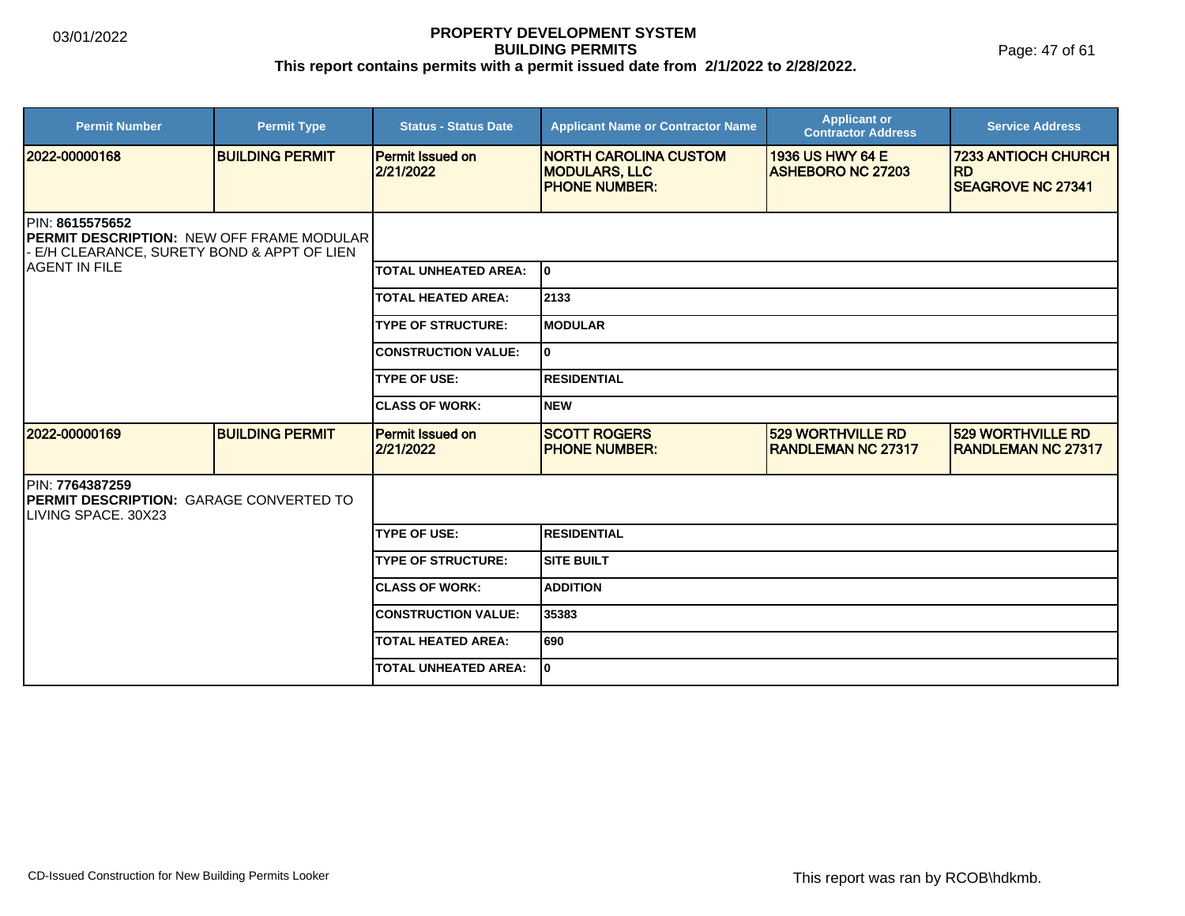# PROPERTY DEVELOPMENT SYSTEM
## BUILDING PERMITS
**This report contains permits with a permit issued date from 2/1/2022 to 2/28/2022.**

| Permit Number | Permit Type | Status - Status Date | Applicant Name or Contractor Name | Applicant or Contractor Address | Service Address |
|---|---|---|---|---|---|
| 2022-00000168 | BUILDING PERMIT | Permit Issued on 2/21/2022 | NORTH CAROLINA CUSTOM MODULARS, LLC PHONE NUMBER: | 1936 US HWY 64 E ASHEBORO NC 27203 | 7233 ANTIOCH CHURCH RD SEAGROVE NC 27341 |

PIN: **8615575652**
**PERMIT DESCRIPTION:** NEW OFF FRAME MODULAR - E/H CLEARANCE, SURETY BOND & APPT OF LIEN AGENT IN FILE

| | |
|---|---|
| TOTAL UNHEATED AREA: | 0 |
| TOTAL HEATED AREA: | 2133 |
| TYPE OF STRUCTURE: | MODULAR |
| CONSTRUCTION VALUE: | 0 |
| TYPE OF USE: | RESIDENTIAL |
| CLASS OF WORK: | NEW |

| Permit Number | Permit Type | Status - Status Date | Applicant Name or Contractor Name | Applicant or Contractor Address | Service Address |
|---|---|---|---|---|---|
| 2022-00000169 | BUILDING PERMIT | Permit Issued on 2/21/2022 | SCOTT ROGERS PHONE NUMBER: | 529 WORTHVILLE RD RANDLEMAN NC 27317 | 529 WORTHVILLE RD RANDLEMAN NC 27317 |

PIN: **7764387259**
**PERMIT DESCRIPTION:** GARAGE CONVERTED TO LIVING SPACE. 30X23

| | |
|---|---|
| TYPE OF USE: | RESIDENTIAL |
| TYPE OF STRUCTURE: | SITE BUILT |
| CLASS OF WORK: | ADDITION |
| CONSTRUCTION VALUE: | 35383 |
| TOTAL HEATED AREA: | 690 |
| TOTAL UNHEATED AREA: | 0 |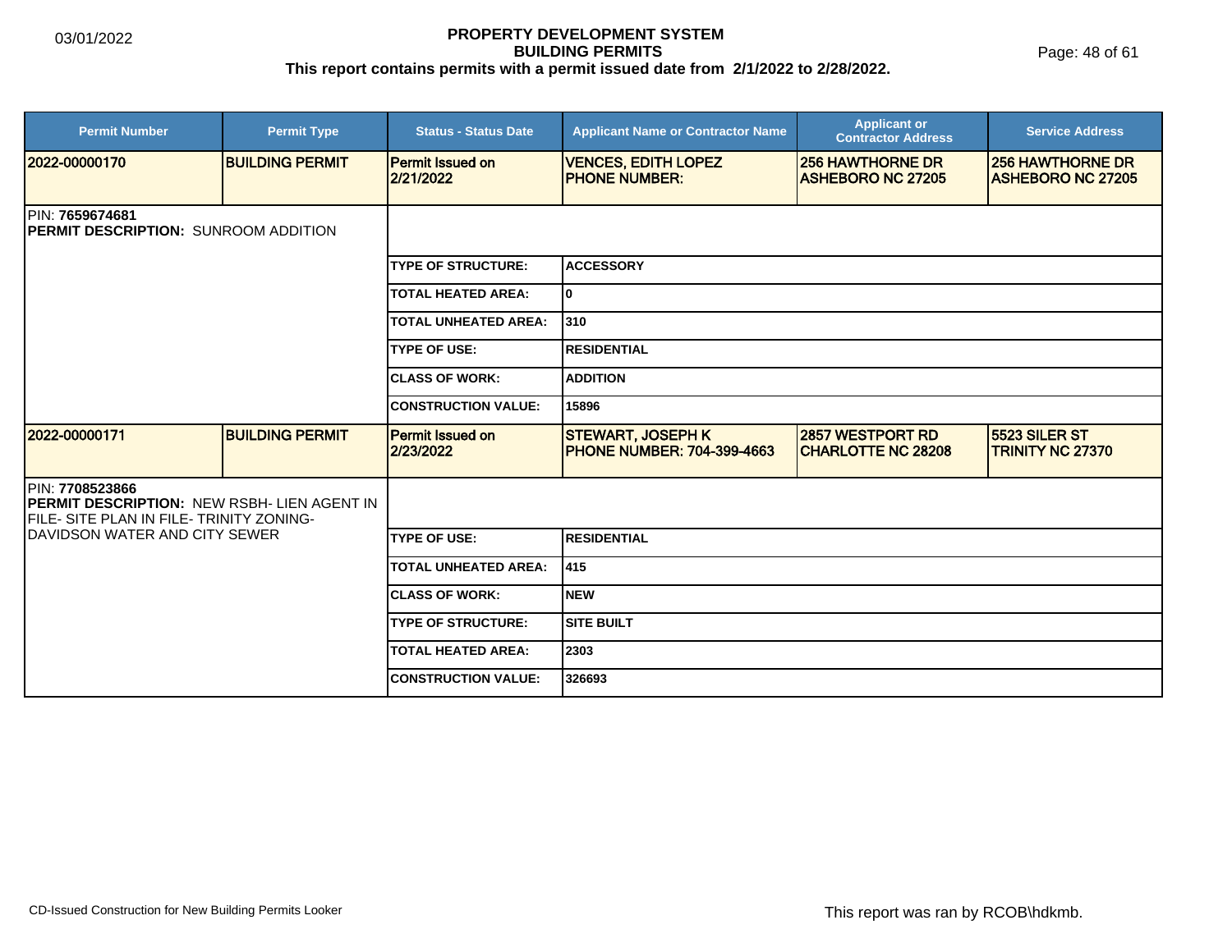**PROPERTY DEVELOPMENT SYSTEM**
**BUILDING PERMITS**
**This report contains permits with a permit issued date from 2/1/2022 to 2/28/2022.**

| Permit Number | Permit Type | Status - Status Date | Applicant Name or Contractor Name | Applicant or Contractor Address | Service Address |
|---|---|---|---|---|---|
| 2022-00000170 | BUILDING PERMIT | Permit Issued on 2/21/2022 | VENCES, EDITH LOPEZ<br>PHONE NUMBER: | 256 HAWTHORNE DR<br>ASHEBORO NC 27205 | 256 HAWTHORNE DR<br>ASHEBORO NC 27205 |

PIN: **7659674681**
**PERMIT DESCRIPTION:** SUNROOM ADDITION

| | |
|---|---|
| TYPE OF STRUCTURE: | ACCESSORY |
| TOTAL HEATED AREA: | 0 |
| TOTAL UNHEATED AREA: | 310 |
| TYPE OF USE: | RESIDENTIAL |
| CLASS OF WORK: | ADDITION |
| CONSTRUCTION VALUE: | 15896 |

| Permit Number | Permit Type | Status - Status Date | Applicant Name or Contractor Name | Applicant or Contractor Address | Service Address |
|---|---|---|---|---|---|
| 2022-00000171 | BUILDING PERMIT | Permit Issued on 2/23/2022 | STEWART, JOSEPH K<br>PHONE NUMBER: 704-399-4663 | 2857 WESTPORT RD<br>CHARLOTTE NC 28208 | 5523 SILER ST<br>TRINITY NC 27370 |

PIN: **7708523866**
**PERMIT DESCRIPTION:** NEW RSBH- LIEN AGENT IN FILE- SITE PLAN IN FILE- TRINITY ZONING- DAVIDSON WATER AND CITY SEWER

| | |
|---|---|
| TYPE OF USE: | RESIDENTIAL |
| TOTAL UNHEATED AREA: | 415 |
| CLASS OF WORK: | NEW |
| TYPE OF STRUCTURE: | SITE BUILT |
| TOTAL HEATED AREA: | 2303 |
| CONSTRUCTION VALUE: | 326693 |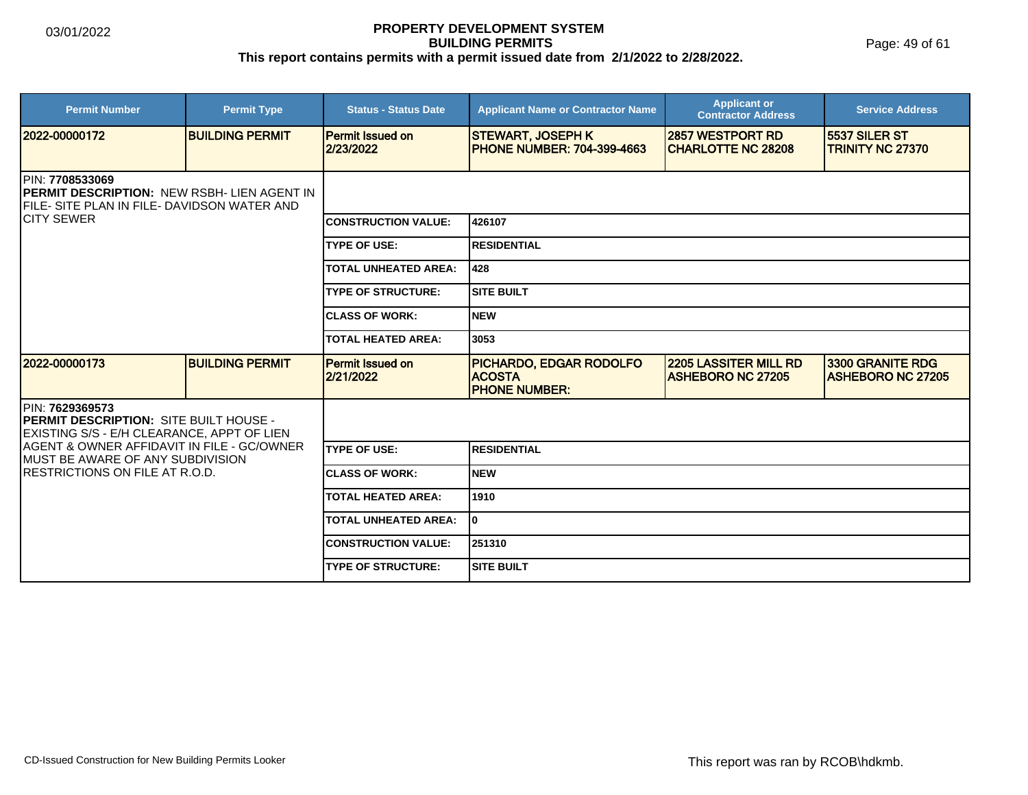| Permit Number | Permit Type | Status - Status Date | Applicant Name or Contractor Name | Applicant or Contractor Address | Service Address |
|---|---|---|---|---|---|
| 2022-00000172 | BUILDING PERMIT | Permit Issued on 2/23/2022 | STEWART, JOSEPH K PHONE NUMBER: 704-399-4663 | 2857 WESTPORT RD CHARLOTTE NC 28208 | 5537 SILER ST TRINITY NC 27370 |

PIN: **7708533069**
**PERMIT DESCRIPTION:** NEW RSBH- LIEN AGENT IN FILE- SITE PLAN IN FILE- DAVIDSON WATER AND CITY SEWER

| | |
|---|---|
| CONSTRUCTION VALUE: | 426107 |
| TYPE OF USE: | RESIDENTIAL |
| TOTAL UNHEATED AREA: | 428 |
| TYPE OF STRUCTURE: | SITE BUILT |
| CLASS OF WORK: | NEW |
| TOTAL HEATED AREA: | 3053 |

| Permit Number | Permit Type | Status - Status Date | Applicant Name or Contractor Name | Applicant or Contractor Address | Service Address |
|---|---|---|---|---|---|
| 2022-00000173 | BUILDING PERMIT | Permit Issued on 2/21/2022 | PICHARDO, EDGAR RODOLFO ACOSTA PHONE NUMBER: | 2205 LASSITER MILL RD ASHEBORO NC 27205 | 3300 GRANITE RDG ASHEBORO NC 27205 |

PIN: **7629369573**
**PERMIT DESCRIPTION:** SITE BUILT HOUSE - EXISTING S/S - E/H CLEARANCE, APPT OF LIEN AGENT & OWNER AFFIDAVIT IN FILE - GC/OWNER MUST BE AWARE OF ANY SUBDIVISION RESTRICTIONS ON FILE AT R.O.D.

| | |
|---|---|
| TYPE OF USE: | RESIDENTIAL |
| CLASS OF WORK: | NEW |
| TOTAL HEATED AREA: | 1910 |
| TOTAL UNHEATED AREA: | 0 |
| CONSTRUCTION VALUE: | 251310 |
| TYPE OF STRUCTURE: | SITE BUILT |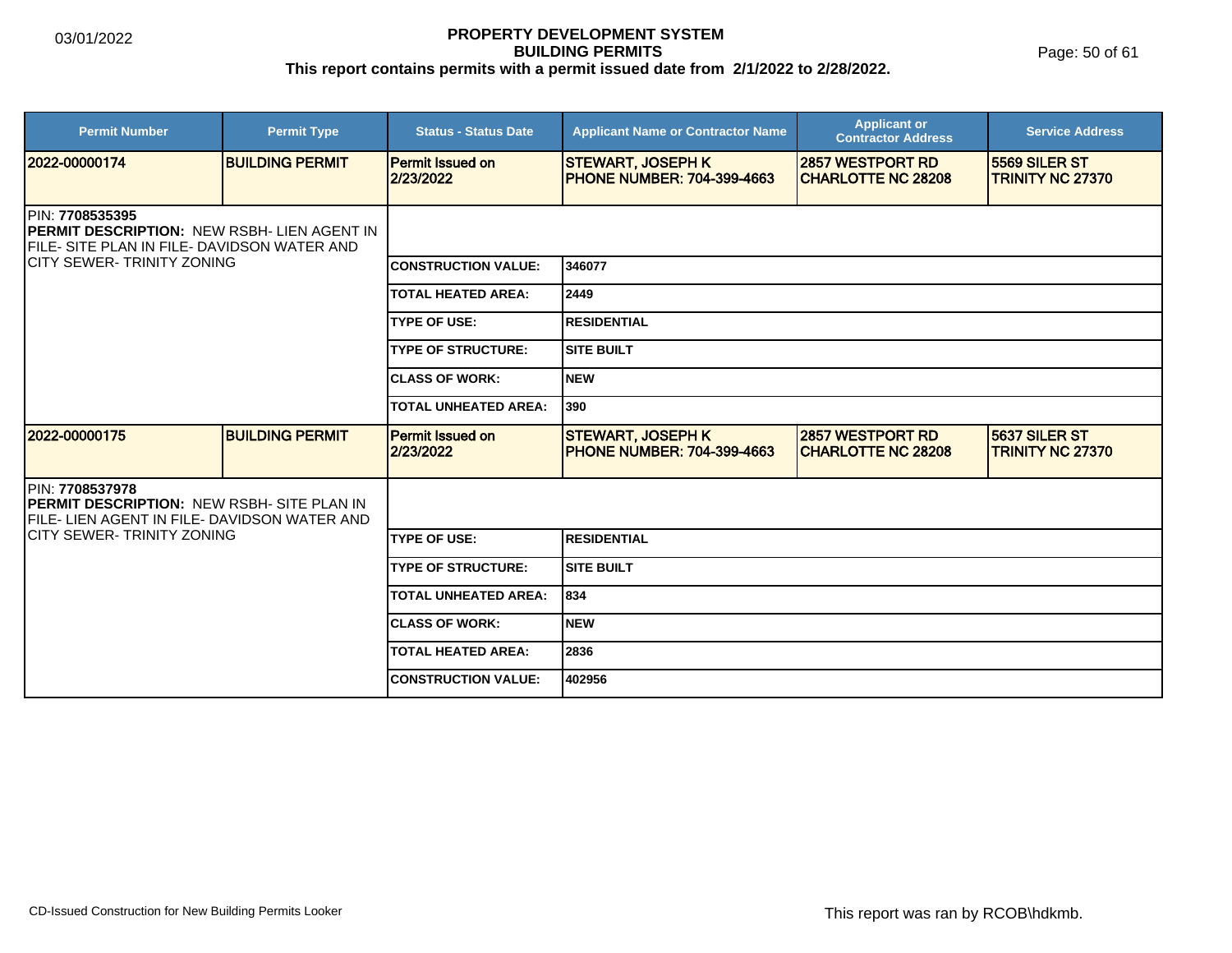03/01/2022

# PROPERTY DEVELOPMENT SYSTEM
## BUILDING PERMITS
### This report contains permits with a permit issued date from 2/1/2022 to 2/28/2022.

| Permit Number | Permit Type | Status - Status Date | Applicant Name or Contractor Name | Applicant or Contractor Address | Service Address |
|---|---|---|---|---|---|
| 2022-00000174 | BUILDING PERMIT | Permit Issued on 2/23/2022 | STEWART, JOSEPH K PHONE NUMBER: 704-399-4663 | 2857 WESTPORT RD CHARLOTTE NC 28208 | 5569 SILER ST TRINITY NC 27370 |

PIN: **7708535395**
**PERMIT DESCRIPTION:** NEW RSBH- LIEN AGENT IN FILE- SITE PLAN IN FILE- DAVIDSON WATER AND CITY SEWER- TRINITY ZONING

| | |
|---|---|
| CONSTRUCTION VALUE: | 346077 |
| TOTAL HEATED AREA: | 2449 |
| TYPE OF USE: | RESIDENTIAL |
| TYPE OF STRUCTURE: | SITE BUILT |
| CLASS OF WORK: | NEW |
| TOTAL UNHEATED AREA: | 390 |

| Permit Number | Permit Type | Status - Status Date | Applicant Name or Contractor Name | Applicant or Contractor Address | Service Address |
|---|---|---|---|---|---|
| 2022-00000175 | BUILDING PERMIT | Permit Issued on 2/23/2022 | STEWART, JOSEPH K PHONE NUMBER: 704-399-4663 | 2857 WESTPORT RD CHARLOTTE NC 28208 | 5637 SILER ST TRINITY NC 27370 |

PIN: **7708537978**
**PERMIT DESCRIPTION:** NEW RSBH- SITE PLAN IN FILE- LIEN AGENT IN FILE- DAVIDSON WATER AND CITY SEWER- TRINITY ZONING

| | |
|---|---|
| TYPE OF USE: | RESIDENTIAL |
| TYPE OF STRUCTURE: | SITE BUILT |
| TOTAL UNHEATED AREA: | 834 |
| CLASS OF WORK: | NEW |
| TOTAL HEATED AREA: | 2836 |
| CONSTRUCTION VALUE: | 402956 |

CD-Issued Construction for New Building Permits Looker

This report was ran by RCOB\hdkmb.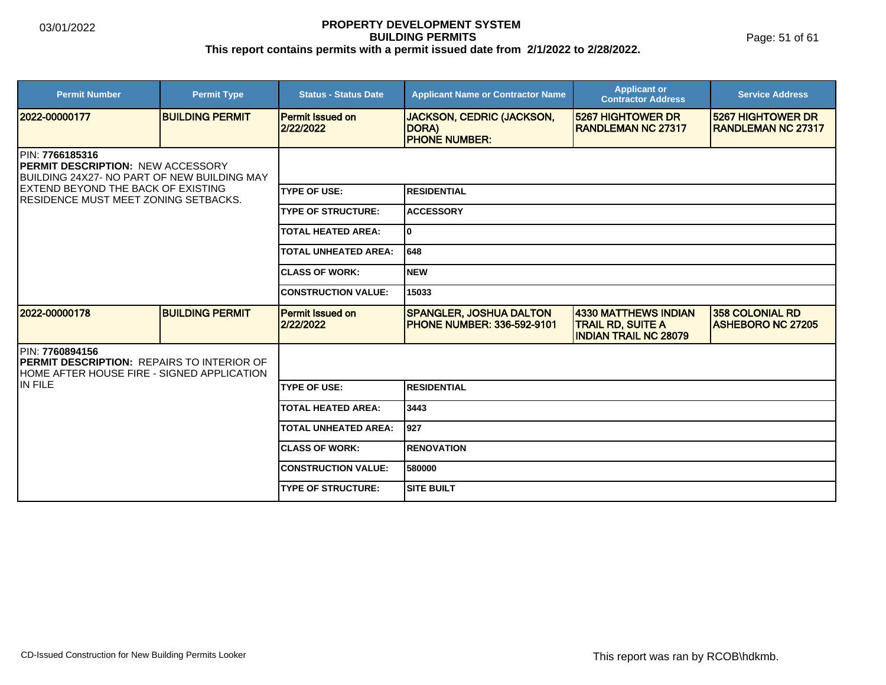# PROPERTY DEVELOPMENT SYSTEM
## BUILDING PERMITS
### This report contains permits with a permit issued date from 2/1/2022 to 2/28/2022.

03/01/2022

| Permit Number | Permit Type | Status - Status Date | Applicant Name or Contractor Name | Applicant or Contractor Address | Service Address |
|---|---|---|---|---|---|
| 2022-00000177 | BUILDING PERMIT | Permit Issued on 2/22/2022 | JACKSON, CEDRIC (JACKSON, DORA) PHONE NUMBER: | 5267 HIGHTOWER DR RANDLEMAN NC 27317 | 5267 HIGHTOWER DR RANDLEMAN NC 27317 |

PIN: **7766185316**
**PERMIT DESCRIPTION:** NEW ACCESSORY BUILDING 24X27- NO PART OF NEW BUILDING MAY EXTEND BEYOND THE BACK OF EXISTING RESIDENCE MUST MEET ZONING SETBACKS.

| | |
|---|---|
| TYPE OF USE: | RESIDENTIAL |
| TYPE OF STRUCTURE: | ACCESSORY |
| TOTAL HEATED AREA: | 0 |
| TOTAL UNHEATED AREA: | 648 |
| CLASS OF WORK: | NEW |
| CONSTRUCTION VALUE: | 15033 |

| Permit Number | Permit Type | Status - Status Date | Applicant Name or Contractor Name | Applicant or Contractor Address | Service Address |
|---|---|---|---|---|---|
| 2022-00000178 | BUILDING PERMIT | Permit Issued on 2/22/2022 | SPANGLER, JOSHUA DALTON PHONE NUMBER: 336-592-9101 | 4330 MATTHEWS INDIAN TRAIL RD, SUITE A INDIAN TRAIL NC 28079 | 358 COLONIAL RD ASHEBORO NC 27205 |

PIN: **7760894156**
**PERMIT DESCRIPTION:** REPAIRS TO INTERIOR OF HOME AFTER HOUSE FIRE - SIGNED APPLICATION IN FILE

| | |
|---|---|
| TYPE OF USE: | RESIDENTIAL |
| TOTAL HEATED AREA: | 3443 |
| TOTAL UNHEATED AREA: | 927 |
| CLASS OF WORK: | RENOVATION |
| CONSTRUCTION VALUE: | 580000 |
| TYPE OF STRUCTURE: | SITE BUILT |

CD-Issued Construction for New Building Permits Looker

This report was ran by RCOB\hdkmb.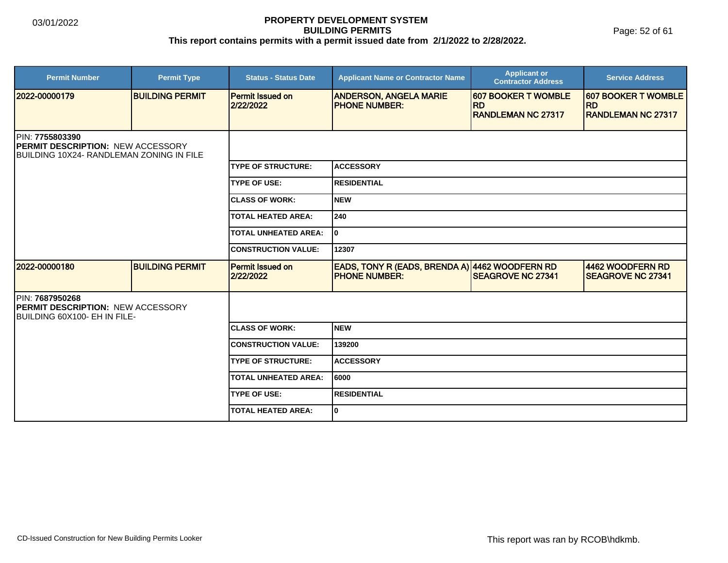# PROPERTY DEVELOPMENT SYSTEM
## BUILDING PERMITS
### This report contains permits with a permit issued date from 2/1/2022 to 2/28/2022.

03/01/2022

| Permit Number | Permit Type | Status - Status Date | Applicant Name or Contractor Name | Applicant or Contractor Address | Service Address |
|---|---|---|---|---|---|
| 2022-00000179 | BUILDING PERMIT | Permit Issued on 2/22/2022 | ANDERSON, ANGELA MARIE PHONE NUMBER: | 607 BOOKER T WOMBLE RD RANDLEMAN NC 27317 | 607 BOOKER T WOMBLE RD RANDLEMAN NC 27317 |

PIN: **7755803390**
**PERMIT DESCRIPTION:** NEW ACCESSORY BUILDING 10X24- RANDLEMAN ZONING IN FILE

| | |
|---|---|
| TYPE OF STRUCTURE: | ACCESSORY |
| TYPE OF USE: | RESIDENTIAL |
| CLASS OF WORK: | NEW |
| TOTAL HEATED AREA: | 240 |
| TOTAL UNHEATED AREA: | 0 |
| CONSTRUCTION VALUE: | 12307 |

| Permit Number | Permit Type | Status - Status Date | Applicant Name or Contractor Name | Applicant or Contractor Address | Service Address |
|---|---|---|---|---|---|
| 2022-00000180 | BUILDING PERMIT | Permit Issued on 2/22/2022 | EADS, TONY R (EADS, BRENDA A) PHONE NUMBER: | 4462 WOODFERN RD SEAGROVE NC 27341 | 4462 WOODFERN RD SEAGROVE NC 27341 |

PIN: **7687950268**
**PERMIT DESCRIPTION:** NEW ACCESSORY BUILDING 60X100- EH IN FILE-

| | |
|---|---|
| CLASS OF WORK: | NEW |
| CONSTRUCTION VALUE: | 139200 |
| TYPE OF STRUCTURE: | ACCESSORY |
| TOTAL UNHEATED AREA: | 6000 |
| TYPE OF USE: | RESIDENTIAL |
| TOTAL HEATED AREA: | 0 |

CD-Issued Construction for New Building Permits Looker

This report was ran by RCOB\hdkmb.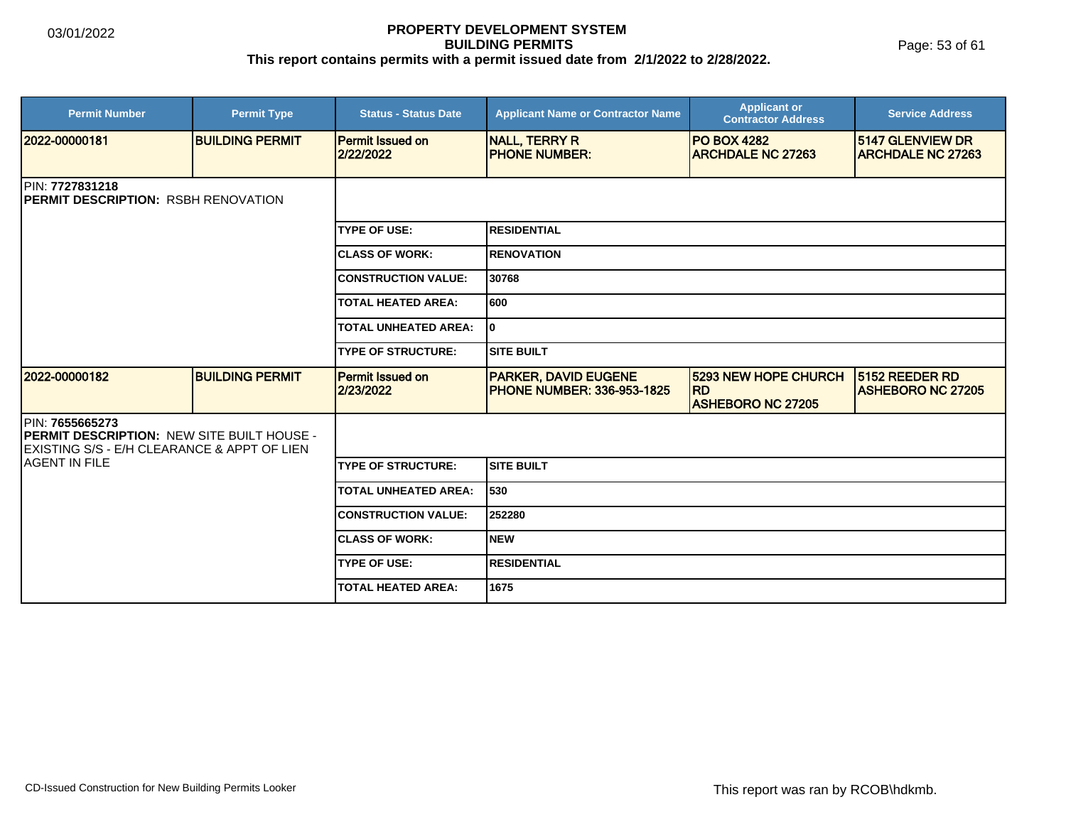# PROPERTY DEVELOPMENT SYSTEM

## BUILDING PERMITS

**This report contains permits with a permit issued date from 2/1/2022 to 2/28/2022.**

| Permit Number | Permit Type | Status - Status Date | Applicant Name or Contractor Name | Applicant or Contractor Address | Service Address |
|---|---|---|---|---|---|
| 2022-00000181 | BUILDING PERMIT | Permit Issued on 2/22/2022 | NALL, TERRY R<br>PHONE NUMBER: | PO BOX 4282<br>ARCHDALE NC 27263 | 5147 GLENVIEW DR<br>ARCHDALE NC 27263 |

PIN: **7727831218**
**PERMIT DESCRIPTION:** RSBH RENOVATION

| | |
|---|---|
| TYPE OF USE: | RESIDENTIAL |
| CLASS OF WORK: | RENOVATION |
| CONSTRUCTION VALUE: | 30768 |
| TOTAL HEATED AREA: | 600 |
| TOTAL UNHEATED AREA: | 0 |
| TYPE OF STRUCTURE: | SITE BUILT |

| Permit Number | Permit Type | Status - Status Date | Applicant Name or Contractor Name | Applicant or Contractor Address | Service Address |
|---|---|---|---|---|---|
| 2022-00000182 | BUILDING PERMIT | Permit Issued on 2/23/2022 | PARKER, DAVID EUGENE<br>PHONE NUMBER: 336-953-1825 | 5293 NEW HOPE CHURCH RD<br>ASHEBORO NC 27205 | 5152 REEDER RD<br>ASHEBORO NC 27205 |

PIN: **7655665273**
**PERMIT DESCRIPTION:** NEW SITE BUILT HOUSE - EXISTING S/S - E/H CLEARANCE & APPT OF LIEN AGENT IN FILE

| | |
|---|---|
| TYPE OF STRUCTURE: | SITE BUILT |
| TOTAL UNHEATED AREA: | 530 |
| CONSTRUCTION VALUE: | 252280 |
| CLASS OF WORK: | NEW |
| TYPE OF USE: | RESIDENTIAL |
| TOTAL HEATED AREA: | 1675 |

CD-Issued Construction for New Building Permits Looker

This report was ran by RCOB\hdkmb.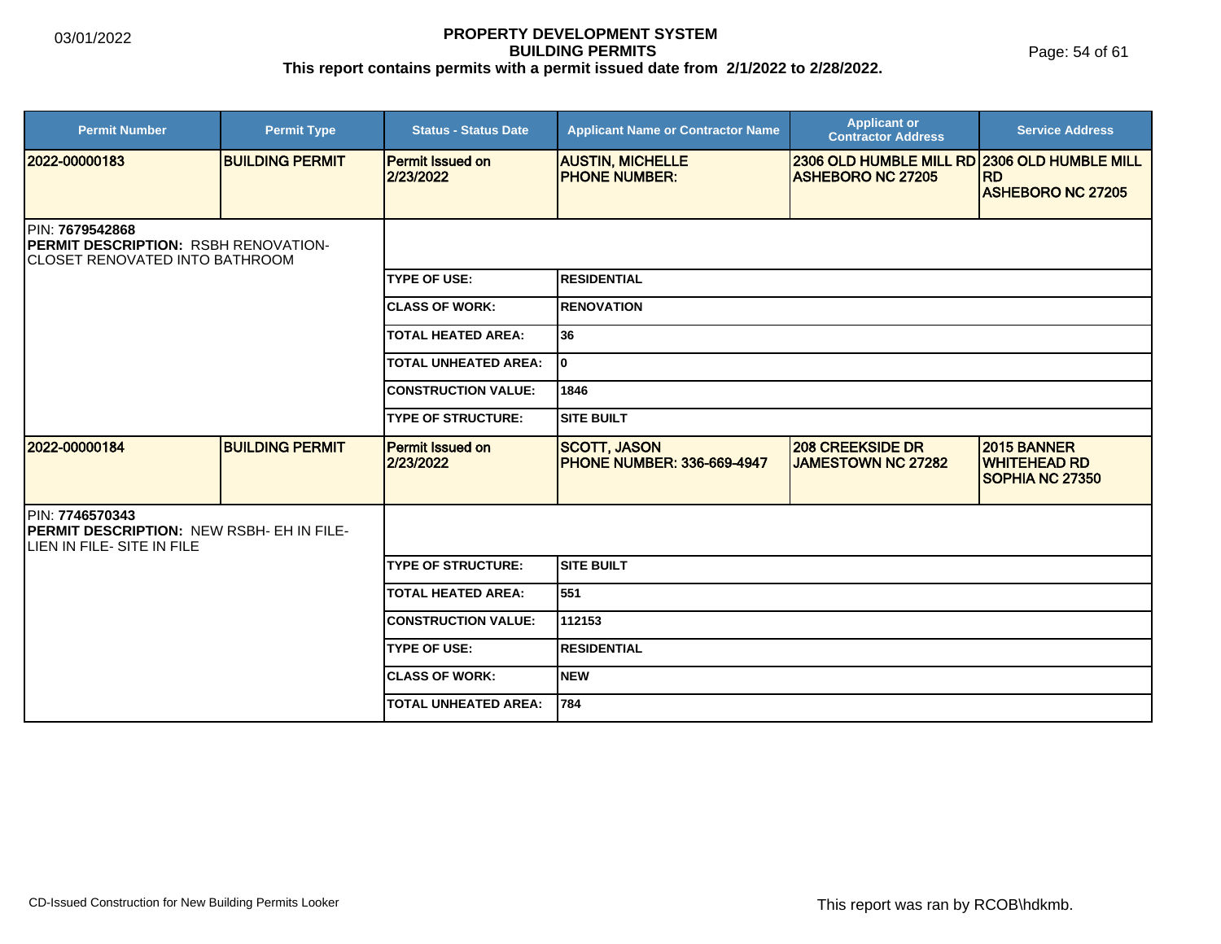# PROPERTY DEVELOPMENT SYSTEM
## BUILDING PERMITS
### This report contains permits with a permit issued date from 2/1/2022 to 2/28/2022.

| Permit Number | Permit Type | Status - Status Date | Applicant Name or Contractor Name | Applicant or Contractor Address | Service Address |
|---|---|---|---|---|---|
| **2022-00000183** | **BUILDING PERMIT** | **Permit Issued on 2/23/2022** | **AUSTIN, MICHELLE PHONE NUMBER:** | **2306 OLD HUMBLE MILL RD ASHEBORO NC 27205** | **2306 OLD HUMBLE MILL RD ASHEBORO NC 27205** |

PIN: **7679542868**
**PERMIT DESCRIPTION:** RSBH RENOVATION- CLOSET RENOVATED INTO BATHROOM

| | |
|---|---|
| **TYPE OF USE:** | **RESIDENTIAL** |
| **CLASS OF WORK:** | **RENOVATION** |
| **TOTAL HEATED AREA:** | **36** |
| **TOTAL UNHEATED AREA:** | **0** |
| **CONSTRUCTION VALUE:** | **1846** |
| **TYPE OF STRUCTURE:** | **SITE BUILT** |

| Permit Number | Permit Type | Status - Status Date | Applicant Name or Contractor Name | Applicant or Contractor Address | Service Address |
|---|---|---|---|---|---|
| **2022-00000184** | **BUILDING PERMIT** | **Permit Issued on 2/23/2022** | **SCOTT, JASON PHONE NUMBER: 336-669-4947** | **208 CREEKSIDE DR JAMESTOWN NC 27282** | **2015 BANNER WHITEHEAD RD SOPHIA NC 27350** |

PIN: **7746570343**
**PERMIT DESCRIPTION:** NEW RSBH- EH IN FILE- LIEN IN FILE- SITE IN FILE

| | |
|---|---|
| **TYPE OF STRUCTURE:** | **SITE BUILT** |
| **TOTAL HEATED AREA:** | **551** |
| **CONSTRUCTION VALUE:** | **112153** |
| **TYPE OF USE:** | **RESIDENTIAL** |
| **CLASS OF WORK:** | **NEW** |
| **TOTAL UNHEATED AREA:** | **784** |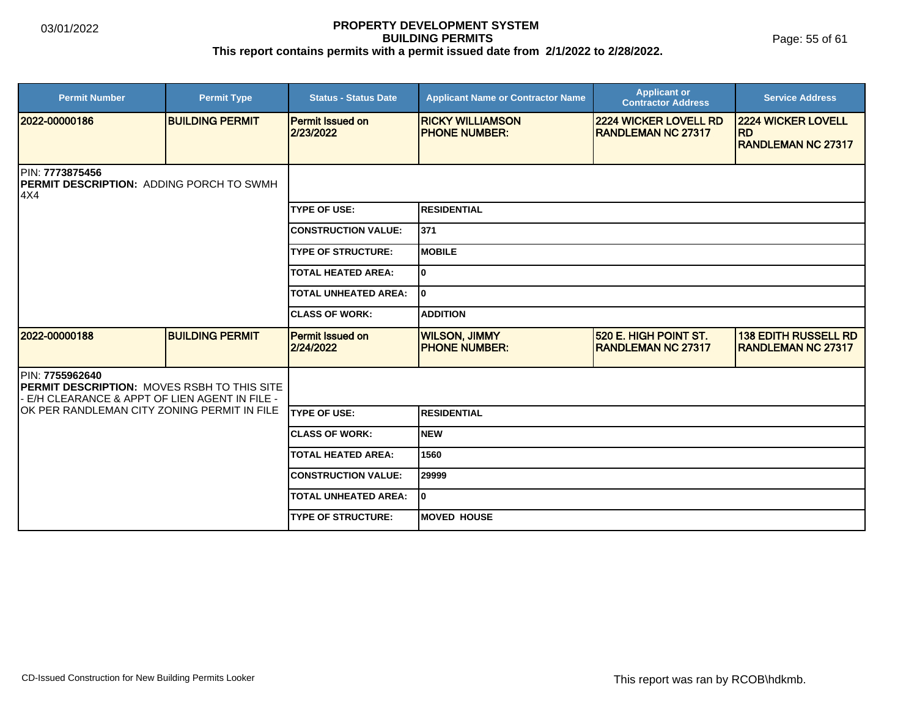# PROPERTY DEVELOPMENT SYSTEM

## BUILDING PERMITS

**This report contains permits with a permit issued date from 2/1/2022 to 2/28/2022.**

| Permit Number | Permit Type | Status - Status Date | Applicant Name or Contractor Name | Applicant or Contractor Address | Service Address |
|---|---|---|---|---|---|
| 2022-00000186 | BUILDING PERMIT | Permit Issued on 2/23/2022 | RICKY WILLIAMSON<br>PHONE NUMBER: | 2224 WICKER LOVELL RD<br>RANDLEMAN NC 27317 | 2224 WICKER LOVELL RD<br>RANDLEMAN NC 27317 |

PIN: **7773875456**

**PERMIT DESCRIPTION:** ADDING PORCH TO SWMH 4X4

| | |
|---|---|
| TYPE OF USE: | RESIDENTIAL |
| CONSTRUCTION VALUE: | 371 |
| TYPE OF STRUCTURE: | MOBILE |
| TOTAL HEATED AREA: | 0 |
| TOTAL UNHEATED AREA: | 0 |
| CLASS OF WORK: | ADDITION |

| Permit Number | Permit Type | Status - Status Date | Applicant Name or Contractor Name | Applicant or Contractor Address | Service Address |
|---|---|---|---|---|---|
| 2022-00000188 | BUILDING PERMIT | Permit Issued on 2/24/2022 | WILSON, JIMMY<br>PHONE NUMBER: | 520 E. HIGH POINT ST.<br>RANDLEMAN NC 27317 | 138 EDITH RUSSELL RD<br>RANDLEMAN NC 27317 |

PIN: **7755962640**

**PERMIT DESCRIPTION:** MOVES RSBH TO THIS SITE - E/H CLEARANCE & APPT OF LIEN AGENT IN FILE - OK PER RANDLEMAN CITY ZONING PERMIT IN FILE

| | |
|---|---|
| TYPE OF USE: | RESIDENTIAL |
| CLASS OF WORK: | NEW |
| TOTAL HEATED AREA: | 1560 |
| CONSTRUCTION VALUE: | 29999 |
| TOTAL UNHEATED AREA: | 0 |
| TYPE OF STRUCTURE: | MOVED HOUSE |

CD-Issued Construction for New Building Permits Looker

This report was ran by RCOB\hdkmb.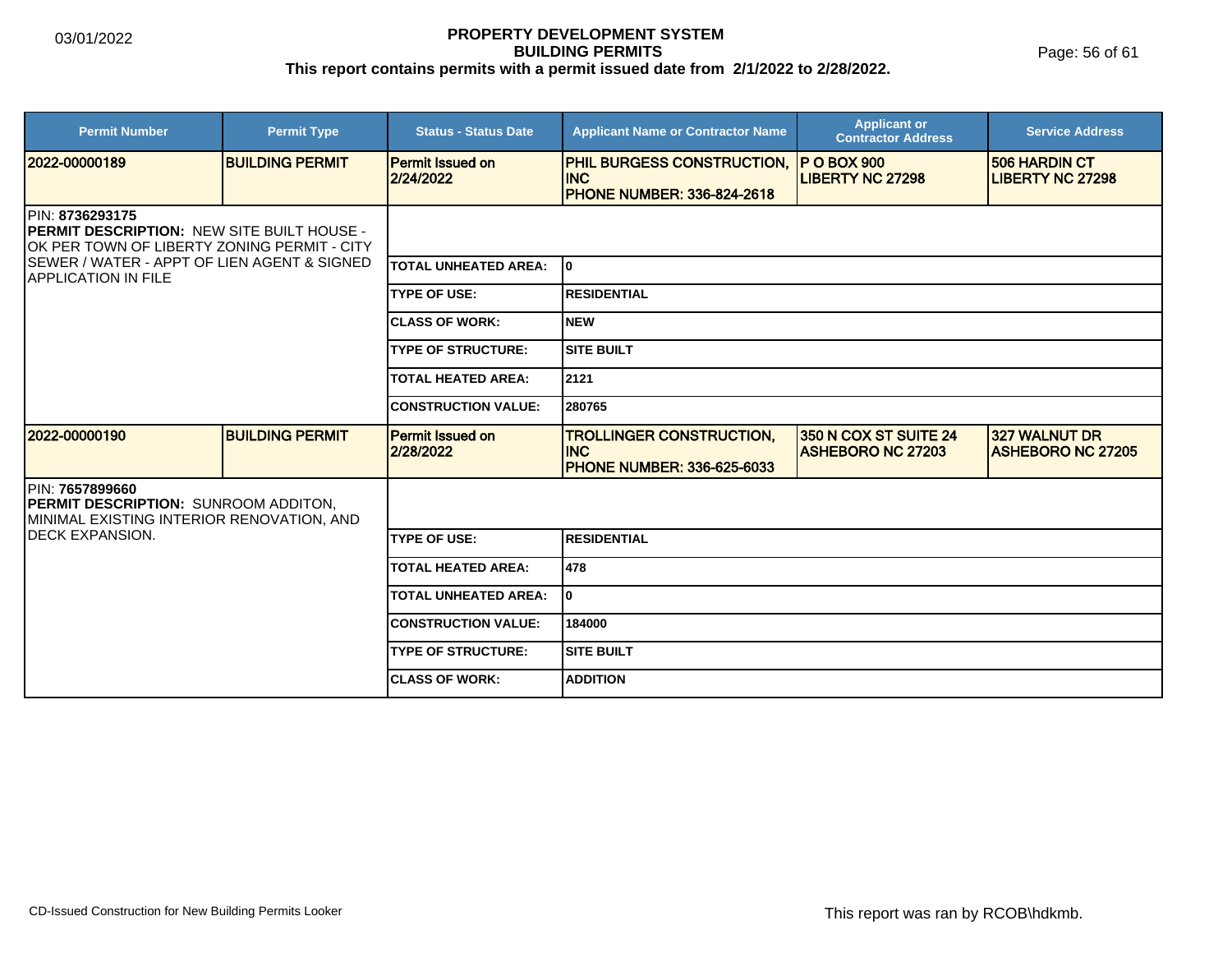# PROPERTY DEVELOPMENT SYSTEM
## BUILDING PERMITS
### This report contains permits with a permit issued date from 2/1/2022 to 2/28/2022.

| Permit Number | Permit Type | Status - Status Date | Applicant Name or Contractor Name | Applicant or Contractor Address | Service Address |
|---|---|---|---|---|---|
| 2022-00000189 | BUILDING PERMIT | Permit Issued on 2/24/2022 | PHIL BURGESS CONSTRUCTION, INC PHONE NUMBER: 336-824-2618 | P O BOX 900 LIBERTY NC 27298 | 506 HARDIN CT LIBERTY NC 27298 |

PIN: **8736293175**
**PERMIT DESCRIPTION:** NEW SITE BUILT HOUSE - OK PER TOWN OF LIBERTY ZONING PERMIT - CITY SEWER / WATER - APPT OF LIEN AGENT & SIGNED APPLICATION IN FILE

| | |
|---|---|
| TOTAL UNHEATED AREA: | 0 |
| TYPE OF USE: | RESIDENTIAL |
| CLASS OF WORK: | NEW |
| TYPE OF STRUCTURE: | SITE BUILT |
| TOTAL HEATED AREA: | 2121 |
| CONSTRUCTION VALUE: | 280765 |

| Permit Number | Permit Type | Status - Status Date | Applicant Name or Contractor Name | Applicant or Contractor Address | Service Address |
|---|---|---|---|---|---|
| 2022-00000190 | BUILDING PERMIT | Permit Issued on 2/28/2022 | TROLLINGER CONSTRUCTION, INC PHONE NUMBER: 336-625-6033 | 350 N COX ST SUITE 24 ASHEBORO NC 27203 | 327 WALNUT DR ASHEBORO NC 27205 |

PIN: **7657899660**
**PERMIT DESCRIPTION:** SUNROOM ADDITON, MINIMAL EXISTING INTERIOR RENOVATION, AND DECK EXPANSION.

| | |
|---|---|
| TYPE OF USE: | RESIDENTIAL |
| TOTAL HEATED AREA: | 478 |
| TOTAL UNHEATED AREA: | 0 |
| CONSTRUCTION VALUE: | 184000 |
| TYPE OF STRUCTURE: | SITE BUILT |
| CLASS OF WORK: | ADDITION |

CD-Issued Construction for New Building Permits Looker

This report was ran by RCOB\hdkmb.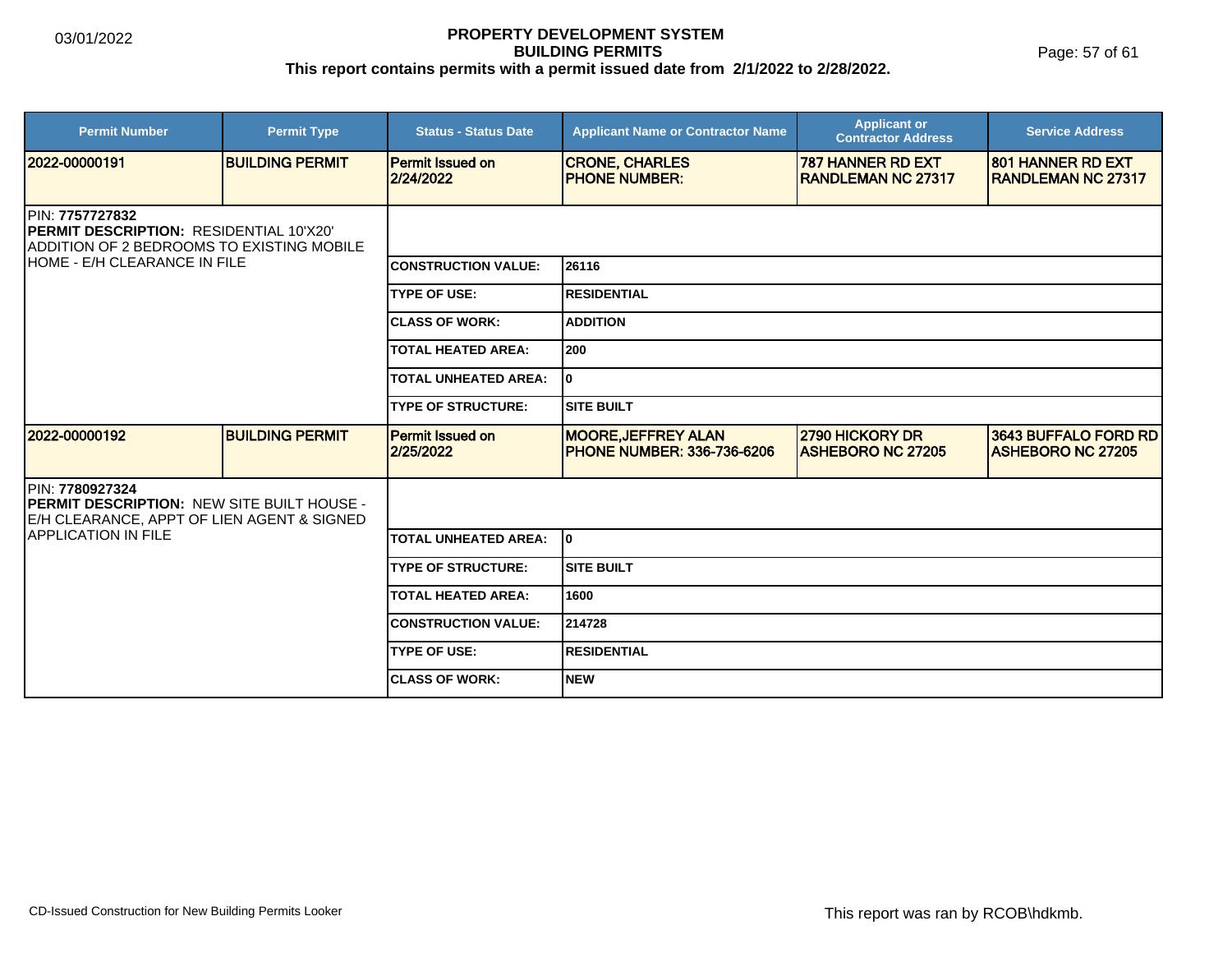**PROPERTY DEVELOPMENT SYSTEM**
**BUILDING PERMITS**
**This report contains permits with a permit issued date from 2/1/2022 to 2/28/2022.**

| Permit Number | Permit Type | Status - Status Date | Applicant Name or Contractor Name | Applicant or Contractor Address | Service Address |
|---|---|---|---|---|---|
| 2022-00000191 | BUILDING PERMIT | Permit Issued on 2/24/2022 | CRONE, CHARLES PHONE NUMBER: | 787 HANNER RD EXT RANDLEMAN NC 27317 | 801 HANNER RD EXT RANDLEMAN NC 27317 |

PIN: **7757727832**
**PERMIT DESCRIPTION:** RESIDENTIAL 10'X20' ADDITION OF 2 BEDROOMS TO EXISTING MOBILE HOME - E/H CLEARANCE IN FILE

| | |
|---|---|
| CONSTRUCTION VALUE: | 26116 |
| TYPE OF USE: | RESIDENTIAL |
| CLASS OF WORK: | ADDITION |
| TOTAL HEATED AREA: | 200 |
| TOTAL UNHEATED AREA: | 0 |
| TYPE OF STRUCTURE: | SITE BUILT |

| Permit Number | Permit Type | Status - Status Date | Applicant Name or Contractor Name | Applicant or Contractor Address | Service Address |
|---|---|---|---|---|---|
| 2022-00000192 | BUILDING PERMIT | Permit Issued on 2/25/2022 | MOORE,JEFFREY ALAN PHONE NUMBER: 336-736-6206 | 2790 HICKORY DR ASHEBORO NC 27205 | 3643 BUFFALO FORD RD ASHEBORO NC 27205 |

PIN: **7780927324**
**PERMIT DESCRIPTION:** NEW SITE BUILT HOUSE - E/H CLEARANCE, APPT OF LIEN AGENT & SIGNED APPLICATION IN FILE

| | |
|---|---|
| TOTAL UNHEATED AREA: | 0 |
| TYPE OF STRUCTURE: | SITE BUILT |
| TOTAL HEATED AREA: | 1600 |
| CONSTRUCTION VALUE: | 214728 |
| TYPE OF USE: | RESIDENTIAL |
| CLASS OF WORK: | NEW |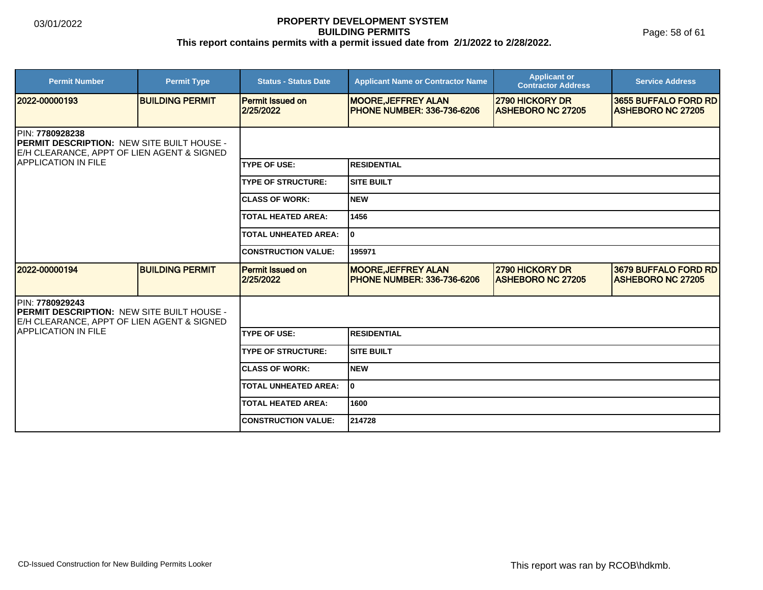# PROPERTY DEVELOPMENT SYSTEM
## BUILDING PERMITS
### This report contains permits with a permit issued date from 2/1/2022 to 2/28/2022.

03/01/2022

| Permit Number | Permit Type | Status - Status Date | Applicant Name or Contractor Name | Applicant or Contractor Address | Service Address |
|---|---|---|---|---|---|
| 2022-00000193 | BUILDING PERMIT | Permit Issued on 2/25/2022 | MOORE,JEFFREY ALAN PHONE NUMBER: 336-736-6206 | 2790 HICKORY DR ASHEBORO NC 27205 | 3655 BUFFALO FORD RD ASHEBORO NC 27205 |

PIN: **7780928238**
**PERMIT DESCRIPTION:** NEW SITE BUILT HOUSE - E/H CLEARANCE, APPT OF LIEN AGENT & SIGNED APPLICATION IN FILE

| | |
|---|---|
| TYPE OF USE: | RESIDENTIAL |
| TYPE OF STRUCTURE: | SITE BUILT |
| CLASS OF WORK: | NEW |
| TOTAL HEATED AREA: | 1456 |
| TOTAL UNHEATED AREA: | 0 |
| CONSTRUCTION VALUE: | 195971 |

| Permit Number | Permit Type | Status - Status Date | Applicant Name or Contractor Name | Applicant or Contractor Address | Service Address |
|---|---|---|---|---|---|
| 2022-00000194 | BUILDING PERMIT | Permit Issued on 2/25/2022 | MOORE,JEFFREY ALAN PHONE NUMBER: 336-736-6206 | 2790 HICKORY DR ASHEBORO NC 27205 | 3679 BUFFALO FORD RD ASHEBORO NC 27205 |

PIN: **7780929243**
**PERMIT DESCRIPTION:** NEW SITE BUILT HOUSE - E/H CLEARANCE, APPT OF LIEN AGENT & SIGNED APPLICATION IN FILE

| | |
|---|---|
| TYPE OF USE: | RESIDENTIAL |
| TYPE OF STRUCTURE: | SITE BUILT |
| CLASS OF WORK: | NEW |
| TOTAL UNHEATED AREA: | 0 |
| TOTAL HEATED AREA: | 1600 |
| CONSTRUCTION VALUE: | 214728 |

CD-Issued Construction for New Building Permits Looker

This report was ran by RCOB\hdkmb.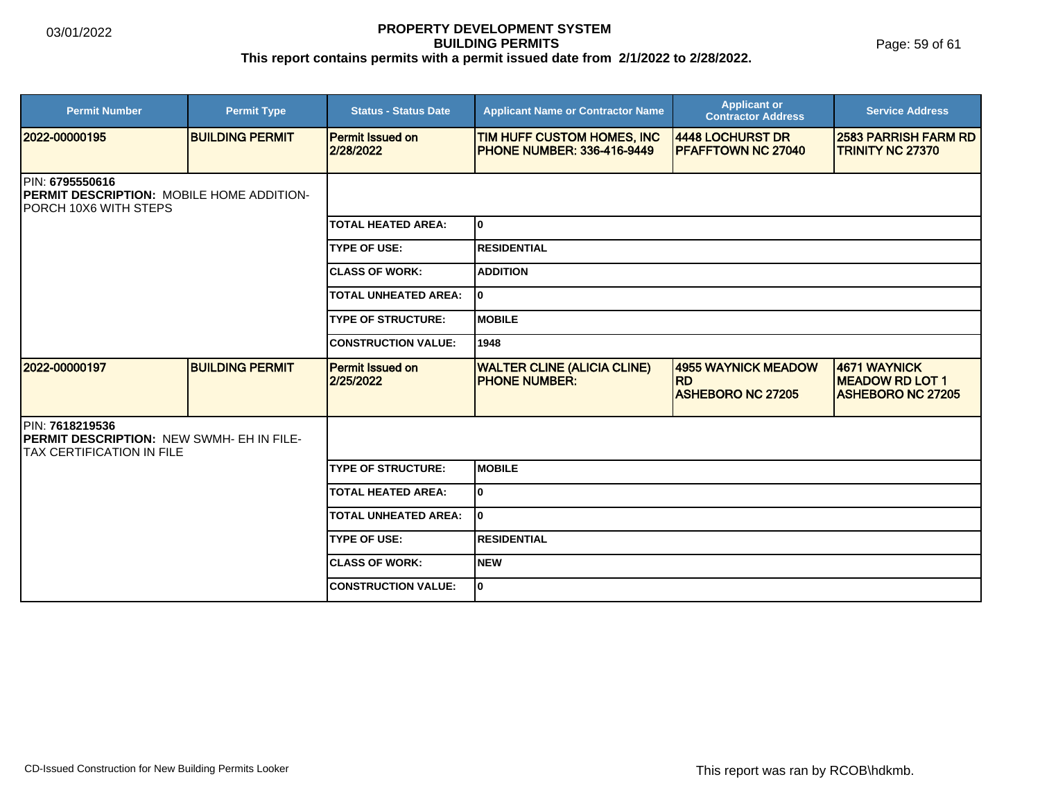# PROPERTY DEVELOPMENT SYSTEM
## BUILDING PERMITS
**This report contains permits with a permit issued date from 2/1/2022 to 2/28/2022.**

| Permit Number | Permit Type | Status - Status Date | Applicant Name or Contractor Name | Applicant or Contractor Address | Service Address |
|---|---|---|---|---|---|
| **2022-00000195** | **BUILDING PERMIT** | **Permit Issued on 2/28/2022** | **TIM HUFF CUSTOM HOMES, INC PHONE NUMBER: 336-416-9449** | **4448 LOCHURST DR PFAFFTOWN NC 27040** | **2583 PARRISH FARM RD TRINITY NC 27370** |

PIN: **6795550616**
**PERMIT DESCRIPTION:** MOBILE HOME ADDITION- PORCH 10X6 WITH STEPS

| | |
|---|---|
| **TOTAL HEATED AREA:** | **0** |
| **TYPE OF USE:** | **RESIDENTIAL** |
| **CLASS OF WORK:** | **ADDITION** |
| **TOTAL UNHEATED AREA:** | **0** |
| **TYPE OF STRUCTURE:** | **MOBILE** |
| **CONSTRUCTION VALUE:** | **1948** |

| Permit Number | Permit Type | Status - Status Date | Applicant Name or Contractor Name | Applicant or Contractor Address | Service Address |
|---|---|---|---|---|---|
| **2022-00000197** | **BUILDING PERMIT** | **Permit Issued on 2/25/2022** | **WALTER CLINE (ALICIA CLINE) PHONE NUMBER:** | **4955 WAYNICK MEADOW RD ASHEBORO NC 27205** | **4671 WAYNICK MEADOW RD LOT 1 ASHEBORO NC 27205** |

PIN: **7618219536**
**PERMIT DESCRIPTION:** NEW SWMH- EH IN FILE- TAX CERTIFICATION IN FILE

| | |
|---|---|
| **TYPE OF STRUCTURE:** | **MOBILE** |
| **TOTAL HEATED AREA:** | **0** |
| **TOTAL UNHEATED AREA:** | **0** |
| **TYPE OF USE:** | **RESIDENTIAL** |
| **CLASS OF WORK:** | **NEW** |
| **CONSTRUCTION VALUE:** | **0** |

CD-Issued Construction for New Building Permits Looker

This report was ran by RCOB\hdkmb.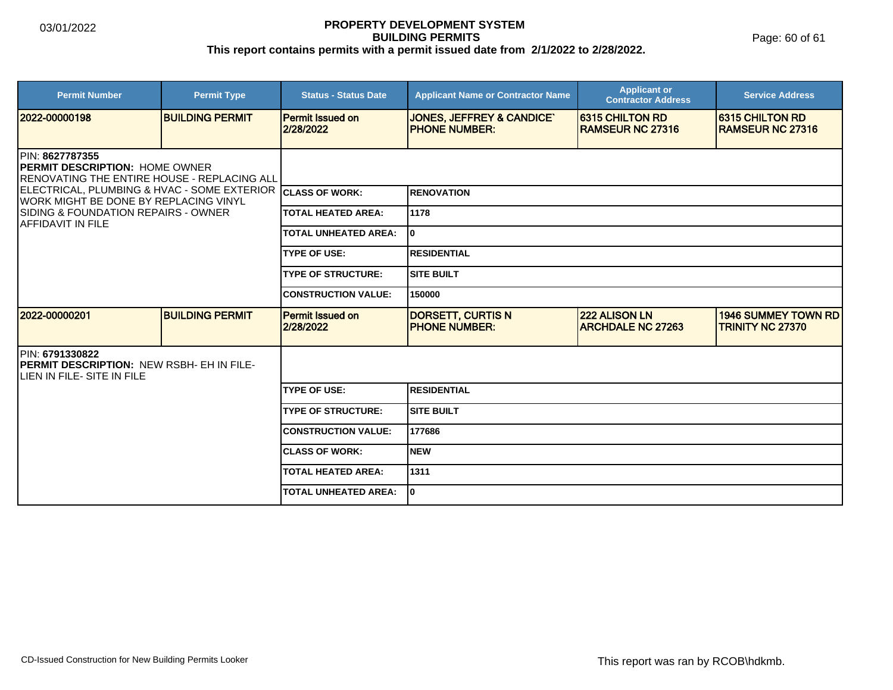**PROPERTY DEVELOPMENT SYSTEM**
**BUILDING PERMITS**
**This report contains permits with a permit issued date from 2/1/2022 to 2/28/2022.**

| Permit Number | Permit Type | Status - Status Date | Applicant Name or Contractor Name | Applicant or Contractor Address | Service Address |
|---|---|---|---|---|---|
| 2022-00000198 | BUILDING PERMIT | Permit Issued on 2/28/2022 | JONES, JEFFREY & CANDICE` PHONE NUMBER: | 6315 CHILTON RD RAMSEUR NC 27316 | 6315 CHILTON RD RAMSEUR NC 27316 |

PIN: **8627787355**
**PERMIT DESCRIPTION:** HOME OWNER RENOVATING THE ENTIRE HOUSE - REPLACING ALL ELECTRICAL, PLUMBING & HVAC - SOME EXTERIOR WORK MIGHT BE DONE BY REPLACING VINYL SIDING & FOUNDATION REPAIRS - OWNER AFFIDAVIT IN FILE

| | |
|---|---|
| CLASS OF WORK: | RENOVATION |
| TOTAL HEATED AREA: | 1178 |
| TOTAL UNHEATED AREA: | 0 |
| TYPE OF USE: | RESIDENTIAL |
| TYPE OF STRUCTURE: | SITE BUILT |
| CONSTRUCTION VALUE: | 150000 |

| Permit Number | Permit Type | Status - Status Date | Applicant Name or Contractor Name | Applicant or Contractor Address | Service Address |
|---|---|---|---|---|---|
| 2022-00000201 | BUILDING PERMIT | Permit Issued on 2/28/2022 | DORSETT, CURTIS N PHONE NUMBER: | 222 ALISON LN ARCHDALE NC 27263 | 1946 SUMMEY TOWN RD TRINITY NC 27370 |

PIN: **6791330822**
**PERMIT DESCRIPTION:** NEW RSBH- EH IN FILE- LIEN IN FILE- SITE IN FILE

| | |
|---|---|
| TYPE OF USE: | RESIDENTIAL |
| TYPE OF STRUCTURE: | SITE BUILT |
| CONSTRUCTION VALUE: | 177686 |
| CLASS OF WORK: | NEW |
| TOTAL HEATED AREA: | 1311 |
| TOTAL UNHEATED AREA: | 0 |

CD-Issued Construction for New Building Permits Looker

This report was ran by RCOB\hdkmb.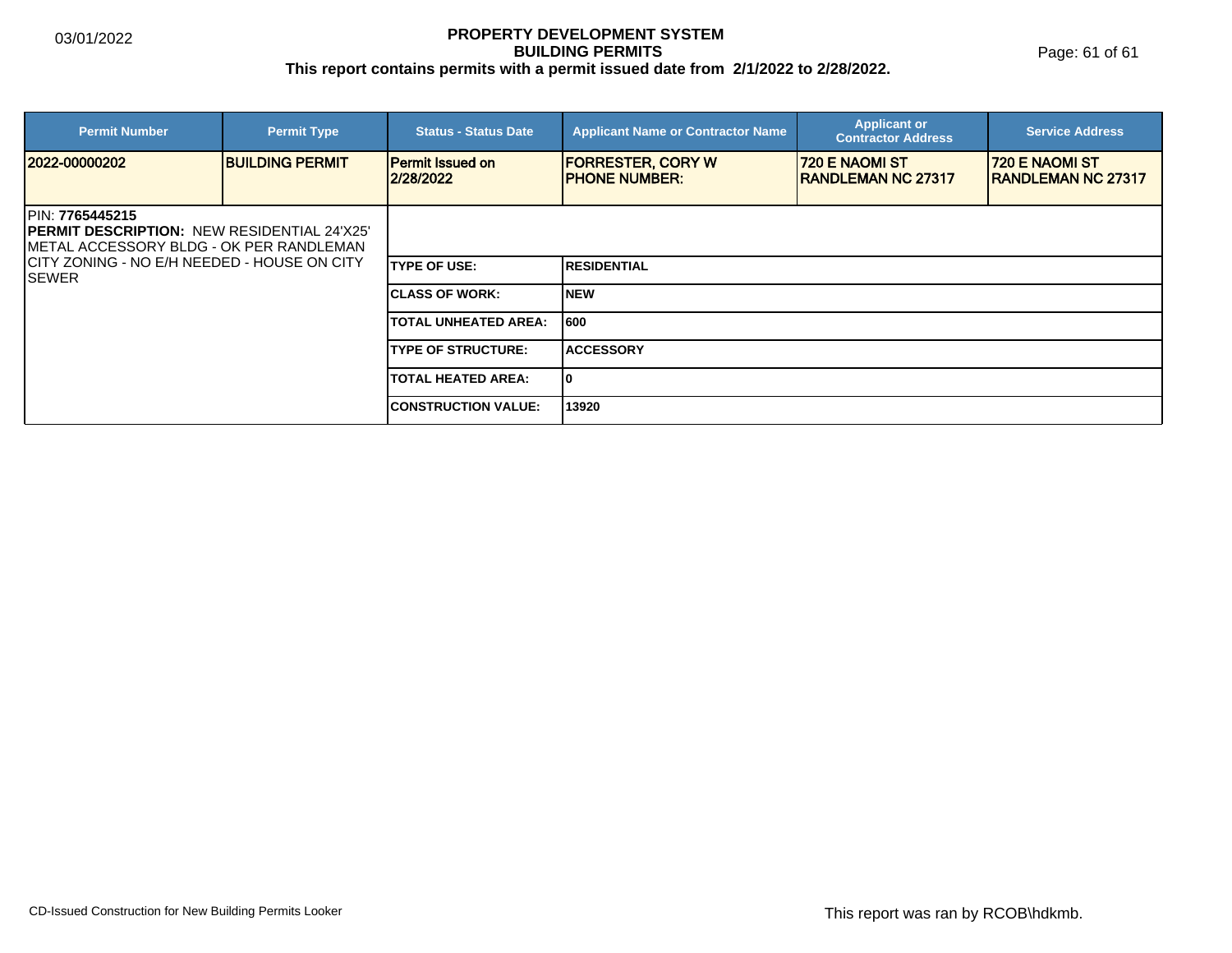# PROPERTY DEVELOPMENT SYSTEM
## BUILDING PERMITS
### This report contains permits with a permit issued date from 2/1/2022 to 2/28/2022.

03/01/2022

| Permit Number | Permit Type | Status - Status Date | Applicant Name or Contractor Name | Applicant or Contractor Address | Service Address |
|---|---|---|---|---|---|
| 2022-00000202 | BUILDING PERMIT | Permit Issued on 2/28/2022 | FORRESTER, CORY W PHONE NUMBER: | 720 E NAOMI ST RANDLEMAN NC 27317 | 720 E NAOMI ST RANDLEMAN NC 27317 |

PIN: **7765445215**
**PERMIT DESCRIPTION:** NEW RESIDENTIAL 24'X25' METAL ACCESSORY BLDG - OK PER RANDLEMAN CITY ZONING - NO E/H NEEDED - HOUSE ON CITY SEWER

| | |
|---|---|
| TYPE OF USE: | RESIDENTIAL |
| CLASS OF WORK: | NEW |
| TOTAL UNHEATED AREA: | 600 |
| TYPE OF STRUCTURE: | ACCESSORY |
| TOTAL HEATED AREA: | 0 |
| CONSTRUCTION VALUE: | 13920 |

CD-Issued Construction for New Building Permits Looker

This report was ran by RCOB\hdkmb.